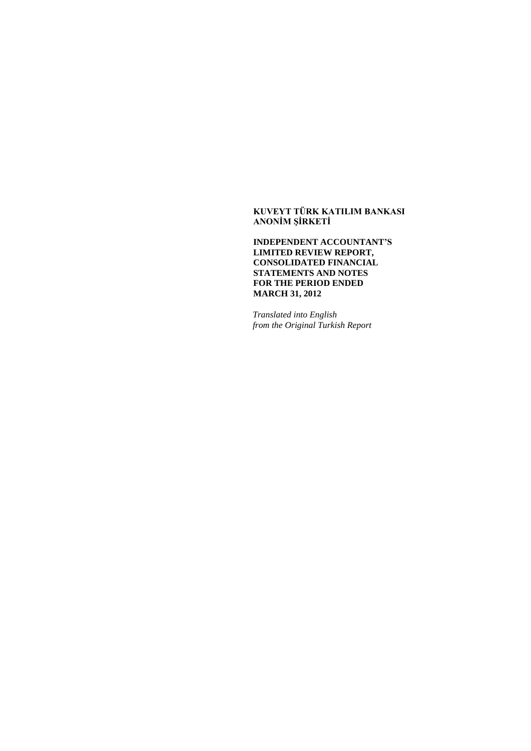**KUVEYT TÜRK KATILIM BANKASI ANONİM ŞİRKETİ**

**INDEPENDENT ACCOUNTANT'S LIMITED REVIEW REPORT, CONSOLIDATED FINANCIAL STATEMENTS AND NOTES FOR THE PERIOD ENDED MARCH 31, 2012**

*Translated into English from the Original Turkish Report*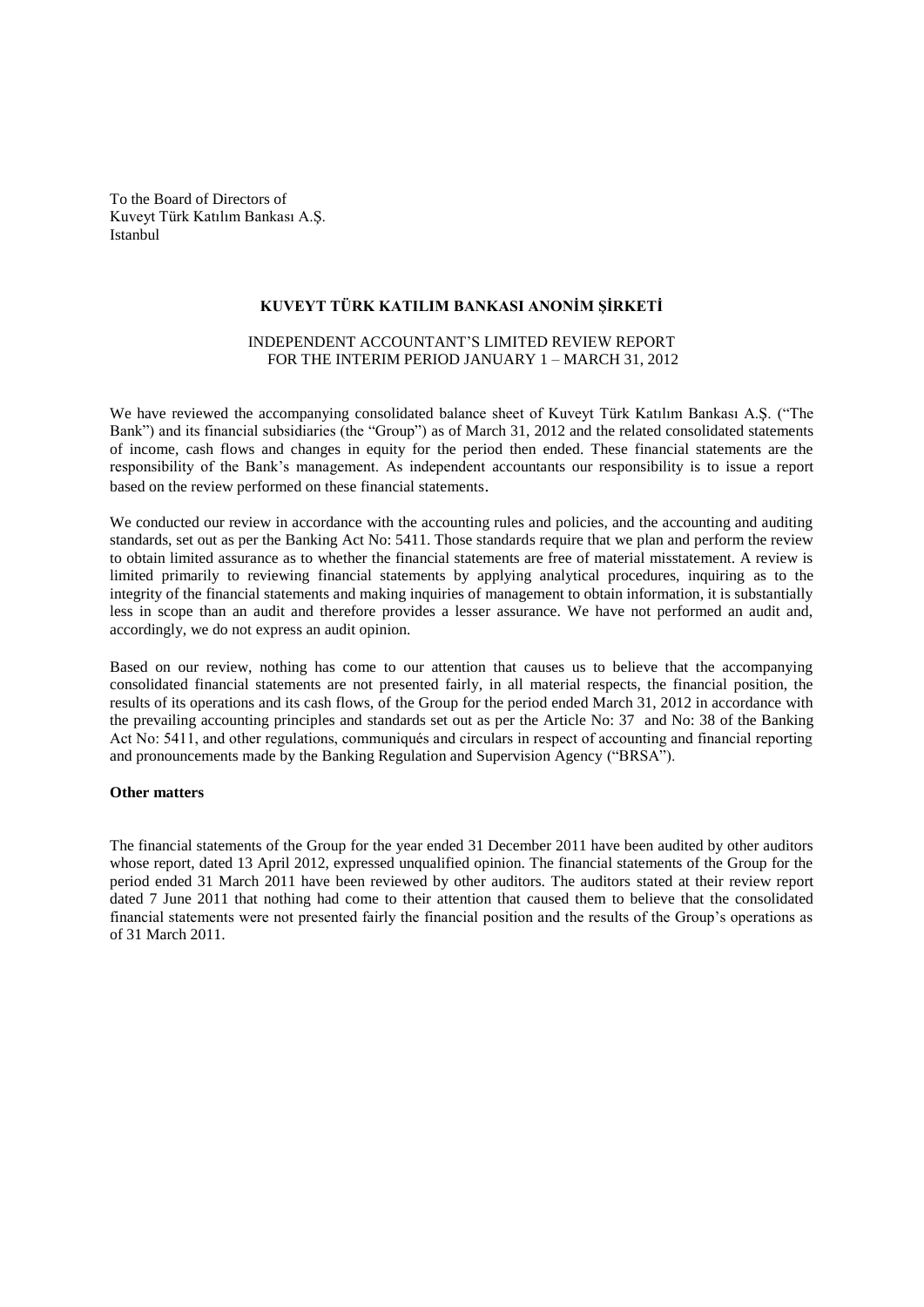To the Board of Directors of
Kuveyt Türk Katılım Bankası A.Ş.
Istanbul

## KUVEYT TÜRK KATILIM BANKASI ANONİM ŞİRKETİ

INDEPENDENT ACCOUNTANT'S LIMITED REVIEW REPORT
FOR THE INTERIM PERIOD JANUARY 1 – MARCH 31, 2012

We have reviewed the accompanying consolidated balance sheet of Kuveyt Türk Katılım Bankası A.Ş. ("The Bank") and its financial subsidiaries (the "Group") as of March 31, 2012 and the related consolidated statements of income, cash flows and changes in equity for the period then ended. These financial statements are the responsibility of the Bank's management. As independent accountants our responsibility is to issue a report based on the review performed on these financial statements.

We conducted our review in accordance with the accounting rules and policies, and the accounting and auditing standards, set out as per the Banking Act No: 5411. Those standards require that we plan and perform the review to obtain limited assurance as to whether the financial statements are free of material misstatement. A review is limited primarily to reviewing financial statements by applying analytical procedures, inquiring as to the integrity of the financial statements and making inquiries of management to obtain information, it is substantially less in scope than an audit and therefore provides a lesser assurance. We have not performed an audit and, accordingly, we do not express an audit opinion.

Based on our review, nothing has come to our attention that causes us to believe that the accompanying consolidated financial statements are not presented fairly, in all material respects, the financial position, the results of its operations and its cash flows, of the Group for the period ended March 31, 2012 in accordance with the prevailing accounting principles and standards set out as per the Article No: 37 and No: 38 of the Banking Act No: 5411, and other regulations, communiqués and circulars in respect of accounting and financial reporting and pronouncements made by the Banking Regulation and Supervision Agency ("BRSA").

**Other matters**

The financial statements of the Group for the year ended 31 December 2011 have been audited by other auditors whose report, dated 13 April 2012, expressed unqualified opinion. The financial statements of the Group for the period ended 31 March 2011 have been reviewed by other auditors. The auditors stated at their review report dated 7 June 2011 that nothing had come to their attention that caused them to believe that the consolidated financial statements were not presented fairly the financial position and the results of the Group's operations as of 31 March 2011.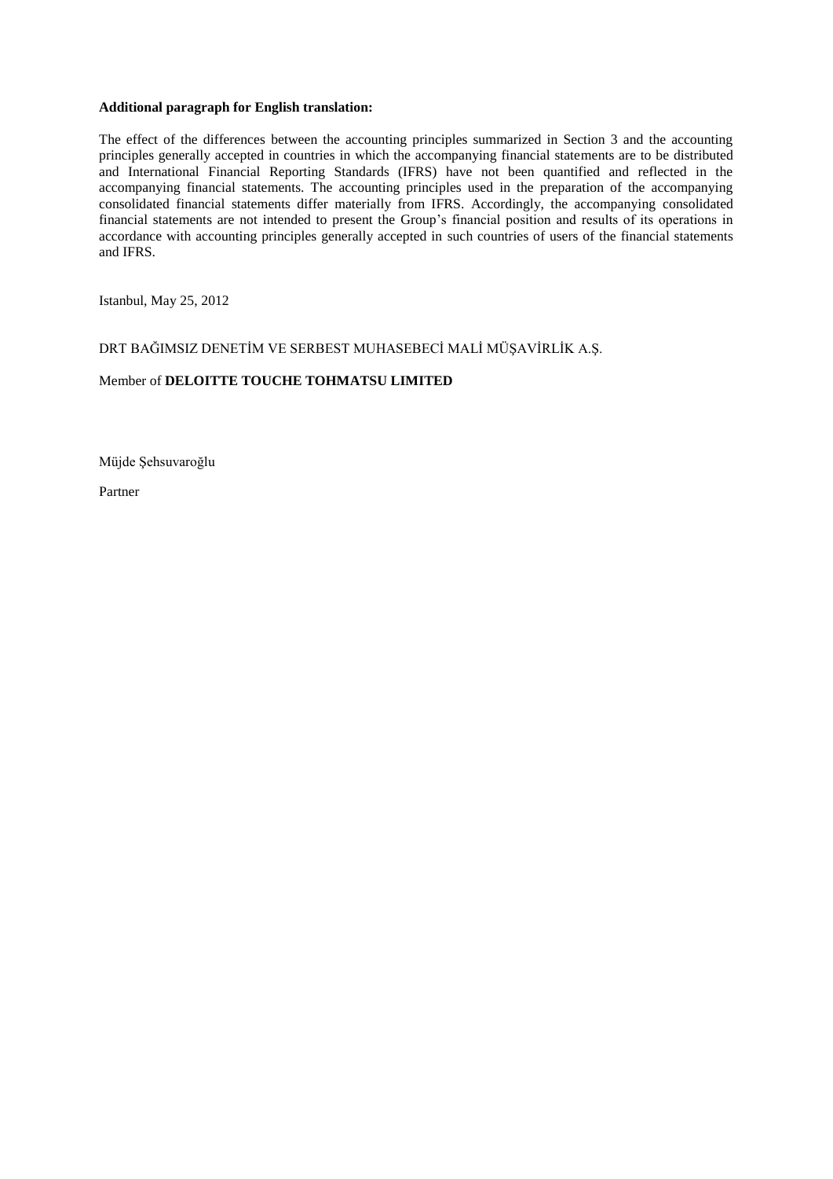**Additional paragraph for English translation:**

The effect of the differences between the accounting principles summarized in Section 3 and the accounting principles generally accepted in countries in which the accompanying financial statements are to be distributed and International Financial Reporting Standards (IFRS) have not been quantified and reflected in the accompanying financial statements. The accounting principles used in the preparation of the accompanying consolidated financial statements differ materially from IFRS. Accordingly, the accompanying consolidated financial statements are not intended to present the Group's financial position and results of its operations in accordance with accounting principles generally accepted in such countries of users of the financial statements and IFRS.

Istanbul, May 25, 2012

DRT BAĞIMSIZ DENETİM VE SERBEST MUHASEBECİ MALİ MÜŞAVİRLİK A.Ş.

Member of **DELOITTE TOUCHE TOHMATSU LIMITED**

Müjde Şehsuvaroğlu

Partner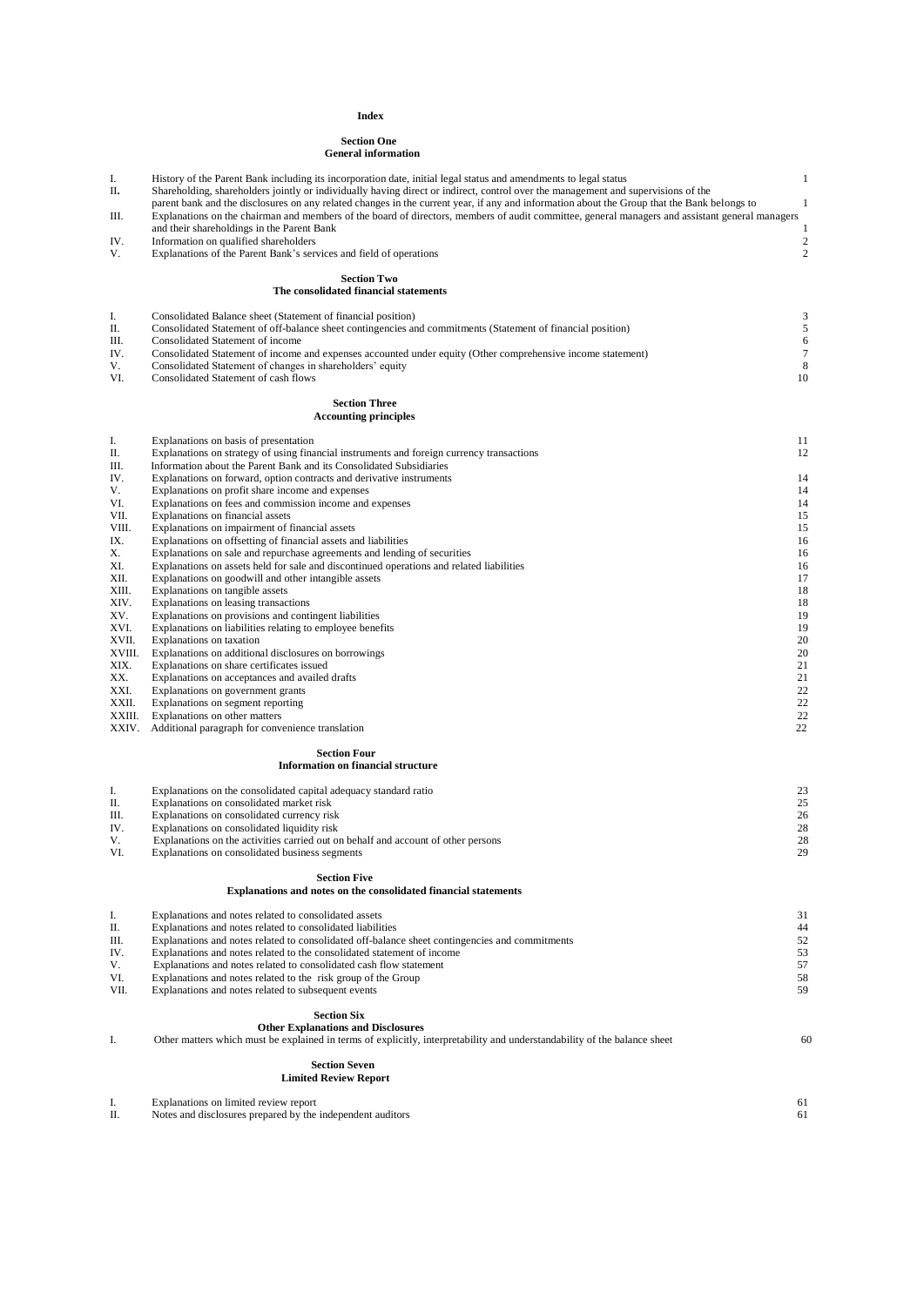# Index

## Section One
### General information

| | | |
|---|---|---|
| I. | History of the Parent Bank including its incorporation date, initial legal status and amendments to legal status | 1 |
| II. | Shareholding, shareholders jointly or individually having direct or indirect, control over the management and supervisions of the parent bank and the disclosures on any related changes in the current year, if any and information about the Group that the Bank belongs to | 1 |
| III. | Explanations on the chairman and members of the board of directors, members of audit committee, general managers and assistant general managers and their shareholdings in the Parent Bank | 1 |
| IV. | Information on qualified shareholders | 2 |
| V. | Explanations of the Parent Bank's services and field of operations | 2 |

## Section Two
### The consolidated financial statements

| | | |
|---|---|---|
| I. | Consolidated Balance sheet (Statement of financial position) | 3 |
| II. | Consolidated Statement of off-balance sheet contingencies and commitments (Statement of financial position) | 5 |
| III. | Consolidated Statement of income | 6 |
| IV. | Consolidated Statement of income and expenses accounted under equity (Other comprehensive income statement) | 7 |
| V. | Consolidated Statement of changes in shareholders' equity | 8 |
| VI. | Consolidated Statement of cash flows | 10 |

## Section Three
### Accounting principles

| | | |
|---|---|---|
| I. | Explanations on basis of presentation | 11 |
| II. | Explanations on strategy of using financial instruments and foreign currency transactions | 12 |
| III. | Information about the Parent Bank and its Consolidated Subsidiaries | |
| IV. | Explanations on forward, option contracts and derivative instruments | 14 |
| V. | Explanations on profit share income and expenses | 14 |
| VI. | Explanations on fees and commission income and expenses | 14 |
| VII. | Explanations on financial assets | 15 |
| VIII. | Explanations on impairment of financial assets | 15 |
| IX. | Explanations on offsetting of financial assets and liabilities | 16 |
| X. | Explanations on sale and repurchase agreements and lending of securities | 16 |
| XI. | Explanations on assets held for sale and discontinued operations and related liabilities | 16 |
| XII. | Explanations on goodwill and other intangible assets | 17 |
| XIII. | Explanations on tangible assets | 18 |
| XIV. | Explanations on leasing transactions | 18 |
| XV. | Explanations on provisions and contingent liabilities | 19 |
| XVI. | Explanations on liabilities relating to employee benefits | 19 |
| XVII. | Explanations on taxation | 20 |
| XVIII. | Explanations on additional disclosures on borrowings | 20 |
| XIX. | Explanations on share certificates issued | 21 |
| XX. | Explanations on acceptances and availed drafts | 21 |
| XXI. | Explanations on government grants | 22 |
| XXII. | Explanations on segment reporting | 22 |
| XXIII. | Explanations on other matters | 22 |
| XXIV. | Additional paragraph for convenience translation | 22 |

## Section Four
### Information on financial structure

| | | |
|---|---|---|
| I. | Explanations on the consolidated capital adequacy standard ratio | 23 |
| II. | Explanations on consolidated market risk | 25 |
| III. | Explanations on consolidated currency risk | 26 |
| IV. | Explanations on consolidated liquidity risk | 28 |
| V. | Explanations on the activities carried out on behalf and account of other persons | 28 |
| VI. | Explanations on consolidated business segments | 29 |

## Section Five
### Explanations and notes on the consolidated financial statements

| | | |
|---|---|---|
| I. | Explanations and notes related to consolidated assets | 31 |
| II. | Explanations and notes related to consolidated liabilities | 44 |
| III. | Explanations and notes related to consolidated off-balance sheet contingencies and commitments | 52 |
| IV. | Explanations and notes related to the consolidated statement of income | 53 |
| V. | Explanations and notes related to consolidated cash flow statement | 57 |
| VI. | Explanations and notes related to the risk group of the Group | 58 |
| VII. | Explanations and notes related to subsequent events | 59 |

## Section Six
### Other Explanations and Disclosures

| | | |
|---|---|---|
| I. | Other matters which must be explained in terms of explicitly, interpretability and understandability of the balance sheet | 60 |

## Section Seven
### Limited Review Report

| | | |
|---|---|---|
| I. | Explanations on limited review report | 61 |
| II. | Notes and disclosures prepared by the independent auditors | 61 |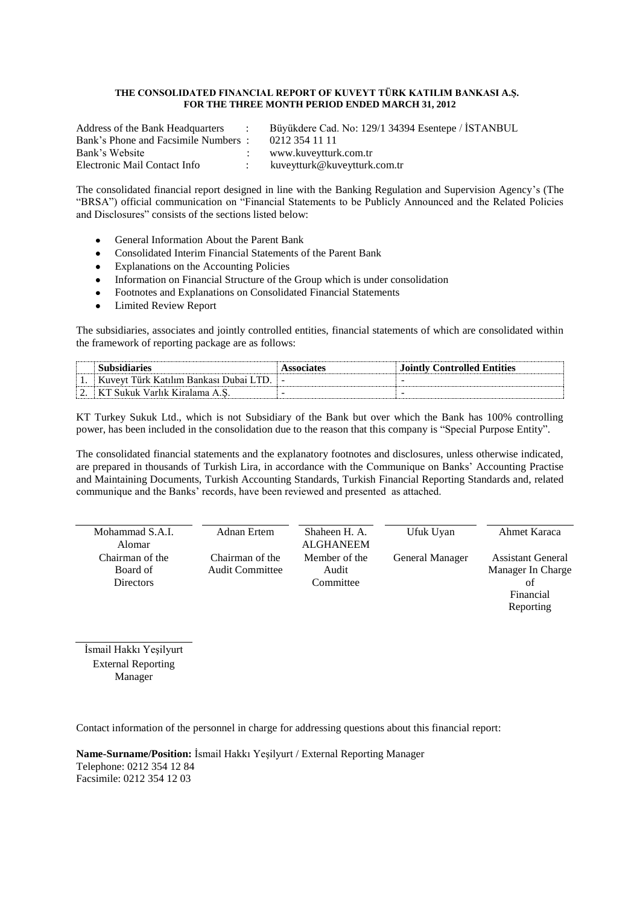**THE CONSOLIDATED FINANCIAL REPORT OF KUVEYT TÜRK KATILIM BANKASI A.Ş.**
**FOR THE THREE MONTH PERIOD ENDED MARCH 31, 2012**

| | | |
|---|---|---|
| Address of the Bank Headquarters | : | Büyükdere Cad. No: 129/1 34394 Esentepe / İSTANBUL |
| Bank's Phone and Facsimile Numbers | : | 0212 354 11 11 |
| Bank's Website | : | www.kuveytturk.com.tr |
| Electronic Mail Contact Info | : | kuveytturk@kuveytturk.com.tr |

The consolidated financial report designed in line with the Banking Regulation and Supervision Agency's (The "BRSA") official communication on "Financial Statements to be Publicly Announced and the Related Policies and Disclosures" consists of the sections listed below:

- General Information About the Parent Bank
- Consolidated Interim Financial Statements of the Parent Bank
- Explanations on the Accounting Policies
- Information on Financial Structure of the Group which is under consolidation
- Footnotes and Explanations on Consolidated Financial Statements
- Limited Review Report

The subsidiaries, associates and jointly controlled entities, financial statements of which are consolidated within the framework of reporting package are as follows:

| | Subsidiaries | Associates | Jointly Controlled Entities |
|---|---|---|---|
| 1. | Kuveyt Türk Katılım Bankası Dubai LTD. | - | - |
| 2. | KT Sukuk Varlık Kiralama A.Ş. | - | - |

KT Turkey Sukuk Ltd., which is not Subsidiary of the Bank but over which the Bank has 100% controlling power, has been included in the consolidation due to the reason that this company is "Special Purpose Entity".

The consolidated financial statements and the explanatory footnotes and disclosures, unless otherwise indicated, are prepared in thousands of Turkish Lira, in accordance with the Communique on Banks' Accounting Practise and Maintaining Documents, Turkish Accounting Standards, Turkish Financial Reporting Standards and, related communique and the Banks' records, have been reviewed and presented as attached.

| Mohammad S.A.I. Alomar | Adnan Ertem | Shaheen H. A. ALGHANEEM | Ufuk Uyan | Ahmet Karaca |
|---|---|---|---|---|
| Chairman of the Board of Directors | Chairman of the Audit Committee | Member of the Audit Committee | General Manager | Assistant General Manager In Charge of Financial Reporting |

İsmail Hakkı Yeşilyurt
External Reporting Manager

Contact information of the personnel in charge for addressing questions about this financial report:

**Name-Surname/Position:** İsmail Hakkı Yeşilyurt / External Reporting Manager
Telephone: 0212 354 12 84
Facsimile: 0212 354 12 03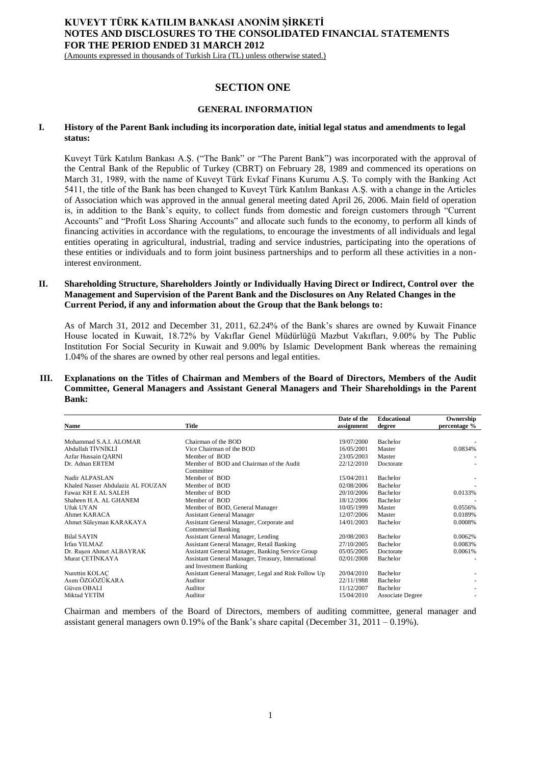## SECTION ONE

### GENERAL INFORMATION

**I. History of the Parent Bank including its incorporation date, initial legal status and amendments to legal status:**

Kuveyt Türk Katılım Bankası A.Ş. ("The Bank" or "The Parent Bank") was incorporated with the approval of the Central Bank of the Republic of Turkey (CBRT) on February 28, 1989 and commenced its operations on March 31, 1989, with the name of Kuveyt Türk Evkaf Finans Kurumu A.Ş. To comply with the Banking Act 5411, the title of the Bank has been changed to Kuveyt Türk Katılım Bankası A.Ş. with a change in the Articles of Association which was approved in the annual general meeting dated April 26, 2006. Main field of operation is, in addition to the Bank's equity, to collect funds from domestic and foreign customers through "Current Accounts" and "Profit Loss Sharing Accounts" and allocate such funds to the economy, to perform all kinds of financing activities in accordance with the regulations, to encourage the investments of all individuals and legal entities operating in agricultural, industrial, trading and service industries, participating into the operations of these entities or individuals and to form joint business partnerships and to perform all these activities in a non-interest environment.

**II. Shareholding Structure, Shareholders Jointly or Individually Having Direct or Indirect, Control over the Management and Supervision of the Parent Bank and the Disclosures on Any Related Changes in the Current Period, if any and information about the Group that the Bank belongs to:**

As of March 31, 2012 and December 31, 2011, 62.24% of the Bank's shares are owned by Kuwait Finance House located in Kuwait, 18.72% by Vakıflar Genel Müdürlüğü Mazbut Vakıfları, 9.00% by The Public Institution For Social Security in Kuwait and 9.00% by Islamic Development Bank whereas the remaining 1.04% of the shares are owned by other real persons and legal entities.

**III. Explanations on the Titles of Chairman and Members of the Board of Directors, Members of the Audit Committee, General Managers and Assistant General Managers and Their Shareholdings in the Parent Bank:**

| Name | Title | Date of the assignment | Educational degree | Ownership percentage % |
|---|---|---|---|---|
| Mohammad S.A.I. ALOMAR | Chairman of the BOD | 19/07/2000 | Bachelor | - |
| Abdullah TİVNİKLİ | Vice Chairman of the BOD | 16/05/2001 | Master | 0.0834% |
| Azfar Hussain QARNI | Member of BOD | 23/05/2003 | Master | - |
| Dr. Adnan ERTEM | Member of BOD and Chairman of the Audit Committee | 22/12/2010 | Doctorate | - |
| Nadir ALPASLAN | Member of BOD | 15/04/2011 | Bachelor | - |
| Khaled Nasser Abdulaziz AL FOUZAN | Member of BOD | 02/08/2006 | Bachelor | - |
| Fawaz KH E AL SALEH | Member of BOD | 20/10/2006 | Bachelor | 0.0133% |
| Shaheen H.A. AL GHANEM | Member of BOD | 18/12/2006 | Bachelor | - |
| Ufuk UYAN | Member of BOD, General Manager | 10/05/1999 | Master | 0.0556% |
| Ahmet KARACA | Assistant General Manager | 12/07/2006 | Master | 0.0189% |
| Ahmet Süleyman KARAKAYA | Assistant General Manager, Corporate and Commercial Banking | 14/01/2003 | Bachelor | 0.0008% |
| Bilal SAYIN | Assistant General Manager, Lending | 20/08/2003 | Bachelor | 0.0062% |
| İrfan YILMAZ | Assistant General Manager, Retail Banking | 27/10/2005 | Bachelor | 0.0083% |
| Dr. Ruşen Ahmet ALBAYRAK | Assistant General Manager, Banking Service Group | 05/05/2005 | Doctorate | 0.0061% |
| Murat ÇETİNKAYA | Assistant General Manager, Treasury, International and Investment Banking | 02/01/2008 | Bachelor | - |
| Nurettin KOLAÇ | Assistant General Manager, Legal and Risk Follow Up | 20/04/2010 | Bachelor | - |
| Asım ÖZGÖZÜKARA | Auditor | 22/11/1988 | Bachelor | - |
| Güven OBALI | Auditor | 11/12/2007 | Bachelor | - |
| Miktad YETİM | Auditor | 15/04/2010 | Associate Degree | - |

Chairman and members of the Board of Directors, members of auditing committee, general manager and assistant general managers own 0.19% of the Bank's share capital (December 31, 2011 – 0.19%).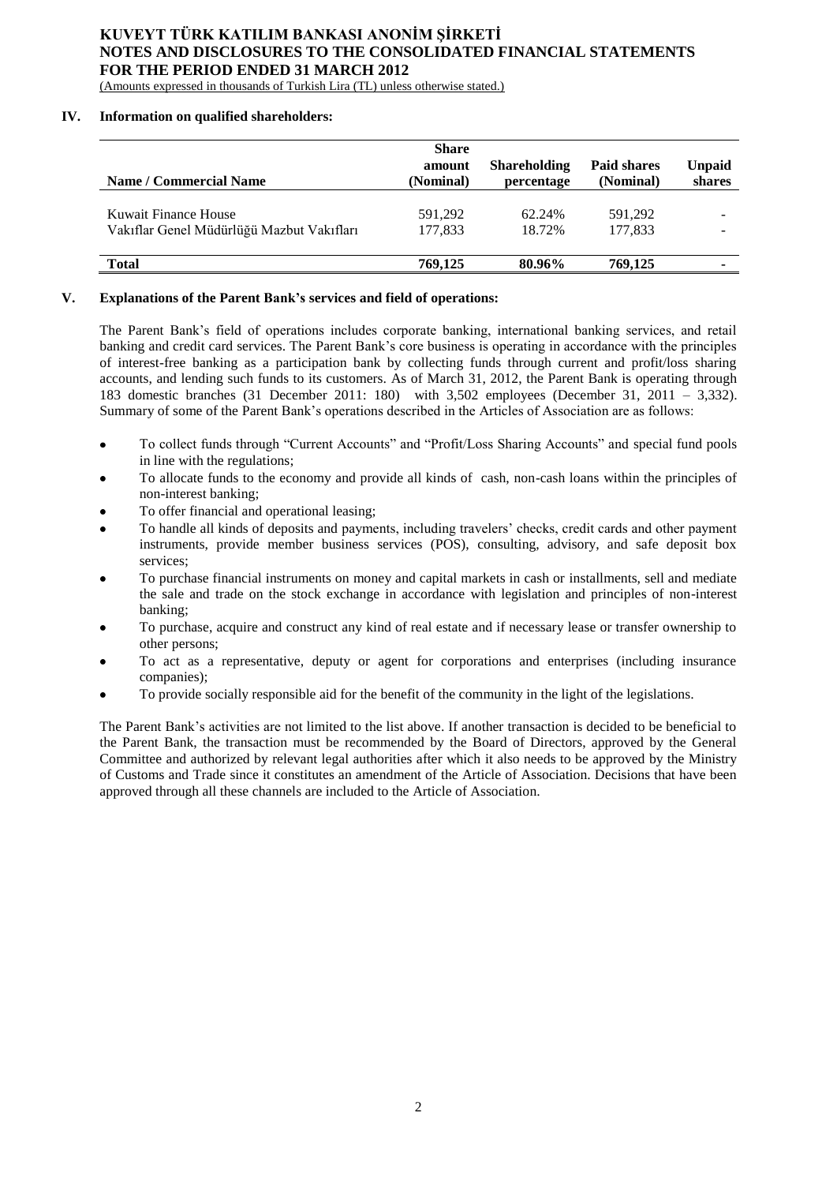## IV. Information on qualified shareholders:

| Name / Commercial Name | Share amount (Nominal) | Shareholding percentage | Paid shares (Nominal) | Unpaid shares |
|---|---|---|---|---|
| Kuwait Finance House | 591,292 | 62.24% | 591,292 | - |
| Vakıflar Genel Müdürlüğü Mazbut Vakıfları | 177,833 | 18.72% | 177,833 | - |
| **Total** | **769,125** | **80.96%** | **769,125** | **-** |

## V. Explanations of the Parent Bank's services and field of operations:

The Parent Bank's field of operations includes corporate banking, international banking services, and retail banking and credit card services. The Parent Bank's core business is operating in accordance with the principles of interest-free banking as a participation bank by collecting funds through current and profit/loss sharing accounts, and lending such funds to its customers. As of March 31, 2012, the Parent Bank is operating through 183 domestic branches (31 December 2011: 180) with 3,502 employees (December 31, 2011 – 3,332). Summary of some of the Parent Bank's operations described in the Articles of Association are as follows:

- To collect funds through "Current Accounts" and "Profit/Loss Sharing Accounts" and special fund pools in line with the regulations;
- To allocate funds to the economy and provide all kinds of cash, non-cash loans within the principles of non-interest banking;
- To offer financial and operational leasing;
- To handle all kinds of deposits and payments, including travelers' checks, credit cards and other payment instruments, provide member business services (POS), consulting, advisory, and safe deposit box services;
- To purchase financial instruments on money and capital markets in cash or installments, sell and mediate the sale and trade on the stock exchange in accordance with legislation and principles of non-interest banking;
- To purchase, acquire and construct any kind of real estate and if necessary lease or transfer ownership to other persons;
- To act as a representative, deputy or agent for corporations and enterprises (including insurance companies);
- To provide socially responsible aid for the benefit of the community in the light of the legislations.

The Parent Bank's activities are not limited to the list above. If another transaction is decided to be beneficial to the Parent Bank, the transaction must be recommended by the Board of Directors, approved by the General Committee and authorized by relevant legal authorities after which it also needs to be approved by the Ministry of Customs and Trade since it constitutes an amendment of the Article of Association. Decisions that have been approved through all these channels are included to the Article of Association.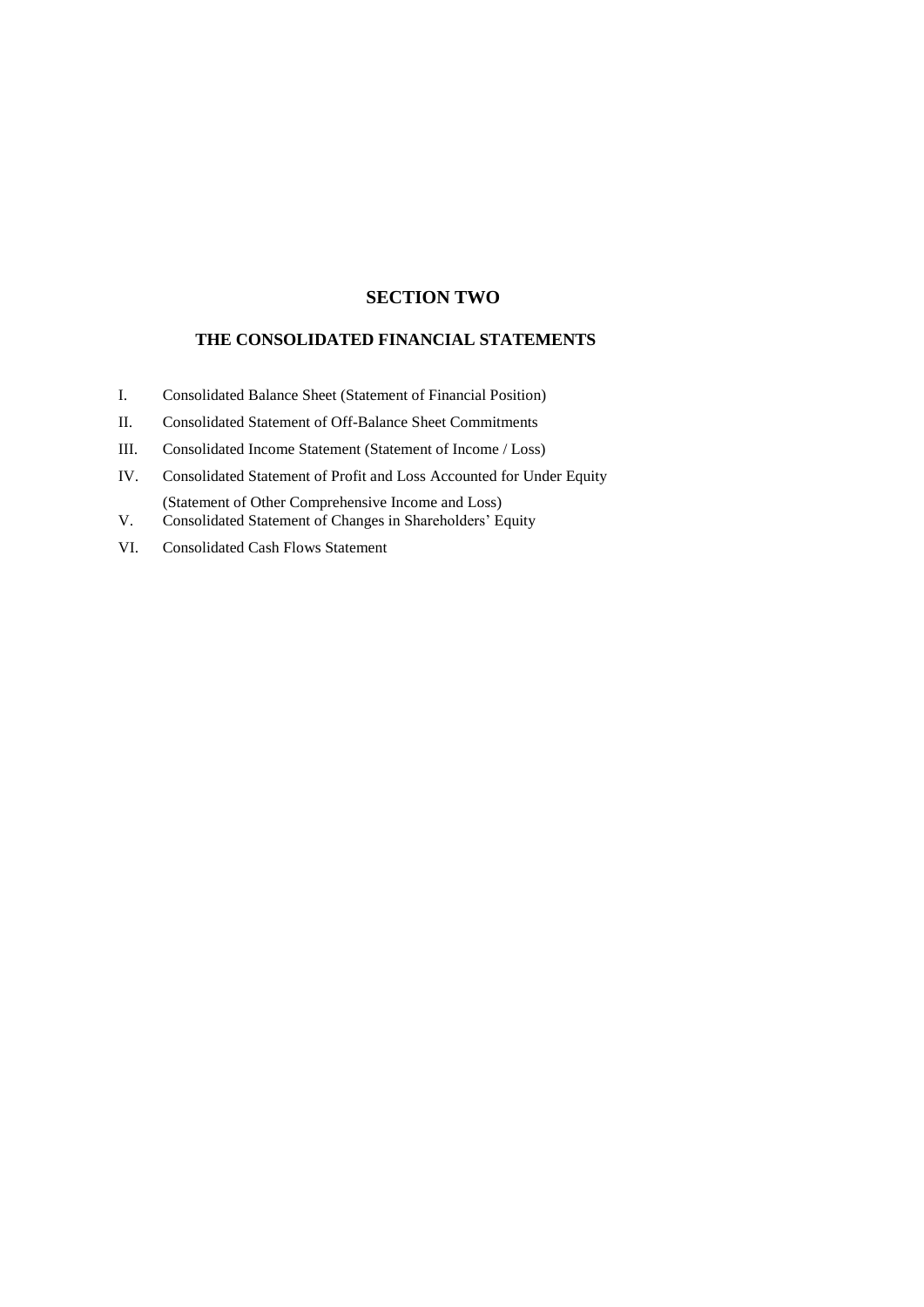# SECTION TWO

## THE CONSOLIDATED FINANCIAL STATEMENTS

I. Consolidated Balance Sheet (Statement of Financial Position)

II. Consolidated Statement of Off-Balance Sheet Commitments

III. Consolidated Income Statement (Statement of Income / Loss)

IV. Consolidated Statement of Profit and Loss Accounted for Under Equity (Statement of Other Comprehensive Income and Loss)

V. Consolidated Statement of Changes in Shareholders' Equity

VI. Consolidated Cash Flows Statement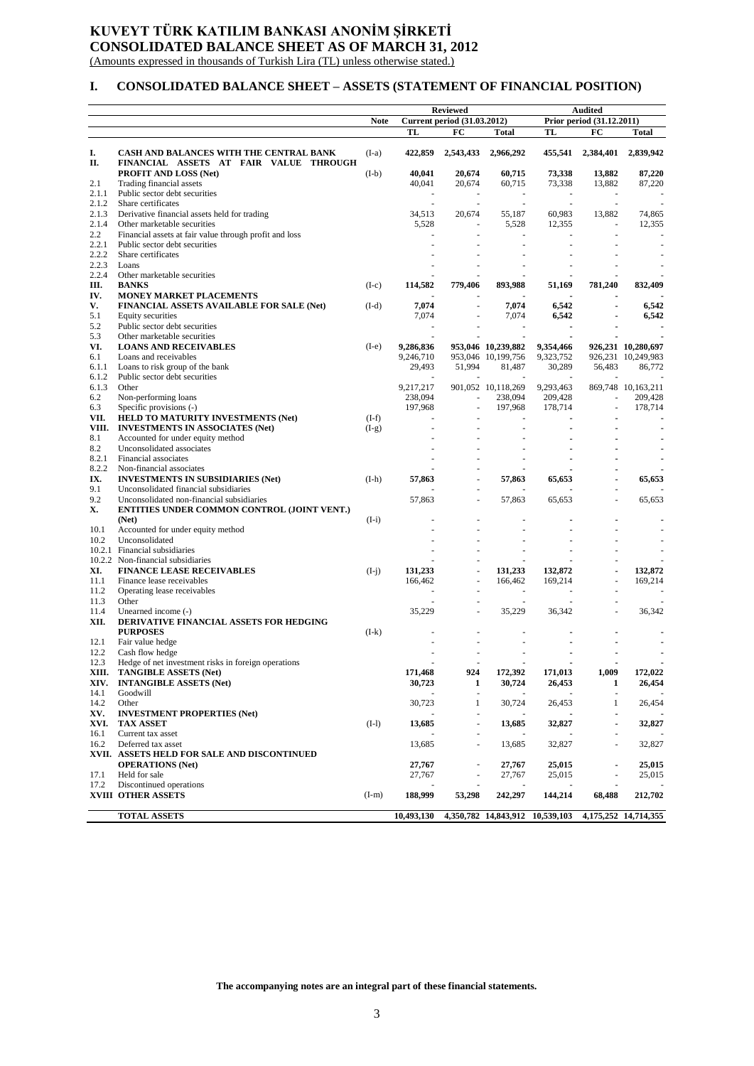# KUVEYT TÜRK KATILIM BANKASI ANONİM ŞİRKETİ
# CONSOLIDATED BALANCE SHEET AS OF MARCH 31, 2012

(Amounts expressed in thousands of Turkish Lira (TL) unless otherwise stated.)

## I. CONSOLIDATED BALANCE SHEET – ASSETS (STATEMENT OF FINANCIAL POSITION)

| | | Note | Reviewed | | | Audited | | |
|---|---|---|---|---|---|---|---|---|
| | | | Current period (31.03.2012) | | | Prior period (31.12.2011) | | |
| | | | TL | FC | Total | TL | FC | Total |
| **I.** | **CASH AND BALANCES WITH THE CENTRAL BANK** | (I-a) | **422,859** | **2,543,433** | **2,966,292** | **455,541** | **2,384,401** | **2,839,942** |
| **II.** | **FINANCIAL ASSETS AT FAIR VALUE THROUGH PROFIT AND LOSS (Net)** | (I-b) | **40,041** | **20,674** | **60,715** | **73,338** | **13,882** | **87,220** |
| 2.1 | Trading financial assets | | 40,041 | 20,674 | 60,715 | 73,338 | 13,882 | 87,220 |
| 2.1.1 | Public sector debt securities | | - | - | - | - | - | - |
| 2.1.2 | Share certificates | | - | - | - | - | - | - |
| 2.1.3 | Derivative financial assets held for trading | | 34,513 | 20,674 | 55,187 | 60,983 | 13,882 | 74,865 |
| 2.1.4 | Other marketable securities | | 5,528 | - | 5,528 | 12,355 | - | 12,355 |
| 2.2 | Financial assets at fair value through profit and loss | | - | - | - | - | - | - |
| 2.2.1 | Public sector debt securities | | - | - | - | - | - | - |
| 2.2.2 | Share certificates | | - | - | - | - | - | - |
| 2.2.3 | Loans | | - | - | - | - | - | - |
| 2.2.4 | Other marketable securities | | - | - | - | - | - | - |
| **III.** | **BANKS** | (I-c) | **114,582** | **779,406** | **893,988** | **51,169** | **781,240** | **832,409** |
| **IV.** | **MONEY MARKET PLACEMENTS** | | - | - | - | - | - | - |
| **V.** | **FINANCIAL ASSETS AVAILABLE FOR SALE (Net)** | (I-d) | **7,074** | - | **7,074** | **6,542** | - | **6,542** |
| 5.1 | Equity securities | | 7,074 | - | 7,074 | 6,542 | - | 6,542 |
| 5.2 | Public sector debt securities | | - | - | - | - | - | - |
| 5.3 | Other marketable securities | | - | - | - | - | - | - |
| **VI.** | **LOANS AND RECEIVABLES** | (I-e) | **9,286,836** | **953,046** | **10,239,882** | **9,354,466** | **926,231** | **10,280,697** |
| 6.1 | Loans and receivables | | 9,246,710 | 953,046 | 10,199,756 | 9,323,752 | 926,231 | 10,249,983 |
| 6.1.1 | Loans to risk group of the bank | | 29,493 | 51,994 | 81,487 | 30,289 | 56,483 | 86,772 |
| 6.1.2 | Public sector debt securities | | - | - | - | - | - | - |
| 6.1.3 | Other | | 9,217,217 | 901,052 | 10,118,269 | 9,293,463 | 869,748 | 10,163,211 |
| 6.2 | Non-performing loans | | 238,094 | - | 238,094 | 209,428 | - | 209,428 |
| 6.3 | Specific provisions (-) | | 197,968 | - | 197,968 | 178,714 | - | 178,714 |
| **VII.** | **HELD TO MATURITY INVESTMENTS (Net)** | (I-f) | - | - | - | - | - | - |
| **VIII.** | **INVESTMENTS IN ASSOCIATES (Net)** | (I-g) | - | - | - | - | - | - |
| 8.1 | Accounted for under equity method | | - | - | - | - | - | - |
| 8.2 | Unconsolidated associates | | - | - | - | - | - | - |
| 8.2.1 | Financial associates | | - | - | - | - | - | - |
| 8.2.2 | Non-financial associates | | - | - | - | - | - | - |
| **IX.** | **INVESTMENTS IN SUBSIDIARIES (Net)** | (I-h) | **57,863** | - | **57,863** | **65,653** | - | **65,653** |
| 9.1 | Unconsolidated financial subsidiaries | | - | - | - | - | - | - |
| 9.2 | Unconsolidated non-financial subsidiaries | | 57,863 | - | 57,863 | 65,653 | - | 65,653 |
| **X.** | **ENTITIES UNDER COMMON CONTROL (JOINT VENT.) (Net)** | (I-i) | - | - | - | - | - | - |
| 10.1 | Accounted for under equity method | | - | - | - | - | - | - |
| 10.2 | Unconsolidated | | - | - | - | - | - | - |
| 10.2.1 | Financial subsidiaries | | - | - | - | - | - | - |
| 10.2.2 | Non-financial subsidiaries | | - | - | - | - | - | - |
| **XI.** | **FINANCE LEASE RECEIVABLES** | (I-j) | **131,233** | - | **131,233** | **132,872** | - | **132,872** |
| 11.1 | Finance lease receivables | | 166,462 | - | 166,462 | 169,214 | - | 169,214 |
| 11.2 | Operating lease receivables | | - | - | - | - | - | - |
| 11.3 | Other | | - | - | - | - | - | - |
| 11.4 | Unearned income (-) | | 35,229 | - | 35,229 | 36,342 | - | 36,342 |
| **XII.** | **DERIVATIVE FINANCIAL ASSETS FOR HEDGING PURPOSES** | (I-k) | - | - | - | - | - | - |
| 12.1 | Fair value hedge | | - | - | - | - | - | - |
| 12.2 | Cash flow hedge | | - | - | - | - | - | - |
| 12.3 | Hedge of net investment risks in foreign operations | | - | - | - | - | - | - |
| **XIII.** | **TANGIBLE ASSETS (Net)** | | **171,468** | **924** | **172,392** | **171,013** | **1,009** | **172,022** |
| **XIV.** | **INTANGIBLE ASSETS (Net)** | | **30,723** | **1** | **30,724** | **26,453** | **1** | **26,454** |
| 14.1 | Goodwill | | - | - | - | - | - | - |
| 14.2 | Other | | 30,723 | 1 | 30,724 | 26,453 | 1 | 26,454 |
| **XV.** | **INVESTMENT PROPERTIES (Net)** | | - | - | - | - | - | - |
| **XVI.** | **TAX ASSET** | (I-l) | **13,685** | - | **13,685** | **32,827** | - | **32,827** |
| 16.1 | Current tax asset | | - | - | - | - | - | - |
| 16.2 | Deferred tax asset | | 13,685 | - | 13,685 | 32,827 | - | 32,827 |
| **XVII.** | **ASSETS HELD FOR SALE AND DISCONTINUED OPERATIONS (Net)** | | **27,767** | - | **27,767** | **25,015** | - | **25,015** |
| 17.1 | Held for sale | | 27,767 | - | 27,767 | 25,015 | - | 25,015 |
| 17.2 | Discontinued operations | | - | - | - | - | - | - |
| **XVIII** | **OTHER ASSETS** | (I-m) | **188,999** | **53,298** | **242,297** | **144,214** | **68,488** | **212,702** |
| | **TOTAL ASSETS** | | **10,493,130** | **4,350,782** | **14,843,912** | **10,539,103** | **4,175,252** | **14,714,355** |

**The accompanying notes are an integral part of these financial statements.**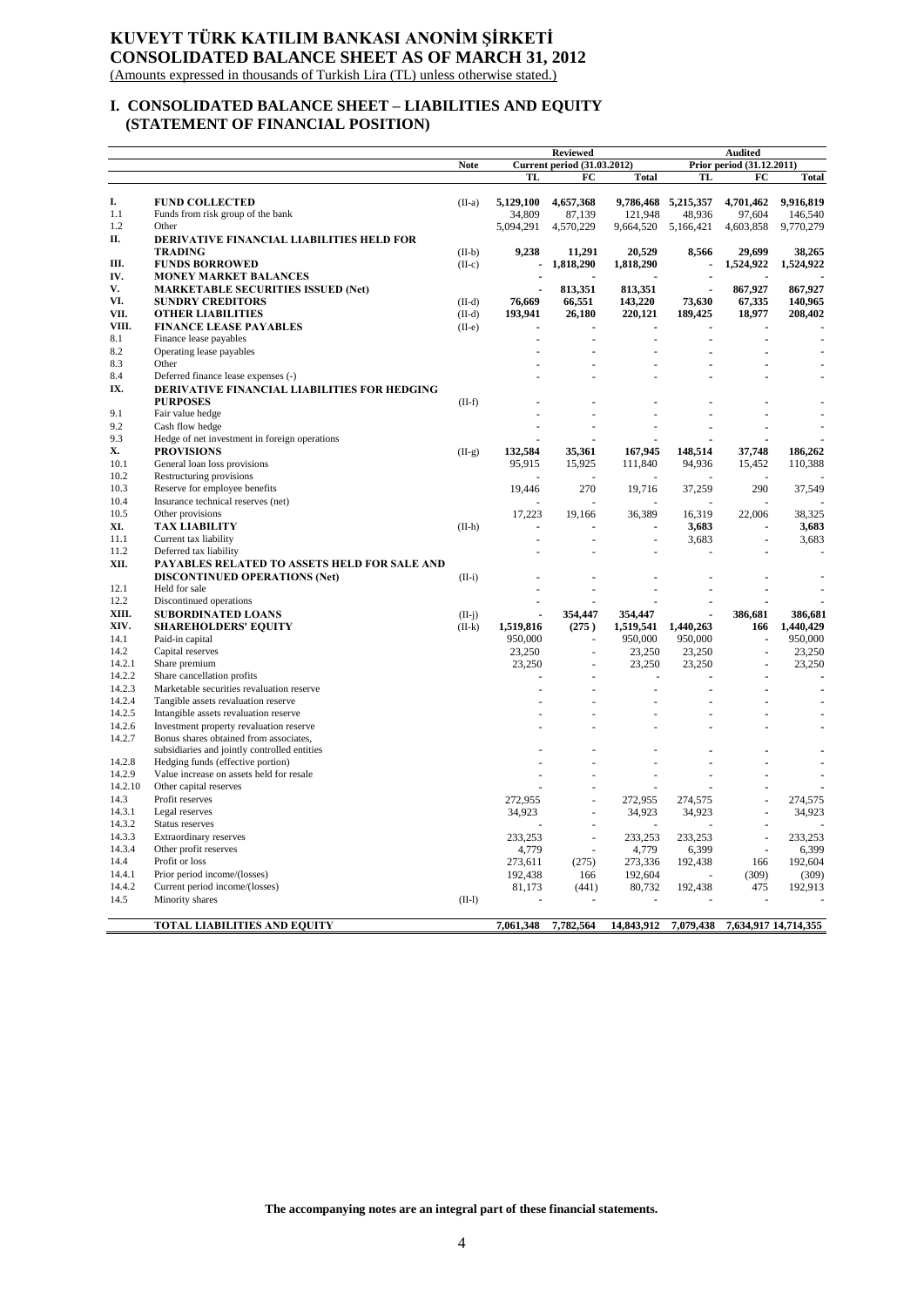# KUVEYT TÜRK KATILIM BANKASI ANONİM ŞİRKETİ
# CONSOLIDATED BALANCE SHEET AS OF MARCH 31, 2012
(Amounts expressed in thousands of Turkish Lira (TL) unless otherwise stated.)

## I. CONSOLIDATED BALANCE SHEET – LIABILITIES AND EQUITY (STATEMENT OF FINANCIAL POSITION)

| | | Note | Reviewed | | | Audited | | |
|---|---|---|---|---|---|---|---|---|
| | | | Current period (31.03.2012) | | | Prior period (31.12.2011) | | |
| | | | TL | FC | Total | TL | FC | Total |
| **I.** | **FUND COLLECTED** | (II-a) | **5,129,100** | **4,657,368** | **9,786,468** | **5,215,357** | **4,701,462** | **9,916,819** |
| 1.1 | Funds from risk group of the bank | | 34,809 | 87,139 | 121,948 | 48,936 | 97,604 | 146,540 |
| 1.2 | Other | | 5,094,291 | 4,570,229 | 9,664,520 | 5,166,421 | 4,603,858 | 9,770,279 |
| **II.** | **DERIVATIVE FINANCIAL LIABILITIES HELD FOR TRADING** | (II-b) | **9,238** | **11,291** | **20,529** | **8,566** | **29,699** | **38,265** |
| **III.** | **FUNDS BORROWED** | (II-c) | **-** | **1,818,290** | **1,818,290** | **-** | **1,524,922** | **1,524,922** |
| **IV.** | **MONEY MARKET BALANCES** | | **-** | **-** | **-** | **-** | **-** | **-** |
| **V.** | **MARKETABLE SECURITIES ISSUED (Net)** | | **-** | **813,351** | **813,351** | **-** | **867,927** | **867,927** |
| **VI.** | **SUNDRY CREDITORS** | (II-d) | **76,669** | **66,551** | **143,220** | **73,630** | **67,335** | **140,965** |
| **VII.** | **OTHER LIABILITIES** | (II-d) | **193,941** | **26,180** | **220,121** | **189,425** | **18,977** | **208,402** |
| **VIII.** | **FINANCE LEASE PAYABLES** | (II-e) | **-** | **-** | **-** | **-** | **-** | **-** |
| 8.1 | Finance lease payables | | - | - | - | - | - | - |
| 8.2 | Operating lease payables | | - | - | - | - | - | - |
| 8.3 | Other | | - | - | - | - | - | - |
| 8.4 | Deferred finance lease expenses (-) | | - | - | - | - | - | - |
| **IX.** | **DERIVATIVE FINANCIAL LIABILITIES FOR HEDGING PURPOSES** | (II-f) | **-** | **-** | **-** | **-** | **-** | **-** |
| 9.1 | Fair value hedge | | - | - | - | - | - | - |
| 9.2 | Cash flow hedge | | - | - | - | - | - | - |
| 9.3 | Hedge of net investment in foreign operations | | - | - | - | - | - | - |
| **X.** | **PROVISIONS** | (II-g) | **132,584** | **35,361** | **167,945** | **148,514** | **37,748** | **186,262** |
| 10.1 | General loan loss provisions | | 95,915 | 15,925 | 111,840 | 94,936 | 15,452 | 110,388 |
| 10.2 | Restructuring provisions | | - | - | - | - | - | - |
| 10.3 | Reserve for employee benefits | | 19,446 | 270 | 19,716 | 37,259 | 290 | 37,549 |
| 10.4 | Insurance technical reserves (net) | | - | - | - | - | - | - |
| 10.5 | Other provisions | | 17,223 | 19,166 | 36,389 | 16,319 | 22,006 | 38,325 |
| **XI.** | **TAX LIABILITY** | (II-h) | **-** | **-** | **-** | **3,683** | **-** | **3,683** |
| 11.1 | Current tax liability | | - | - | - | 3,683 | - | 3,683 |
| 11.2 | Deferred tax liability | | - | - | - | - | - | - |
| **XII.** | **PAYABLES RELATED TO ASSETS HELD FOR SALE AND DISCONTINUED OPERATIONS (Net)** | (II-i) | **-** | **-** | **-** | **-** | **-** | **-** |
| 12.1 | Held for sale | | - | - | - | - | - | - |
| 12.2 | Discontinued operations | | - | - | - | - | - | - |
| **XIII.** | **SUBORDINATED LOANS** | (II-j) | **-** | **354,447** | **354,447** | **-** | **386,681** | **386,681** |
| **XIV.** | **SHAREHOLDERS' EQUITY** | (II-k) | **1,519,816** | **(275 )** | **1,519,541** | **1,440,263** | **166** | **1,440,429** |
| 14.1 | Paid-in capital | | 950,000 | - | 950,000 | 950,000 | - | 950,000 |
| 14.2 | Capital reserves | | 23,250 | - | 23,250 | 23,250 | - | 23,250 |
| 14.2.1 | Share premium | | 23,250 | - | 23,250 | 23,250 | - | 23,250 |
| 14.2.2 | Share cancellation profits | | - | - | - | - | - | - |
| 14.2.3 | Marketable securities revaluation reserve | | - | - | - | - | - | - |
| 14.2.4 | Tangible assets revaluation reserve | | - | - | - | - | - | - |
| 14.2.5 | Intangible assets revaluation reserve | | - | - | - | - | - | - |
| 14.2.6 | Investment property revaluation reserve | | - | - | - | - | - | - |
| 14.2.7 | Bonus shares obtained from associates, subsidiaries and jointly controlled entities | | - | - | - | - | - | - |
| 14.2.8 | Hedging funds (effective portion) | | - | - | - | - | - | - |
| 14.2.9 | Value increase on assets held for resale | | - | - | - | - | - | - |
| 14.2.10 | Other capital reserves | | - | - | - | - | - | - |
| 14.3 | Profit reserves | | 272,955 | - | 272,955 | 274,575 | - | 274,575 |
| 14.3.1 | Legal reserves | | 34,923 | - | 34,923 | 34,923 | - | 34,923 |
| 14.3.2 | Status reserves | | - | - | - | - | - | - |
| 14.3.3 | Extraordinary reserves | | 233,253 | - | 233,253 | 233,253 | - | 233,253 |
| 14.3.4 | Other profit reserves | | 4,779 | - | 4,779 | 6,399 | - | 6,399 |
| 14.4 | Profit or loss | | 273,611 | (275) | 273,336 | 192,438 | 166 | 192,604 |
| 14.4.1 | Prior period income/(losses) | | 192,438 | 166 | 192,604 | - | (309) | (309) |
| 14.4.2 | Current period income/(losses) | | 81,173 | (441) | 80,732 | 192,438 | 475 | 192,913 |
| 14.5 | Minority shares | (II-l) | - | - | - | - | - | - |
| | **TOTAL LIABILITIES AND EQUITY** | | **7,061,348** | **7,782,564** | **14,843,912** | **7,079,438** | **7,634,917** | **14,714,355** |

**The accompanying notes are an integral part of these financial statements.**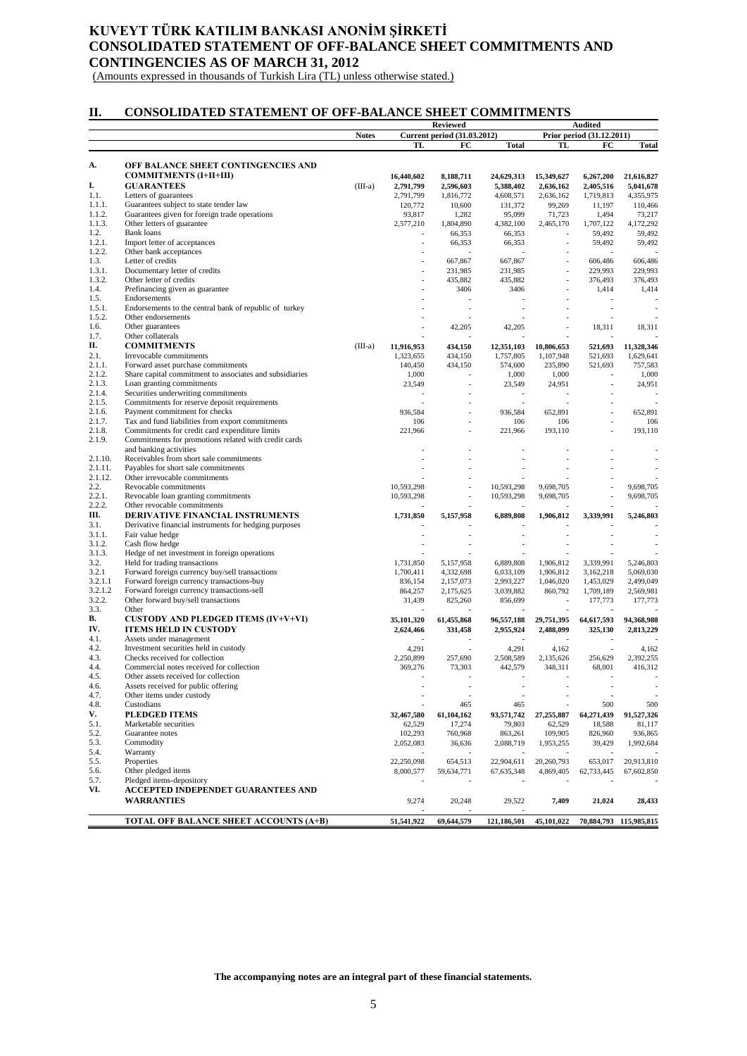# KUVEYT TÜRK KATILIM BANKASI ANONİM ŞİRKETİ
# CONSOLIDATED STATEMENT OF OFF-BALANCE SHEET COMMITMENTS AND CONTINGENCIES AS OF MARCH 31, 2012

(Amounts expressed in thousands of Turkish Lira (TL) unless otherwise stated.)

## II. CONSOLIDATED STATEMENT OF OFF-BALANCE SHEET COMMITMENTS

| | | Notes | Reviewed | | | Audited | | |
|---|---|---|---|---|---|---|---|---|
| | | | Current period (31.03.2012) | | | Prior period (31.12.2011) | | |
| | | | TL | FC | Total | TL | FC | Total |
| A. | **OFF BALANCE SHEET CONTINGENCIES AND COMMITMENTS (I+II+III)** | | **16,440,602** | **8,188,711** | **24,629,313** | **15,349,627** | **6,267,200** | **21,616,827** |
| I. | **GUARANTEES** | (III-a) | **2,791,799** | **2,596,603** | **5,388,402** | **2,636,162** | **2,405,516** | **5,041,678** |
| 1.1. | Letters of guarantees | | 2,791,799 | 1,816,772 | 4,608,571 | 2,636,162 | 1,719,813 | 4,355,975 |
| 1.1.1. | Guarantees subject to state tender law | | 120,772 | 10,600 | 131,372 | 99,269 | 11,197 | 110,466 |
| 1.1.2. | Guarantees given for foreign trade operations | | 93,817 | 1,282 | 95,099 | 71,723 | 1,494 | 73,217 |
| 1.1.3. | Other letters of guarantee | | 2,577,210 | 1,804,890 | 4,382,100 | 2,465,170 | 1,707,122 | 4,172,292 |
| 1.2. | Bank loans | | - | 66,353 | 66,353 | - | 59,492 | 59,492 |
| 1.2.1. | Import letter of acceptances | | - | 66,353 | 66,353 | - | 59,492 | 59,492 |
| 1.2.2. | Other bank acceptances | | - | - | - | - | - | - |
| 1.3. | Letter of credits | | - | 667,867 | 667,867 | - | 606,486 | 606,486 |
| 1.3.1. | Documentary letter of credits | | - | 231,985 | 231,985 | - | 229,993 | 229,993 |
| 1.3.2. | Other letter of credits | | - | 435,882 | 435,882 | - | 376,493 | 376,493 |
| 1.4. | Prefinancing given as guarantee | | - | 3406 | 3406 | - | 1,414 | 1,414 |
| 1.5. | Endorsements | | - | - | - | - | - | - |
| 1.5.1. | Endorsements to the central bank of republic of turkey | | - | - | - | - | - | - |
| 1.5.2. | Other endorsements | | - | - | - | - | - | - |
| 1.6. | Other guarantees | | - | 42,205 | 42,205 | - | 18,311 | 18,311 |
| 1.7. | Other collaterals | | - | - | - | - | - | - |
| II. | **COMMITMENTS** | (III-a) | **11,916,953** | **434,150** | **12,351,103** | **10,806,653** | **521,693** | **11,328,346** |
| 2.1. | Irrevocable commitments | | 1,323,655 | 434,150 | 1,757,805 | 1,107,948 | 521,693 | 1,629,641 |
| 2.1.1. | Forward asset purchase commitments | | 140,450 | 434,150 | 574,600 | 235,890 | 521,693 | 757,583 |
| 2.1.2. | Share capital commitment to associates and subsidiaries | | 1,000 | - | 1,000 | 1,000 | - | 1,000 |
| 2.1.3. | Loan granting commitments | | 23,549 | - | 23,549 | 24,951 | - | 24,951 |
| 2.1.4. | Securities underwriting commitments | | - | - | - | - | - | - |
| 2.1.5. | Commitments for reserve deposit requirements | | - | - | - | - | - | - |
| 2.1.6. | Payment commitment for checks | | 936,584 | - | 936,584 | 652,891 | - | 652,891 |
| 2.1.7. | Tax and fund liabilities from export commitments | | 106 | - | 106 | 106 | - | 106 |
| 2.1.8. | Commitments for credit card expenditure limits | | 221,966 | - | 221,966 | 193,110 | - | 193,110 |
| 2.1.9. | Commitments for promotions related with credit cards and banking activities | | - | - | - | - | - | - |
| 2.1.10. | Receivables from short sale commitments | | - | - | - | - | - | - |
| 2.1.11. | Payables for short sale commitments | | - | - | - | - | - | - |
| 2.1.12. | Other irrevocable commitments | | - | - | - | - | - | - |
| 2.2. | Revocable commitments | | 10,593,298 | - | 10,593,298 | 9,698,705 | - | 9,698,705 |
| 2.2.1. | Revocable loan granting commitments | | 10,593,298 | - | 10,593,298 | 9,698,705 | - | 9,698,705 |
| 2.2.2. | Other revocable commitments | | - | - | - | - | - | - |
| III. | **DERIVATIVE FINANCIAL INSTRUMENTS** | | **1,731,850** | **5,157,958** | **6,889,808** | **1,906,812** | **3,339,991** | **5,246,803** |
| 3.1. | Derivative financial instruments for hedging purposes | | - | - | - | - | - | - |
| 3.1.1. | Fair value hedge | | - | - | - | - | - | - |
| 3.1.2. | Cash flow hedge | | - | - | - | - | - | - |
| 3.1.3. | Hedge of net investment in foreign operations | | - | - | - | - | - | - |
| 3.2. | Held for trading transactions | | 1,731,850 | 5,157,958 | 6,889,808 | 1,906,812 | 3,339,991 | 5,246,803 |
| 3.2.1 | Forward foreign currency buy/sell transactions | | 1,700,411 | 4,332,698 | 6,033,109 | 1,906,812 | 3,162,218 | 5,069,030 |
| 3.2.1.1 | Forward foreign currency transactions-buy | | 836,154 | 2,157,073 | 2,993,227 | 1,046,020 | 1,453,029 | 2,499,049 |
| 3.2.1.2 | Forward foreign currency transactions-sell | | 864,257 | 2,175,625 | 3,039,882 | 860,792 | 1,709,189 | 2,569,981 |
| 3.2.2. | Other forward buy/sell transactions | | 31,439 | 825,260 | 856,699 | - | 177,773 | 177,773 |
| 3.3. | Other | | - | - | - | - | - | - |
| B. | **CUSTODY AND PLEDGED ITEMS (IV+V+VI)** | | **35,101,320** | **61,455,868** | **96,557,188** | **29,751,395** | **64,617,593** | **94,368,988** |
| IV. | **ITEMS HELD IN CUSTODY** | | **2,624,466** | **331,458** | **2,955,924** | **2,488,099** | **325,130** | **2,813,229** |
| 4.1. | Assets under management | | - | - | - | - | - | - |
| 4.2. | Investment securities held in custody | | 4,291 | - | 4,291 | 4,162 | - | 4,162 |
| 4.3. | Checks received for collection | | 2,250,899 | 257,690 | 2,508,589 | 2,135,626 | 256,629 | 2,392,255 |
| 4.4. | Commercial notes received for collection | | 369,276 | 73,303 | 442,579 | 348,311 | 68,001 | 416,312 |
| 4.5. | Other assets received for collection | | - | - | - | - | - | - |
| 4.6. | Assets received for public offering | | - | - | - | - | - | - |
| 4.7. | Other items under custody | | - | - | - | - | - | - |
| 4.8. | Custodians | | - | 465 | 465 | - | 500 | 500 |
| V. | **PLEDGED ITEMS** | | **32,467,580** | **61,104,162** | **93,571,742** | **27,255,887** | **64,271,439** | **91,527,326** |
| 5.1. | Marketable securities | | 62,529 | 17,274 | 79,803 | 62,529 | 18,588 | 81,117 |
| 5.2. | Guarantee notes | | 102,293 | 760,968 | 863,261 | 109,905 | 826,960 | 936,865 |
| 5.3. | Commodity | | 2,052,083 | 36,636 | 2,088,719 | 1,953,255 | 39,429 | 1,992,684 |
| 5.4. | Warranty | | - | - | - | - | - | - |
| 5.5. | Properties | | 22,250,098 | 654,513 | 22,904,611 | 20,260,793 | 653,017 | 20,913,810 |
| 5.6. | Other pledged items | | 8,000,577 | 59,634,771 | 67,635,348 | 4,869,405 | 62,733,445 | 67,602,850 |
| 5.7. | Pledged items-depository | | - | - | - | - | - | - |
| VI. | **ACCEPTED INDEPENDET GUARANTEES AND WARRANTIES** | | 9,274 | 20,248 | 29,522 | **7,409** | **21,024** | **28,433** |
| | **TOTAL OFF BALANCE SHEET ACCOUNTS (A+B)** | | **51,541,922** | **69,644,579** | **121,186,501** | **45,101,022** | **70,884,793** | **115,985,815** |

**The accompanying notes are an integral part of these financial statements.**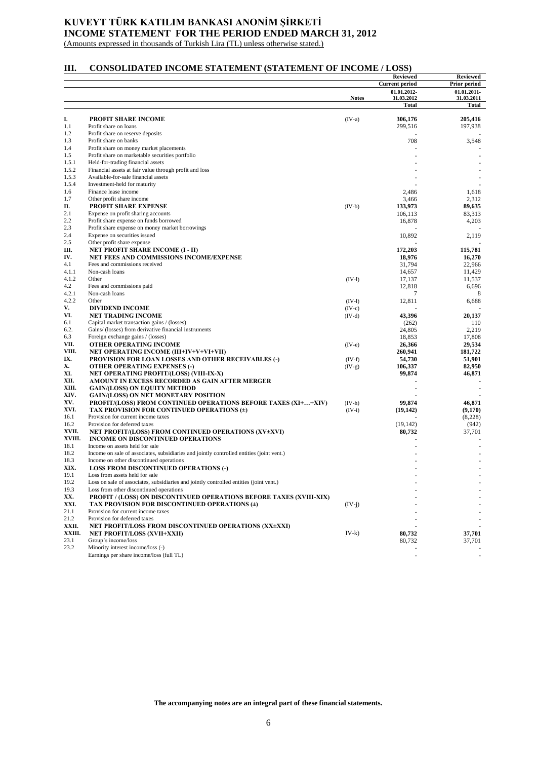# KUVEYT TÜRK KATILIM BANKASI ANONİM ŞİRKETİ
# INCOME STATEMENT FOR THE PERIOD ENDED MARCH 31, 2012

(Amounts expressed in thousands of Turkish Lira (TL) unless otherwise stated.)

## III. CONSOLIDATED INCOME STATEMENT (STATEMENT OF INCOME / LOSS)

| | | Notes | Reviewed Current period 01.01.2012-31.03.2012 Total | Reviewed Prior period 01.01.2011-31.03.2011 Total |
|---|---|---|---|---|
| **I.** | **PROFIT SHARE INCOME** | (IV-a) | **306,176** | **205,416** |
| 1.1 | Profit share on loans | | 299,516 | 197,938 |
| 1.2 | Profit share on reserve deposits | | - | - |
| 1.3 | Profit share on banks | | 708 | 3,548 |
| 1.4 | Profit share on money market placements | | - | - |
| 1.5 | Profit share on marketable securities portfolio | | - | - |
| 1.5.1 | Held-for-trading financial assets | | - | - |
| 1.5.2 | Financial assets at fair value through profit and loss | | - | - |
| 1.5.3 | Available-for-sale financial assets | | - | - |
| 1.5.4 | Investment-held for maturity | | - | - |
| 1.6 | Finance lease income | | 2,486 | 1,618 |
| 1.7 | Other profit share income | | 3,466 | 2,312 |
| **II.** | **PROFIT SHARE EXPENSE** | (IV-b) | **133,973** | **89,635** |
| 2.1 | Expense on profit sharing accounts | | 106,113 | 83,313 |
| 2.2 | Profit share expense on funds borrowed | | 16,878 | 4,203 |
| 2.3 | Profit share expense on money market borrowings | | - | - |
| 2.4 | Expense on securities issued | | 10,892 | 2,119 |
| 2.5 | Other profit share expense | | - | - |
| **III.** | **NET PROFIT SHARE INCOME (I - II)** | | **172,203** | **115,781** |
| **IV.** | **NET FEES AND COMMISSIONS INCOME/EXPENSE** | | **18,976** | **16,270** |
| 4.1 | Fees and commissions received | | 31,794 | 22,966 |
| 4.1.1 | Non-cash loans | | 14,657 | 11,429 |
| 4.1.2 | Other | (IV-l) | 17,137 | 11,537 |
| 4.2 | Fees and commissions paid | | 12,818 | 6,696 |
| 4.2.1 | Non-cash loans | | 7 | 8 |
| 4.2.2 | Other | (IV-l) | 12,811 | 6,688 |
| **V.** | **DIVIDEND INCOME** | (IV-c) | - | - |
| **VI.** | **NET TRADING INCOME** | (IV-d) | **43,396** | **20,137** |
| 6.1 | Capital market transaction gains / (losses) | | (262) | 110 |
| 6.2. | Gains/ (losses) from derivative financial instruments | | 24,805 | 2,219 |
| 6.3 | Foreign exchange gains / (losses) | | 18,853 | 17,808 |
| **VII.** | **OTHER OPERATING INCOME** | (IV-e) | **26,366** | **29,534** |
| **VIII.** | **NET OPERATING INCOME (III+IV+V+VI+VII)** | | **260,941** | **181,722** |
| **IX.** | **PROVISION FOR LOAN LOSSES AND OTHER RECEIVABLES (-)** | (IV-f) | **54,730** | **51,901** |
| **X.** | **OTHER OPERATING EXPENSES (-)** | (IV-g) | **106,337** | **82,950** |
| **XI.** | **NET OPERATING PROFIT/(LOSS) (VIII-IX-X)** | | **99,874** | **46,871** |
| **XII.** | **AMOUNT IN EXCESS RECORDED AS GAIN AFTER MERGER** | | - | - |
| **XIII.** | **GAIN/(LOSS) ON EQUITY METHOD** | | - | - |
| **XIV.** | **GAIN/(LOSS) ON NET MONETARY POSITION** | | - | - |
| **XV.** | **PROFIT/(LOSS) FROM CONTINUED OPERATIONS BEFORE TAXES (XI+…+XIV)** | (IV-h) | **99,874** | **46,871** |
| **XVI.** | **TAX PROVISION FOR CONTINUED OPERATIONS (±)** | (IV-i) | **(19,142)** | **(9,170)** |
| 16.1 | Provision for current income taxes | | - | (8,228) |
| 16.2 | Provision for deferred taxes | | (19,142) | (942) |
| **XVII.** | **NET PROFIT/(LOSS) FROM CONTINUED OPERATIONS (XV±XVI)** | | **80,732** | 37,701 |
| **XVIII.** | **INCOME ON DISCONTINUED OPERATIONS** | | - | - |
| 18.1 | Income on assets held for sale | | - | - |
| 18.2 | Income on sale of associates, subsidiaries and jointly controlled entities (joint vent.) | | - | - |
| 18.3 | Income on other discontinued operations | | - | - |
| **XIX.** | **LOSS FROM DISCONTINUED OPERATIONS (-)** | | - | - |
| 19.1 | Loss from assets held for sale | | - | - |
| 19.2 | Loss on sale of associates, subsidiaries and jointly controlled entities (joint vent.) | | - | - |
| 19.3 | Loss from other discontinued operations | | - | - |
| **XX.** | **PROFIT / (LOSS) ON DISCONTINUED OPERATIONS BEFORE TAXES (XVIII-XIX)** | | - | - |
| **XXI.** | **TAX PROVISION FOR DISCONTINUED OPERATIONS (±)** | (IV-j) | - | - |
| 21.1 | Provision for current income taxes | | - | - |
| 21.2 | Provision for deferred taxes | | - | - |
| **XXII.** | **NET PROFIT/LOSS FROM DISCONTINUED OPERATIONS (XX±XXI)** | | - | - |
| **XXIII.** | **NET PROFIT/LOSS (XVII+XXII)** | IV-k) | **80,732** | **37,701** |
| 23.1 | Group's income/loss | | 80,732 | 37,701 |
| 23.2 | Minority interest income/loss (-) | | - | - |
| | Earnings per share income/loss (full TL) | | - | - |

**The accompanying notes are an integral part of these financial statements.**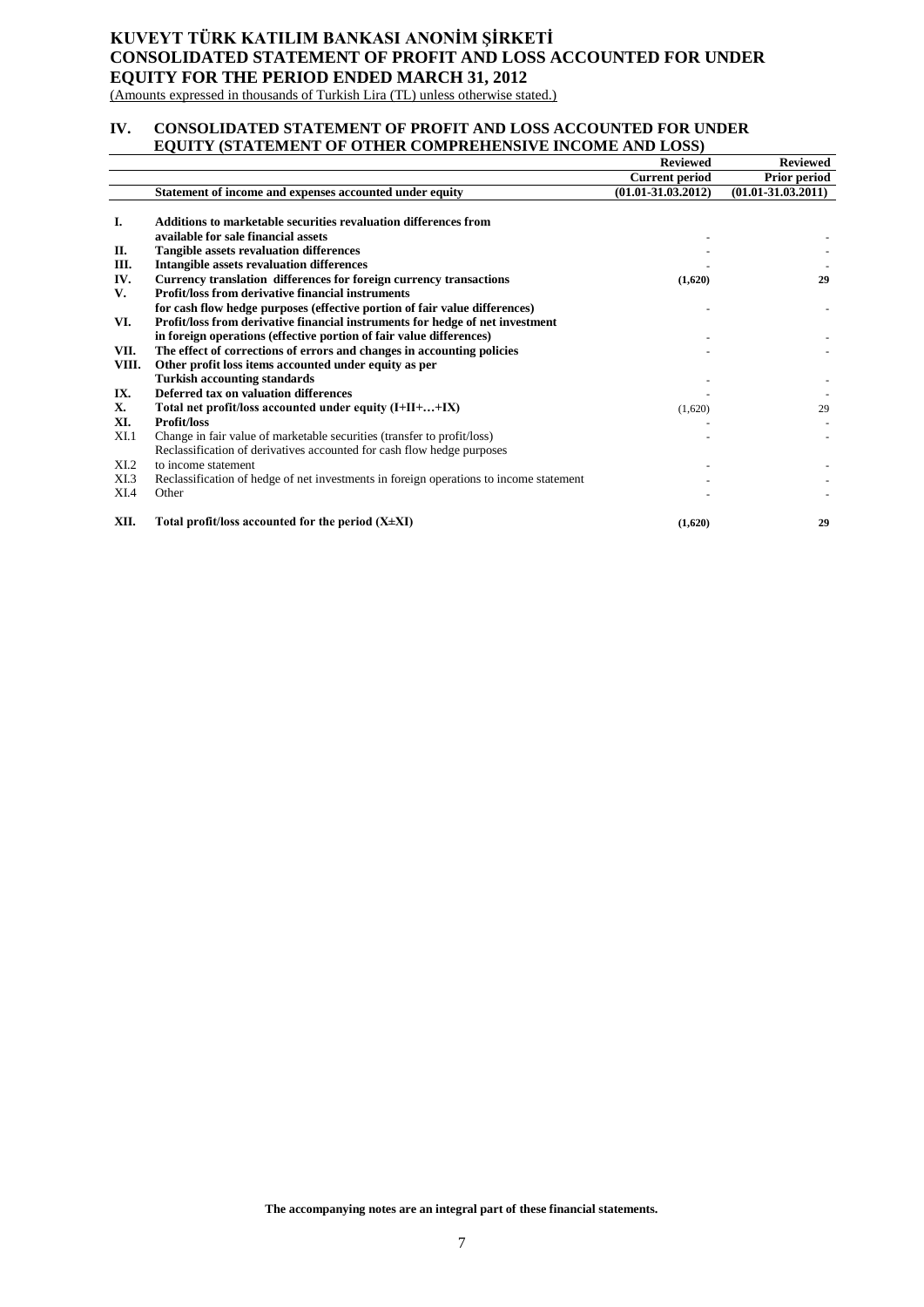# KUVEYT TÜRK KATILIM BANKASI ANONİM ŞİRKETİ
# CONSOLIDATED STATEMENT OF PROFIT AND LOSS ACCOUNTED FOR UNDER EQUITY FOR THE PERIOD ENDED MARCH 31, 2012

(Amounts expressed in thousands of Turkish Lira (TL) unless otherwise stated.)

## IV. CONSOLIDATED STATEMENT OF PROFIT AND LOSS ACCOUNTED FOR UNDER EQUITY (STATEMENT OF OTHER COMPREHENSIVE INCOME AND LOSS)

| | | Reviewed | Reviewed |
|---|---|---|---|
| | | **Current period** | **Prior period** |
| | **Statement of income and expenses accounted under equity** | **(01.01-31.03.2012)** | **(01.01-31.03.2011)** |
| **I.** | **Additions to marketable securities revaluation differences from available for sale financial assets** | - | - |
| **II.** | **Tangible assets revaluation differences** | - | - |
| **III.** | **Intangible assets revaluation differences** | - | - |
| **IV.** | **Currency translation differences for foreign currency transactions** | **(1,620)** | **29** |
| **V.** | **Profit/loss from derivative financial instruments for cash flow hedge purposes (effective portion of fair value differences)** | - | - |
| **VI.** | **Profit/loss from derivative financial instruments for hedge of net investment in foreign operations (effective portion of fair value differences)** | - | - |
| **VII.** | **The effect of corrections of errors and changes in accounting policies** | - | - |
| **VIII.** | **Other profit loss items accounted under equity as per Turkish accounting standards** | - | - |
| **IX.** | **Deferred tax on valuation differences** | - | - |
| **X.** | **Total net profit/loss accounted under equity (I+II+…+IX)** | (1,620) | 29 |
| **XI.** | **Profit/loss** | - | - |
| XI.1 | Change in fair value of marketable securities (transfer to profit/loss) | - | - |
| XI.2 | Reclassification of derivatives accounted for cash flow hedge purposes to income statement | - | - |
| XI.3 | Reclassification of hedge of net investments in foreign operations to income statement | - | - |
| XI.4 | Other | - | - |
| **XII.** | **Total profit/loss accounted for the period (X±XI)** | **(1,620)** | **29** |

**The accompanying notes are an integral part of these financial statements.**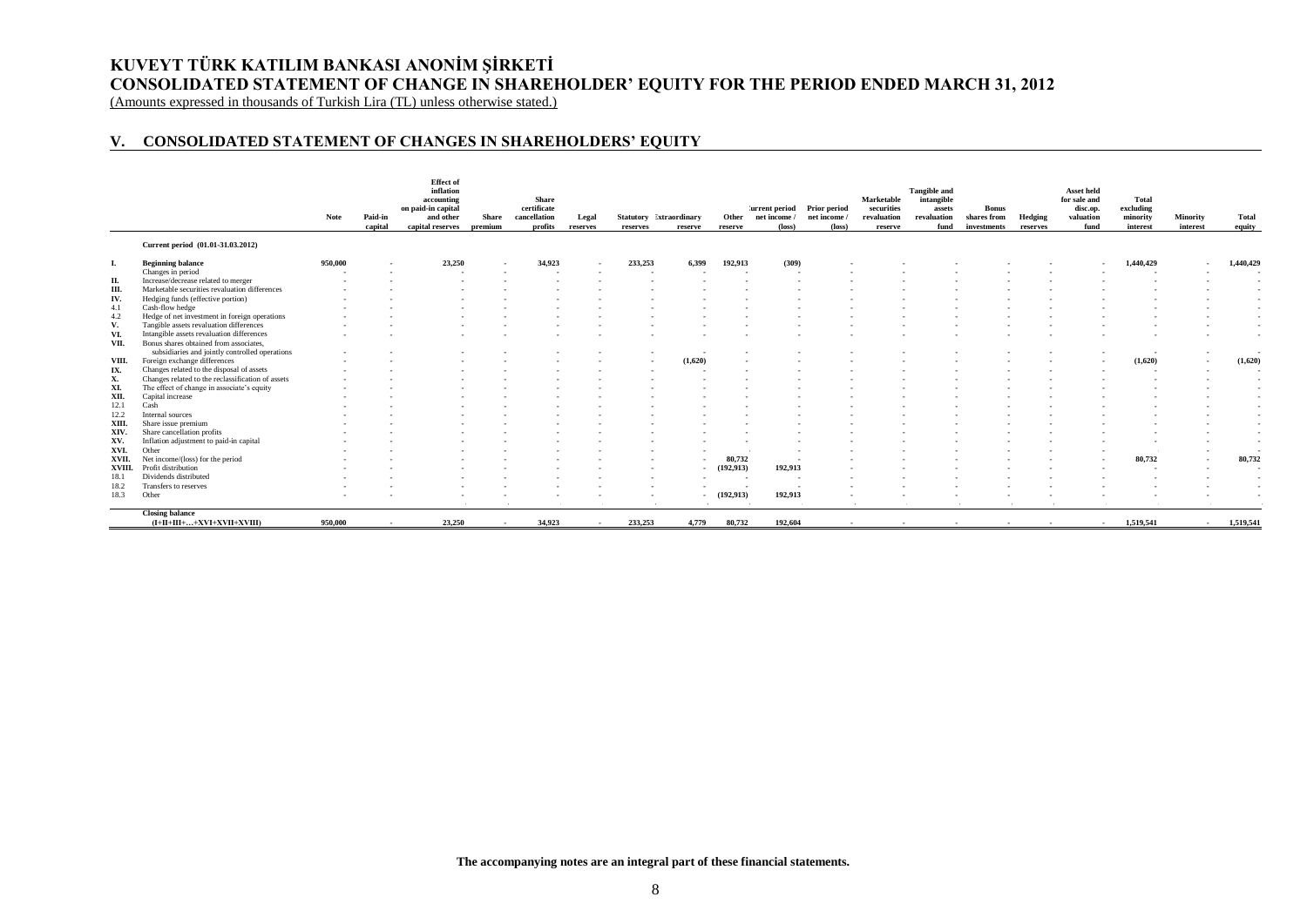# KUVEYT TÜRK KATILIM BANKASI ANONİM ŞİRKETİ
# CONSOLIDATED STATEMENT OF CHANGE IN SHAREHOLDER' EQUITY FOR THE PERIOD ENDED MARCH 31, 2012

(Amounts expressed in thousands of Turkish Lira (TL) unless otherwise stated.)

## V. CONSOLIDATED STATEMENT OF CHANGES IN SHAREHOLDERS' EQUITY

| | | Note | Paid-in capital | Effect of inflation accounting on paid-in capital and other capital reserves | Share premium | Share certificate cancellation profits | Legal reserves | Statutory reserves | Extraordinary reserve | Other reserve | Current period net income / (loss) | Prior period net income / (loss) | Marketable securities revaluation reserve | Tangible and intangible assets revaluation fund | Bonus shares from investments | Hedging reserves | Asset held for sale and disc.op. valuation fund | Total excluding minority interest | Minority interest | Total equity |
|---|---|---|---|---|---|---|---|---|---|---|---|---|---|---|---|---|---|---|---|---|
| | **Current period (01.01-31.03.2012)** | | | | | | | | | | | | | | | | | | | |
| **I.** | **Beginning balance** | 950,000 | - | 23,250 | - | 34,923 | - | 233,253 | 6,399 | 192,913 | (309) | - | - | - | - | - | - | 1,440,429 | - | 1,440,429 |
| | Changes in period | - | - | - | - | - | - | - | - | - | - | - | - | - | - | - | - | - | - | - |
| **II.** | Increase/decrease related to merger | - | - | - | - | - | - | - | - | - | - | - | - | - | - | - | - | - | - | - |
| **III.** | Marketable securities revaluation differences | - | - | - | - | - | - | - | - | - | - | - | - | - | - | - | - | - | - | - |
| **IV.** | Hedging funds (effective portion) | - | - | - | - | - | - | - | - | - | - | - | - | - | - | - | - | - | - | - |
| 4.1 | Cash-flow hedge | - | - | - | - | - | - | - | - | - | - | - | - | - | - | - | - | - | - | - |
| 4.2 | Hedge of net investment in foreign operations | - | - | - | - | - | - | - | - | - | - | - | - | - | - | - | - | - | - | - |
| **V.** | Tangible assets revaluation differences | - | - | - | - | - | - | - | - | - | - | - | - | - | - | - | - | - | - | - |
| **VI.** | Intangible assets revaluation differences | - | - | - | - | - | - | - | - | - | - | - | - | - | - | - | - | - | - | - |
| **VII.** | Bonus shares obtained from associates, subsidiaries and jointly controlled operations | - | - | - | - | - | - | - | - | - | - | - | - | - | - | - | - | - | - | - |
| **VIII.** | Foreign exchange differences | - | - | - | - | - | - | - | (1,620) | - | - | - | - | - | - | - | - | (1,620) | - | (1,620) |
| **IX.** | Changes related to the disposal of assets | - | - | - | - | - | - | - | - | - | - | - | - | - | - | - | - | - | - | - |
| **X.** | Changes related to the reclassification of assets | - | - | - | - | - | - | - | - | - | - | - | - | - | - | - | - | - | - | - |
| **XI.** | The effect of change in associate's equity | - | - | - | - | - | - | - | - | - | - | - | - | - | - | - | - | - | - | - |
| **XII.** | Capital increase | - | - | - | - | - | - | - | - | - | - | - | - | - | - | - | - | - | - | - |
| 12.1 | Cash | - | - | - | - | - | - | - | - | - | - | - | - | - | - | - | - | - | - | - |
| 12.2 | Internal sources | - | - | - | - | - | - | - | - | - | - | - | - | - | - | - | - | - | - | - |
| **XIII.** | Share issue premium | - | - | - | - | - | - | - | - | - | - | - | - | - | - | - | - | - | - | - |
| **XIV.** | Share cancellation profits | - | - | - | - | - | - | - | - | - | - | - | - | - | - | - | - | - | - | - |
| **XV.** | Inflation adjustment to paid-in capital | - | - | - | - | - | - | - | - | - | - | - | - | - | - | - | - | - | - | - |
| **XVI.** | Other | - | - | - | - | - | - | - | - | - | - | - | - | - | - | - | - | - | - | - |
| **XVII.** | Net income/(loss) for the period | - | - | - | - | - | - | - | - | 80,732 | - | - | - | - | - | - | - | 80,732 | - | 80,732 |
| **XVIII.** | Profit distribution | - | - | - | - | - | - | - | - | (192,913) | 192,913 | - | - | - | - | - | - | - | - | - |
| 18.1 | Dividends distributed | - | - | - | - | - | - | - | - | - | - | - | - | - | - | - | - | - | - | - |
| 18.2 | Transfers to reserves | - | - | - | - | - | - | - | - | - | - | - | - | - | - | - | - | - | - | - |
| 18.3 | Other | - | - | - | - | - | - | - | - | (192,913) | 192,913 | - | - | - | - | - | - | - | - | - |
| | **Closing balance (I+II+III+…+XVI+XVII+XVIII)** | 950,000 | - | 23,250 | - | 34,923 | - | 233,253 | 4,779 | 80,732 | 192,604 | - | - | - | - | - | - | 1,519,541 | - | 1,519,541 |

**The accompanying notes are an integral part of these financial statements.**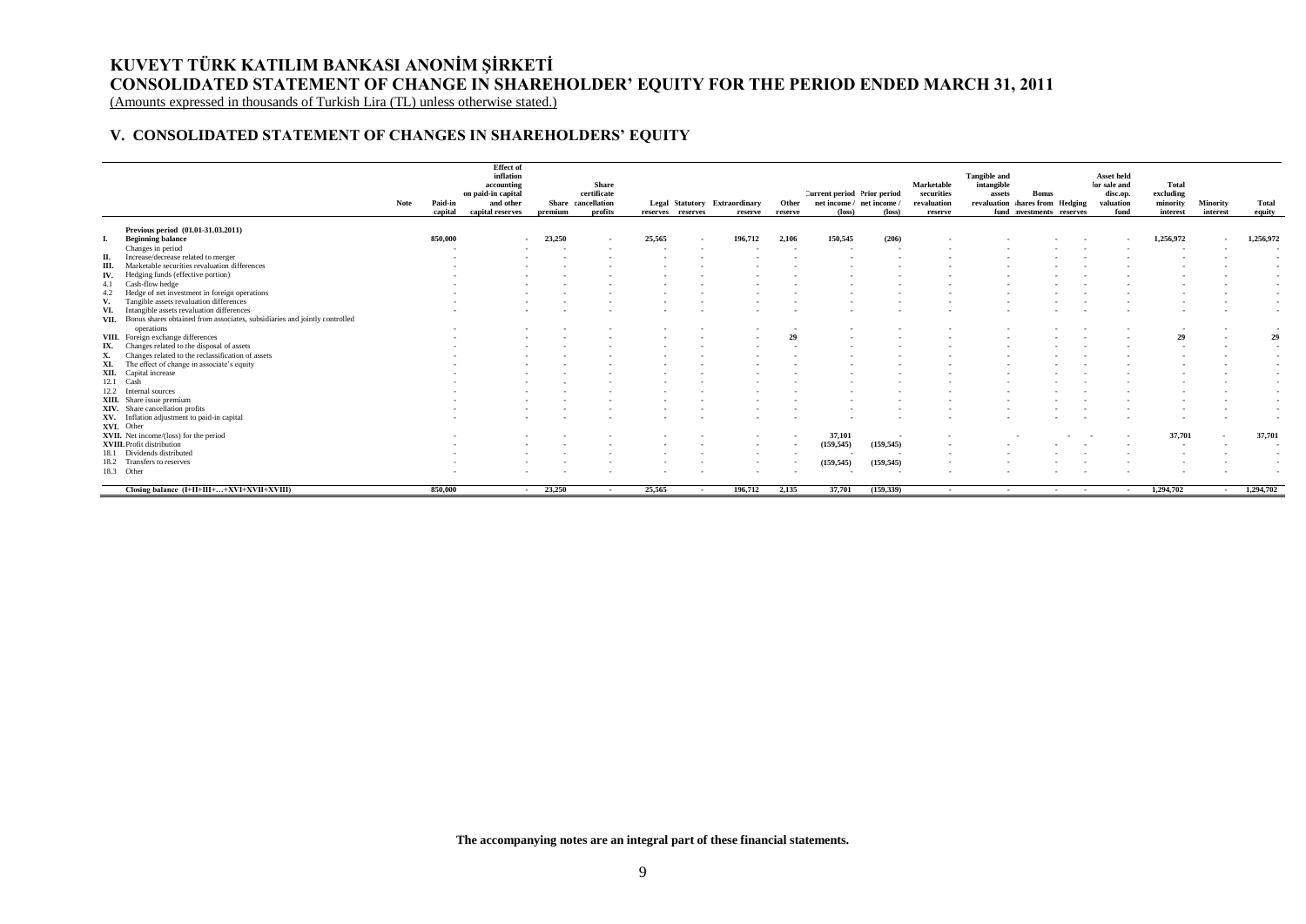# KUVEYT TÜRK KATILIM BANKASI ANONİM ŞİRKETİ
# CONSOLIDATED STATEMENT OF CHANGE IN SHAREHOLDER' EQUITY FOR THE PERIOD ENDED MARCH 31, 2011

(Amounts expressed in thousands of Turkish Lira (TL) unless otherwise stated.)

## V. CONSOLIDATED STATEMENT OF CHANGES IN SHAREHOLDERS' EQUITY

| | | Note | Paid-in capital | Effect of inflation accounting on paid-in capital and other capital reserves | Share premium | Share certificate cancellation profits | Legal reserves | Statutory reserves | Extraordinary reserve | Other reserve | Current period net income / (loss) | Prior period net income / (loss) | Marketable securities revaluation reserve | Tangible and intangible assets revaluation fund | Bonus shares from investments | Hedging reserves | Asset held for sale and disc.op. valuation fund | Total excluding minority interest | Minority interest | Total equity |
|---|---|---|---|---|---|---|---|---|---|---|---|---|---|---|---|---|---|---|---|---|
| | **Previous period (01.01-31.03.2011)** | | | | | | | | | | | | | | | | | | | |
| **I.** | **Beginning balance** | | **850,000** | - | **23,250** | - | **25,565** | - | **196,712** | **2,106** | **150,545** | **(206)** | - | - | - | - | - | **1,256,972** | - | **1,256,972** |
| | Changes in period | | - | - | - | - | - | - | - | - | - | - | - | - | - | - | - | - | - | - |
| **II.** | Increase/decrease related to merger | | - | - | - | - | - | - | - | - | - | - | - | - | - | - | - | - | - | - |
| **III.** | Marketable securities revaluation differences | | - | - | - | - | - | - | - | - | - | - | - | - | - | - | - | - | - | - |
| **IV.** | Hedging funds (effective portion) | | - | - | - | - | - | - | - | - | - | - | - | - | - | - | - | - | - | - |
| 4.1 | Cash-flow hedge | | - | - | - | - | - | - | - | - | - | - | - | - | - | - | - | - | - | - |
| 4.2 | Hedge of net investment in foreign operations | | - | - | - | - | - | - | - | - | - | - | - | - | - | - | - | - | - | - |
| **V.** | Tangible assets revaluation differences | | - | - | - | - | - | - | - | - | - | - | - | - | - | - | - | - | - | - |
| **VI.** | Intangible assets revaluation differences | | - | - | - | - | - | - | - | - | - | - | - | - | - | - | - | - | - | - |
| **VII.** | Bonus shares obtained from associates, subsidiaries and jointly controlled operations | | - | - | - | - | - | - | - | - | - | - | - | - | - | - | - | - | - | - |
| **VIII.** | Foreign exchange differences | | - | - | - | - | - | - | - | **29** | - | - | - | - | - | - | - | **29** | - | **29** |
| **IX.** | Changes related to the disposal of assets | | - | - | - | - | - | - | - | - | - | - | - | - | - | - | - | - | - | - |
| **X.** | Changes related to the reclassification of assets | | - | - | - | - | - | - | - | - | - | - | - | - | - | - | - | - | - | - |
| **XI.** | The effect of change in associate's equity | | - | - | - | - | - | - | - | - | - | - | - | - | - | - | - | - | - | - |
| **XII.** | Capital increase | | - | - | - | - | - | - | - | - | - | - | - | - | - | - | - | - | - | - |
| 12.1 | Cash | | - | - | - | - | - | - | - | - | - | - | - | - | - | - | - | - | - | - |
| 12.2 | Internal sources | | - | - | - | - | - | - | - | - | - | - | - | - | - | - | - | - | - | - |
| **XIII.** | Share issue premium | | - | - | - | - | - | - | - | - | - | - | - | - | - | - | - | - | - | - |
| **XIV.** | Share cancellation profits | | - | - | - | - | - | - | - | - | - | - | - | - | - | - | - | - | - | - |
| **XV.** | Inflation adjustment to paid-in capital | | - | - | - | - | - | - | - | - | - | - | - | - | - | - | - | - | - | - |
| **XVI.** | Other | | | | | | | | | | | | | | | | | | | |
| **XVII.** | Net income/(loss) for the period | | - | - | - | - | - | - | - | - | **37,101** | - | - | - | - | - | - | **37,701** | - | **37,701** |
| **XVIII.** | Profit distribution | | - | - | - | - | - | - | - | - | **(159,545)** | **(159,545)** | - | - | - | - | - | - | - | - |
| 18.1 | Dividends distributed | | - | - | - | - | - | - | - | - | - | - | - | - | - | - | - | - | - | - |
| 18.2 | Transfers to reserves | | - | - | - | - | - | - | - | - | (159,545) | (159,545) | - | - | - | - | - | - | - | - |
| 18.3 | Other | | - | - | - | - | - | - | - | - | - | - | - | - | - | - | - | - | - | - |
| | **Closing balance (I+II+III+…+XVI+XVII+XVIII)** | | **850,000** | - | **23,250** | - | **25,565** | - | **196,712** | **2,135** | **37,701** | **(159,339)** | - | - | - | - | - | **1,294,702** | - | **1,294,702** |

**The accompanying notes are an integral part of these financial statements.**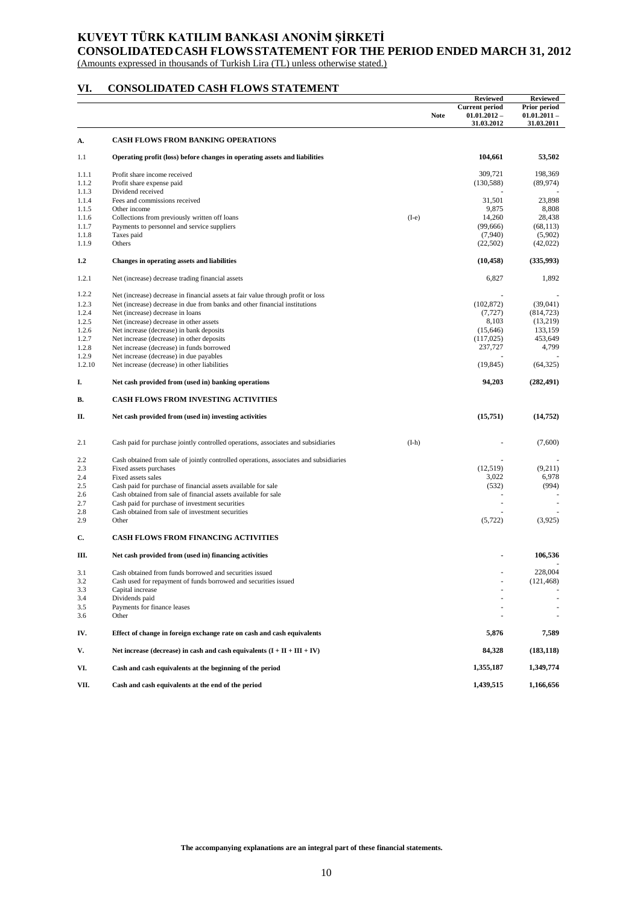# KUVEYT TÜRK KATILIM BANKASI ANONİM ŞİRKETİ

## CONSOLIDATED CASH FLOWS STATEMENT FOR THE PERIOD ENDED MARCH 31, 2012

(Amounts expressed in thousands of Turkish Lira (TL) unless otherwise stated.)

## VI. CONSOLIDATED CASH FLOWS STATEMENT

| | | Note | Reviewed<br>Current period<br>01.01.2012 –<br>31.03.2012 | Reviewed<br>Prior period<br>01.01.2011 –<br>31.03.2011 |
|---|---|---|---|---|
| **A.** | **CASH FLOWS FROM BANKING OPERATIONS** | | | |
| 1.1 | **Operating profit (loss) before changes in operating assets and liabilities** | | **104,661** | **53,502** |
| 1.1.1 | Profit share income received | | 309,721 | 198,369 |
| 1.1.2 | Profit share expense paid | | (130,588) | (89,974) |
| 1.1.3 | Dividend received | | - | - |
| 1.1.4 | Fees and commissions received | | 31,501 | 23,898 |
| 1.1.5 | Other income | | 9,875 | 8,808 |
| 1.1.6 | Collections from previously written off loans | (I-e) | 14,260 | 28,438 |
| 1.1.7 | Payments to personnel and service suppliers | | (99,666) | (68,113) |
| 1.1.8 | Taxes paid | | (7,940) | (5,902) |
| 1.1.9 | Others | | (22,502) | (42,022) |
| **1.2** | **Changes in operating assets and liabilities** | | **(10,458)** | **(335,993)** |
| 1.2.1 | Net (increase) decrease trading financial assets | | 6,827 | 1,892 |
| 1.2.2 | Net (increase) decrease in financial assets at fair value through profit or loss | | - | - |
| 1.2.3 | Net (increase) decrease in due from banks and other financial institutions | | (102,872) | (39,041) |
| 1.2.4 | Net (increase) decrease in loans | | (7,727) | (814,723) |
| 1.2.5 | Net (increase) decrease in other assets | | 8,103 | (13,219) |
| 1.2.6 | Net increase (decrease) in bank deposits | | (15,646) | 133,159 |
| 1.2.7 | Net increase (decrease) in other deposits | | (117,025) | 453,649 |
| 1.2.8 | Net increase (decrease) in funds borrowed | | 237,727 | 4,799 |
| 1.2.9 | Net increase (decrease) in due payables | | - | - |
| 1.2.10 | Net increase (decrease) in other liabilities | | (19,845) | (64,325) |
| **I.** | **Net cash provided from (used in) banking operations** | | **94,203** | **(282,491)** |
| **B.** | **CASH FLOWS FROM INVESTING ACTIVITIES** | | | |
| **II.** | **Net cash provided from (used in) investing activities** | | **(15,751)** | **(14,752)** |
| 2.1 | Cash paid for purchase jointly controlled operations, associates and subsidiaries | (I-h) | - | (7,600) |
| 2.2 | Cash obtained from sale of jointly controlled operations, associates and subsidiaries | | - | - |
| 2.3 | Fixed assets purchases | | (12,519) | (9,211) |
| 2.4 | Fixed assets sales | | 3,022 | 6,978 |
| 2.5 | Cash paid for purchase of financial assets available for sale | | (532) | (994) |
| 2.6 | Cash obtained from sale of financial assets available for sale | | - | - |
| 2.7 | Cash paid for purchase of investment securities | | - | - |
| 2.8 | Cash obtained from sale of investment securities | | - | - |
| 2.9 | Other | | (5,722) | (3,925) |
| **C.** | **CASH FLOWS FROM FINANCING ACTIVITIES** | | | |
| **III.** | **Net cash provided from (used in) financing activities** | | **-** | **106,536** |
| 3.1 | Cash obtained from funds borrowed and securities issued | | - | 228,004 |
| 3.2 | Cash used for repayment of funds borrowed and securities issued | | - | (121,468) |
| 3.3 | Capital increase | | - | - |
| 3.4 | Dividends paid | | - | - |
| 3.5 | Payments for finance leases | | - | - |
| 3.6 | Other | | - | - |
| **IV.** | **Effect of change in foreign exchange rate on cash and cash equivalents** | | **5,876** | **7,589** |
| **V.** | **Net increase (decrease) in cash and cash equivalents (I + II + III + IV)** | | **84,328** | **(183,118)** |
| **VI.** | **Cash and cash equivalents at the beginning of the period** | | **1,355,187** | **1,349,774** |
| **VII.** | **Cash and cash equivalents at the end of the period** | | **1,439,515** | **1,166,656** |

**The accompanying explanations are an integral part of these financial statements.**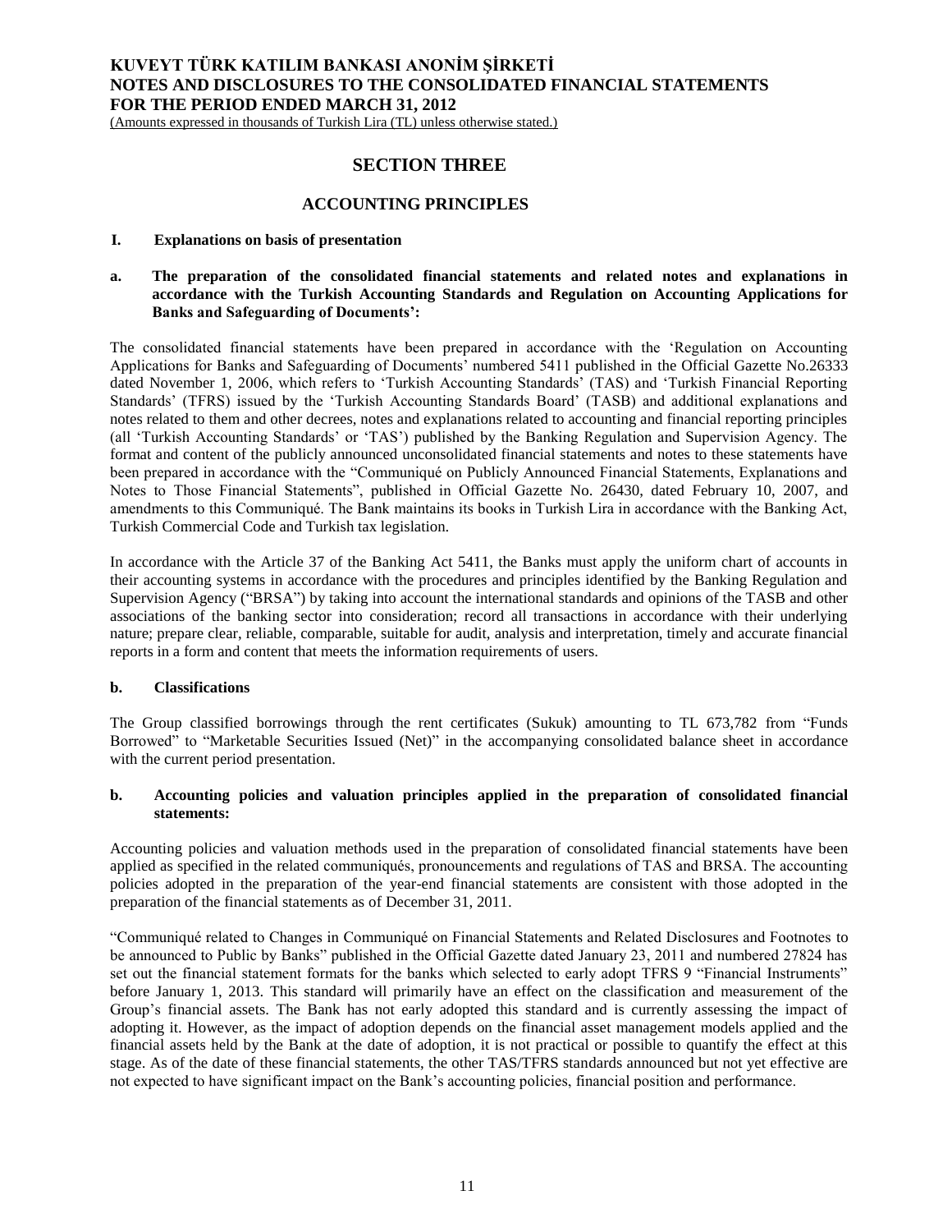# SECTION THREE

## ACCOUNTING PRINCIPLES

### I. Explanations on basis of presentation

**a. The preparation of the consolidated financial statements and related notes and explanations in accordance with the Turkish Accounting Standards and Regulation on Accounting Applications for Banks and Safeguarding of Documents':**

The consolidated financial statements have been prepared in accordance with the 'Regulation on Accounting Applications for Banks and Safeguarding of Documents' numbered 5411 published in the Official Gazette No.26333 dated November 1, 2006, which refers to 'Turkish Accounting Standards' (TAS) and 'Turkish Financial Reporting Standards' (TFRS) issued by the 'Turkish Accounting Standards Board' (TASB) and additional explanations and notes related to them and other decrees, notes and explanations related to accounting and financial reporting principles (all 'Turkish Accounting Standards' or 'TAS') published by the Banking Regulation and Supervision Agency. The format and content of the publicly announced unconsolidated financial statements and notes to these statements have been prepared in accordance with the "Communiqué on Publicly Announced Financial Statements, Explanations and Notes to Those Financial Statements", published in Official Gazette No. 26430, dated February 10, 2007, and amendments to this Communiqué. The Bank maintains its books in Turkish Lira in accordance with the Banking Act, Turkish Commercial Code and Turkish tax legislation.

In accordance with the Article 37 of the Banking Act 5411, the Banks must apply the uniform chart of accounts in their accounting systems in accordance with the procedures and principles identified by the Banking Regulation and Supervision Agency ("BRSA") by taking into account the international standards and opinions of the TASB and other associations of the banking sector into consideration; record all transactions in accordance with their underlying nature; prepare clear, reliable, comparable, suitable for audit, analysis and interpretation, timely and accurate financial reports in a form and content that meets the information requirements of users.

**b. Classifications**

The Group classified borrowings through the rent certificates (Sukuk) amounting to TL 673,782 from "Funds Borrowed" to "Marketable Securities Issued (Net)" in the accompanying consolidated balance sheet in accordance with the current period presentation.

**b. Accounting policies and valuation principles applied in the preparation of consolidated financial statements:**

Accounting policies and valuation methods used in the preparation of consolidated financial statements have been applied as specified in the related communiqués, pronouncements and regulations of TAS and BRSA. The accounting policies adopted in the preparation of the year-end financial statements are consistent with those adopted in the preparation of the financial statements as of December 31, 2011.

"Communiqué related to Changes in Communiqué on Financial Statements and Related Disclosures and Footnotes to be announced to Public by Banks" published in the Official Gazette dated January 23, 2011 and numbered 27824 has set out the financial statement formats for the banks which selected to early adopt TFRS 9 "Financial Instruments" before January 1, 2013. This standard will primarily have an effect on the classification and measurement of the Group's financial assets. The Bank has not early adopted this standard and is currently assessing the impact of adopting it. However, as the impact of adoption depends on the financial asset management models applied and the financial assets held by the Bank at the date of adoption, it is not practical or possible to quantify the effect at this stage. As of the date of these financial statements, the other TAS/TFRS standards announced but not yet effective are not expected to have significant impact on the Bank's accounting policies, financial position and performance.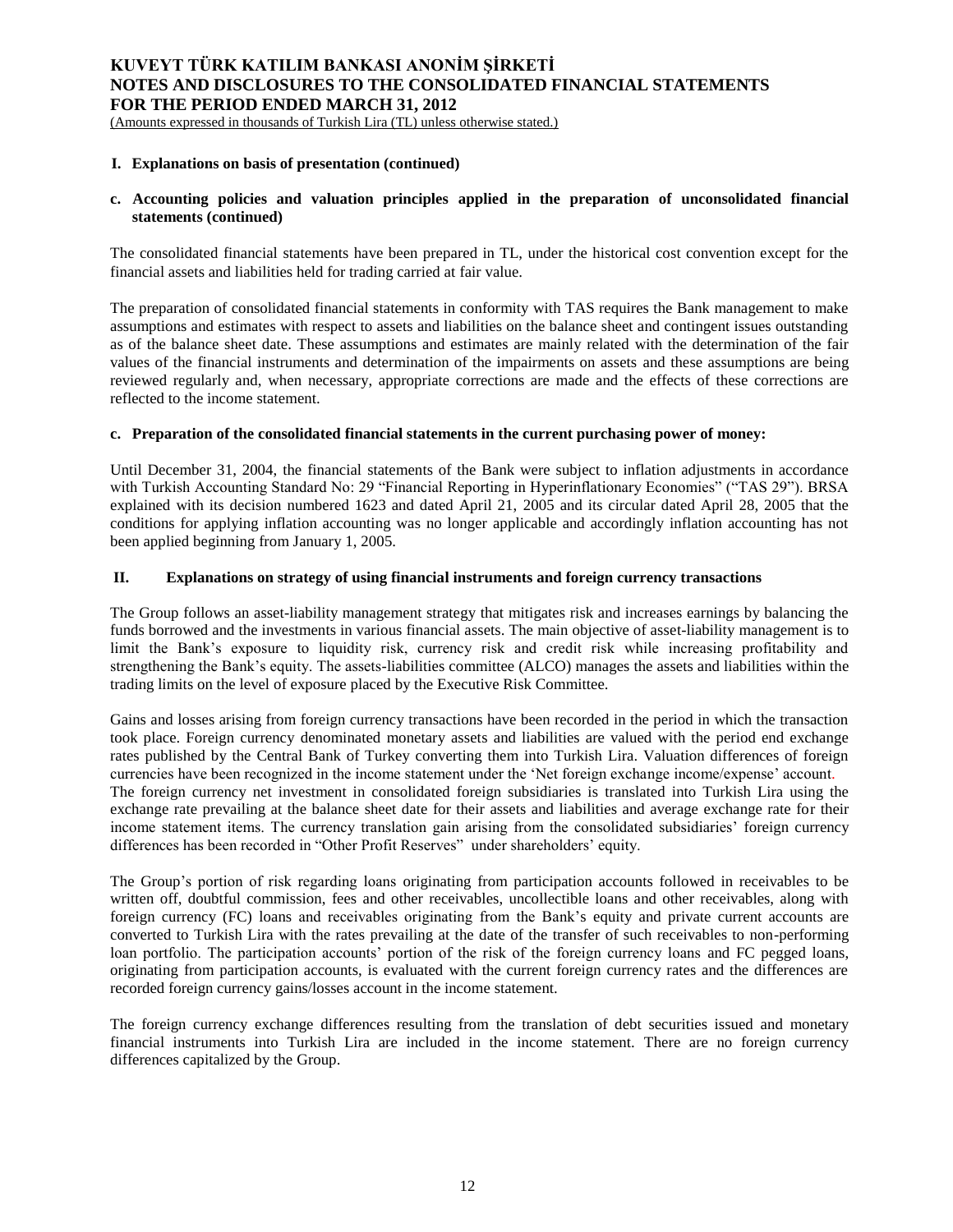## I. Explanations on basis of presentation (continued)

### c. Accounting policies and valuation principles applied in the preparation of unconsolidated financial statements (continued)

The consolidated financial statements have been prepared in TL, under the historical cost convention except for the financial assets and liabilities held for trading carried at fair value.

The preparation of consolidated financial statements in conformity with TAS requires the Bank management to make assumptions and estimates with respect to assets and liabilities on the balance sheet and contingent issues outstanding as of the balance sheet date. These assumptions and estimates are mainly related with the determination of the fair values of the financial instruments and determination of the impairments on assets and these assumptions are being reviewed regularly and, when necessary, appropriate corrections are made and the effects of these corrections are reflected to the income statement.

### c. Preparation of the consolidated financial statements in the current purchasing power of money:

Until December 31, 2004, the financial statements of the Bank were subject to inflation adjustments in accordance with Turkish Accounting Standard No: 29 "Financial Reporting in Hyperinflationary Economies" ("TAS 29"). BRSA explained with its decision numbered 1623 and dated April 21, 2005 and its circular dated April 28, 2005 that the conditions for applying inflation accounting was no longer applicable and accordingly inflation accounting has not been applied beginning from January 1, 2005.

## II. Explanations on strategy of using financial instruments and foreign currency transactions

The Group follows an asset-liability management strategy that mitigates risk and increases earnings by balancing the funds borrowed and the investments in various financial assets. The main objective of asset-liability management is to limit the Bank's exposure to liquidity risk, currency risk and credit risk while increasing profitability and strengthening the Bank's equity. The assets-liabilities committee (ALCO) manages the assets and liabilities within the trading limits on the level of exposure placed by the Executive Risk Committee.

Gains and losses arising from foreign currency transactions have been recorded in the period in which the transaction took place. Foreign currency denominated monetary assets and liabilities are valued with the period end exchange rates published by the Central Bank of Turkey converting them into Turkish Lira. Valuation differences of foreign currencies have been recognized in the income statement under the 'Net foreign exchange income/expense' account.
The foreign currency net investment in consolidated foreign subsidiaries is translated into Turkish Lira using the exchange rate prevailing at the balance sheet date for their assets and liabilities and average exchange rate for their income statement items. The currency translation gain arising from the consolidated subsidiaries' foreign currency differences has been recorded in "Other Profit Reserves" under shareholders' equity.

The Group's portion of risk regarding loans originating from participation accounts followed in receivables to be written off, doubtful commission, fees and other receivables, uncollectible loans and other receivables, along with foreign currency (FC) loans and receivables originating from the Bank's equity and private current accounts are converted to Turkish Lira with the rates prevailing at the date of the transfer of such receivables to non-performing loan portfolio. The participation accounts' portion of the risk of the foreign currency loans and FC pegged loans, originating from participation accounts, is evaluated with the current foreign currency rates and the differences are recorded foreign currency gains/losses account in the income statement.

The foreign currency exchange differences resulting from the translation of debt securities issued and monetary financial instruments into Turkish Lira are included in the income statement. There are no foreign currency differences capitalized by the Group.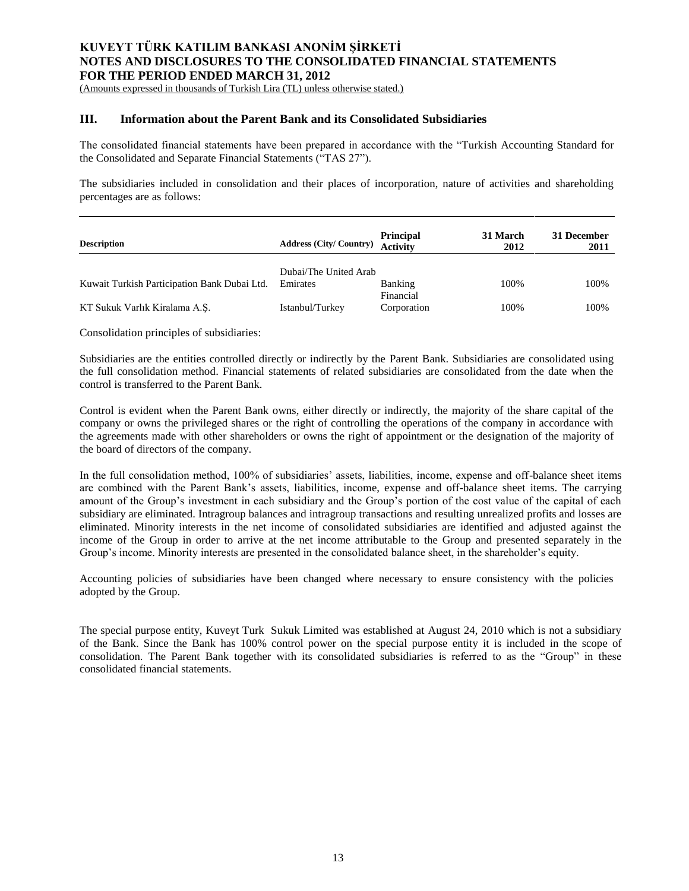## III. Information about the Parent Bank and its Consolidated Subsidiaries

The consolidated financial statements have been prepared in accordance with the "Turkish Accounting Standard for the Consolidated and Separate Financial Statements ("TAS 27").

The subsidiaries included in consolidation and their places of incorporation, nature of activities and shareholding percentages are as follows:

| Description | Address (City/ Country) | Principal Activity | 31 March 2012 | 31 December 2011 |
|---|---|---|---|---|
| Kuwait Turkish Participation Bank Dubai Ltd. | Dubai/The United Arab Emirates | Banking | 100% | 100% |
| KT Sukuk Varlık Kiralama A.Ş. | Istanbul/Turkey | Financial Corporation | 100% | 100% |

Consolidation principles of subsidiaries:

Subsidiaries are the entities controlled directly or indirectly by the Parent Bank. Subsidiaries are consolidated using the full consolidation method. Financial statements of related subsidiaries are consolidated from the date when the control is transferred to the Parent Bank.

Control is evident when the Parent Bank owns, either directly or indirectly, the majority of the share capital of the company or owns the privileged shares or the right of controlling the operations of the company in accordance with the agreements made with other shareholders or owns the right of appointment or the designation of the majority of the board of directors of the company.

In the full consolidation method, 100% of subsidiaries' assets, liabilities, income, expense and off-balance sheet items are combined with the Parent Bank's assets, liabilities, income, expense and off-balance sheet items. The carrying amount of the Group's investment in each subsidiary and the Group's portion of the cost value of the capital of each subsidiary are eliminated. Intragroup balances and intragroup transactions and resulting unrealized profits and losses are eliminated. Minority interests in the net income of consolidated subsidiaries are identified and adjusted against the income of the Group in order to arrive at the net income attributable to the Group and presented separately in the Group's income. Minority interests are presented in the consolidated balance sheet, in the shareholder's equity.

Accounting policies of subsidiaries have been changed where necessary to ensure consistency with the policies adopted by the Group.

The special purpose entity, Kuveyt Turk Sukuk Limited was established at August 24, 2010 which is not a subsidiary of the Bank. Since the Bank has 100% control power on the special purpose entity it is included in the scope of consolidation. The Parent Bank together with its consolidated subsidiaries is referred to as the "Group" in these consolidated financial statements.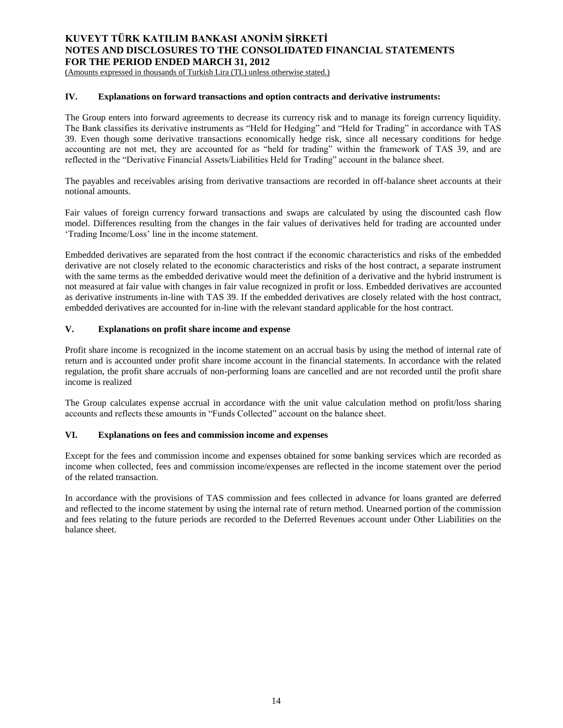### IV. Explanations on forward transactions and option contracts and derivative instruments:

The Group enters into forward agreements to decrease its currency risk and to manage its foreign currency liquidity. The Bank classifies its derivative instruments as "Held for Hedging" and "Held for Trading" in accordance with TAS 39. Even though some derivative transactions economically hedge risk, since all necessary conditions for hedge accounting are not met, they are accounted for as "held for trading" within the framework of TAS 39, and are reflected in the "Derivative Financial Assets/Liabilities Held for Trading" account in the balance sheet.

The payables and receivables arising from derivative transactions are recorded in off-balance sheet accounts at their notional amounts.

Fair values of foreign currency forward transactions and swaps are calculated by using the discounted cash flow model. Differences resulting from the changes in the fair values of derivatives held for trading are accounted under 'Trading Income/Loss' line in the income statement.

Embedded derivatives are separated from the host contract if the economic characteristics and risks of the embedded derivative are not closely related to the economic characteristics and risks of the host contract, a separate instrument with the same terms as the embedded derivative would meet the definition of a derivative and the hybrid instrument is not measured at fair value with changes in fair value recognized in profit or loss. Embedded derivatives are accounted as derivative instruments in-line with TAS 39. If the embedded derivatives are closely related with the host contract, embedded derivatives are accounted for in-line with the relevant standard applicable for the host contract.

### V. Explanations on profit share income and expense

Profit share income is recognized in the income statement on an accrual basis by using the method of internal rate of return and is accounted under profit share income account in the financial statements. In accordance with the related regulation, the profit share accruals of non-performing loans are cancelled and are not recorded until the profit share income is realized

The Group calculates expense accrual in accordance with the unit value calculation method on profit/loss sharing accounts and reflects these amounts in "Funds Collected" account on the balance sheet.

### VI. Explanations on fees and commission income and expenses

Except for the fees and commission income and expenses obtained for some banking services which are recorded as income when collected, fees and commission income/expenses are reflected in the income statement over the period of the related transaction.

In accordance with the provisions of TAS commission and fees collected in advance for loans granted are deferred and reflected to the income statement by using the internal rate of return method. Unearned portion of the commission and fees relating to the future periods are recorded to the Deferred Revenues account under Other Liabilities on the balance sheet.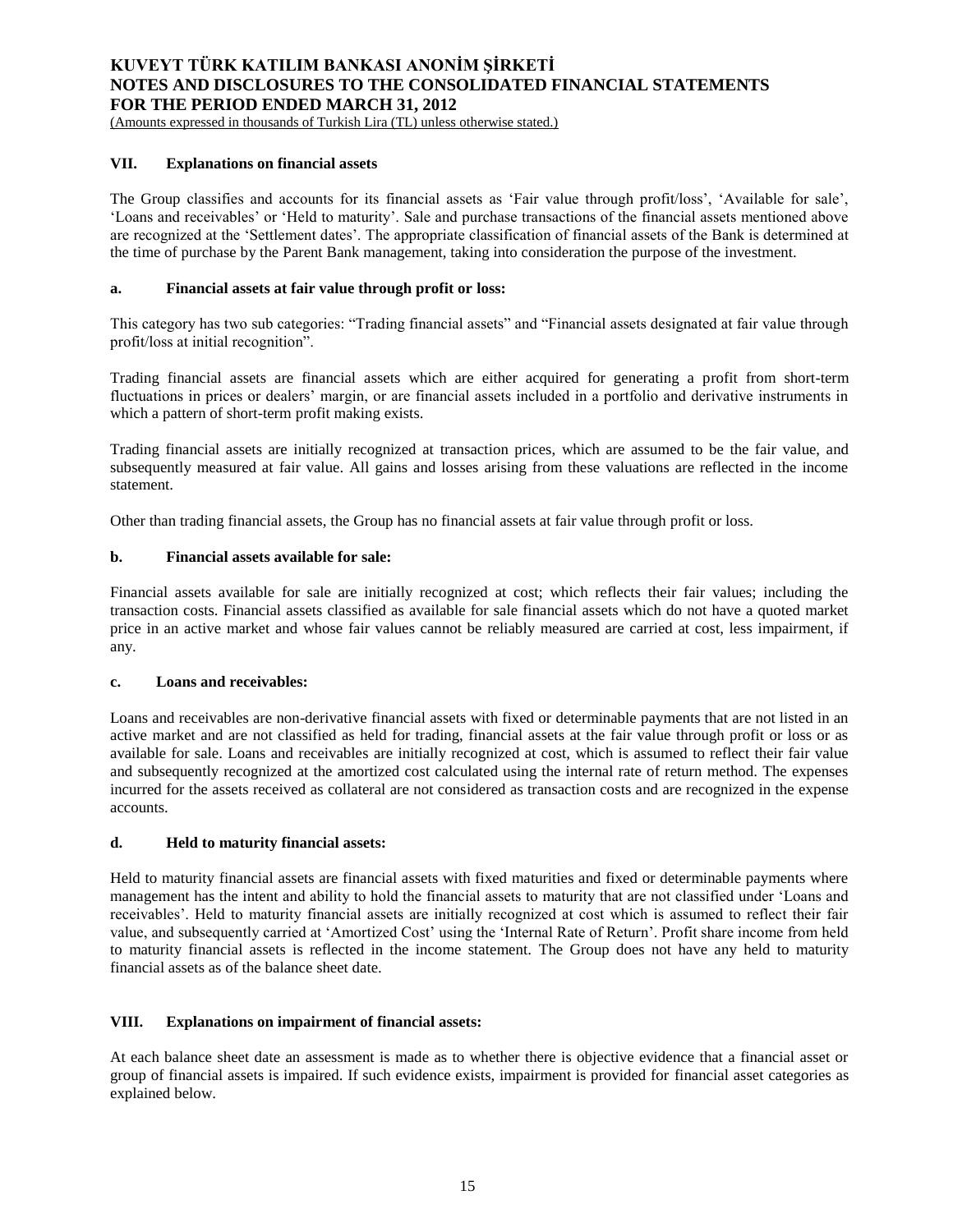## VII. Explanations on financial assets

The Group classifies and accounts for its financial assets as 'Fair value through profit/loss', 'Available for sale', 'Loans and receivables' or 'Held to maturity'. Sale and purchase transactions of the financial assets mentioned above are recognized at the 'Settlement dates'. The appropriate classification of financial assets of the Bank is determined at the time of purchase by the Parent Bank management, taking into consideration the purpose of the investment.

### a. Financial assets at fair value through profit or loss:

This category has two sub categories: "Trading financial assets" and "Financial assets designated at fair value through profit/loss at initial recognition".

Trading financial assets are financial assets which are either acquired for generating a profit from short-term fluctuations in prices or dealers' margin, or are financial assets included in a portfolio and derivative instruments in which a pattern of short-term profit making exists.

Trading financial assets are initially recognized at transaction prices, which are assumed to be the fair value, and subsequently measured at fair value. All gains and losses arising from these valuations are reflected in the income statement.

Other than trading financial assets, the Group has no financial assets at fair value through profit or loss.

### b. Financial assets available for sale:

Financial assets available for sale are initially recognized at cost; which reflects their fair values; including the transaction costs. Financial assets classified as available for sale financial assets which do not have a quoted market price in an active market and whose fair values cannot be reliably measured are carried at cost, less impairment, if any.

### c. Loans and receivables:

Loans and receivables are non-derivative financial assets with fixed or determinable payments that are not listed in an active market and are not classified as held for trading, financial assets at the fair value through profit or loss or as available for sale. Loans and receivables are initially recognized at cost, which is assumed to reflect their fair value and subsequently recognized at the amortized cost calculated using the internal rate of return method. The expenses incurred for the assets received as collateral are not considered as transaction costs and are recognized in the expense accounts.

### d. Held to maturity financial assets:

Held to maturity financial assets are financial assets with fixed maturities and fixed or determinable payments where management has the intent and ability to hold the financial assets to maturity that are not classified under 'Loans and receivables'. Held to maturity financial assets are initially recognized at cost which is assumed to reflect their fair value, and subsequently carried at 'Amortized Cost' using the 'Internal Rate of Return'. Profit share income from held to maturity financial assets is reflected in the income statement. The Group does not have any held to maturity financial assets as of the balance sheet date.

## VIII. Explanations on impairment of financial assets:

At each balance sheet date an assessment is made as to whether there is objective evidence that a financial asset or group of financial assets is impaired. If such evidence exists, impairment is provided for financial asset categories as explained below.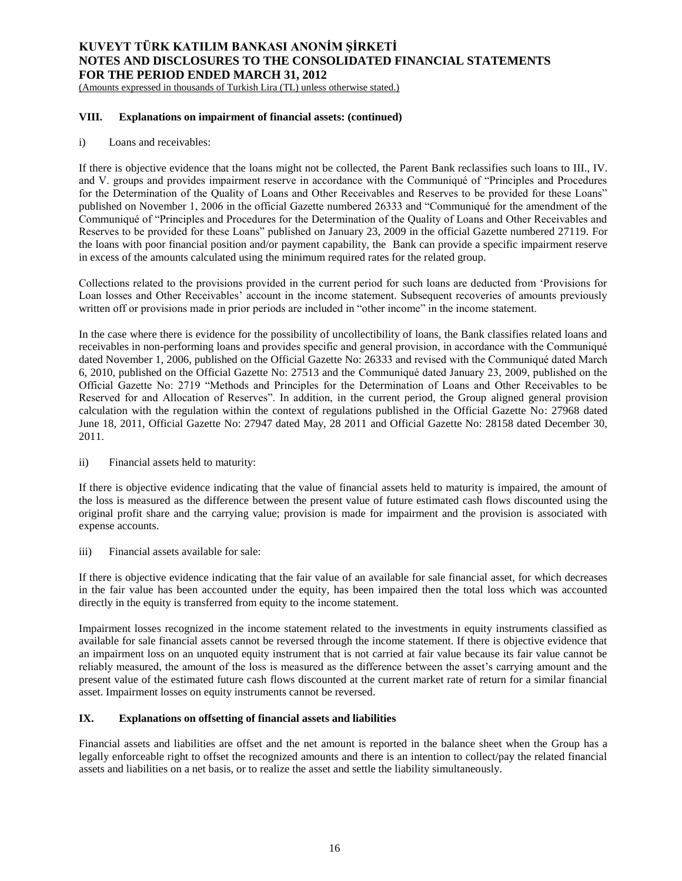### VIII. Explanations on impairment of financial assets: (continued)

i) Loans and receivables:

If there is objective evidence that the loans might not be collected, the Parent Bank reclassifies such loans to III., IV. and V. groups and provides impairment reserve in accordance with the Communiqué of "Principles and Procedures for the Determination of the Quality of Loans and Other Receivables and Reserves to be provided for these Loans" published on November 1, 2006 in the official Gazette numbered 26333 and "Communiqué for the amendment of the Communiqué of "Principles and Procedures for the Determination of the Quality of Loans and Other Receivables and Reserves to be provided for these Loans" published on January 23, 2009 in the official Gazette numbered 27119. For the loans with poor financial position and/or payment capability, the Bank can provide a specific impairment reserve in excess of the amounts calculated using the minimum required rates for the related group.

Collections related to the provisions provided in the current period for such loans are deducted from 'Provisions for Loan losses and Other Receivables' account in the income statement. Subsequent recoveries of amounts previously written off or provisions made in prior periods are included in "other income" in the income statement.

In the case where there is evidence for the possibility of uncollectibility of loans, the Bank classifies related loans and receivables in non-performing loans and provides specific and general provision, in accordance with the Communiqué dated November 1, 2006, published on the Official Gazette No: 26333 and revised with the Communiqué dated March 6, 2010, published on the Official Gazette No: 27513 and the Communiqué dated January 23, 2009, published on the Official Gazette No: 2719 "Methods and Principles for the Determination of Loans and Other Receivables to be Reserved for and Allocation of Reserves". In addition, in the current period, the Group aligned general provision calculation with the regulation within the context of regulations published in the Official Gazette No: 27968 dated June 18, 2011, Official Gazette No: 27947 dated May, 28 2011 and Official Gazette No: 28158 dated December 30, 2011.

ii) Financial assets held to maturity:

If there is objective evidence indicating that the value of financial assets held to maturity is impaired, the amount of the loss is measured as the difference between the present value of future estimated cash flows discounted using the original profit share and the carrying value; provision is made for impairment and the provision is associated with expense accounts.

iii) Financial assets available for sale:

If there is objective evidence indicating that the fair value of an available for sale financial asset, for which decreases in the fair value has been accounted under the equity, has been impaired then the total loss which was accounted directly in the equity is transferred from equity to the income statement.

Impairment losses recognized in the income statement related to the investments in equity instruments classified as available for sale financial assets cannot be reversed through the income statement. If there is objective evidence that an impairment loss on an unquoted equity instrument that is not carried at fair value because its fair value cannot be reliably measured, the amount of the loss is measured as the difference between the asset's carrying amount and the present value of the estimated future cash flows discounted at the current market rate of return for a similar financial asset. Impairment losses on equity instruments cannot be reversed.

### IX. Explanations on offsetting of financial assets and liabilities

Financial assets and liabilities are offset and the net amount is reported in the balance sheet when the Group has a legally enforceable right to offset the recognized amounts and there is an intention to collect/pay the related financial assets and liabilities on a net basis, or to realize the asset and settle the liability simultaneously.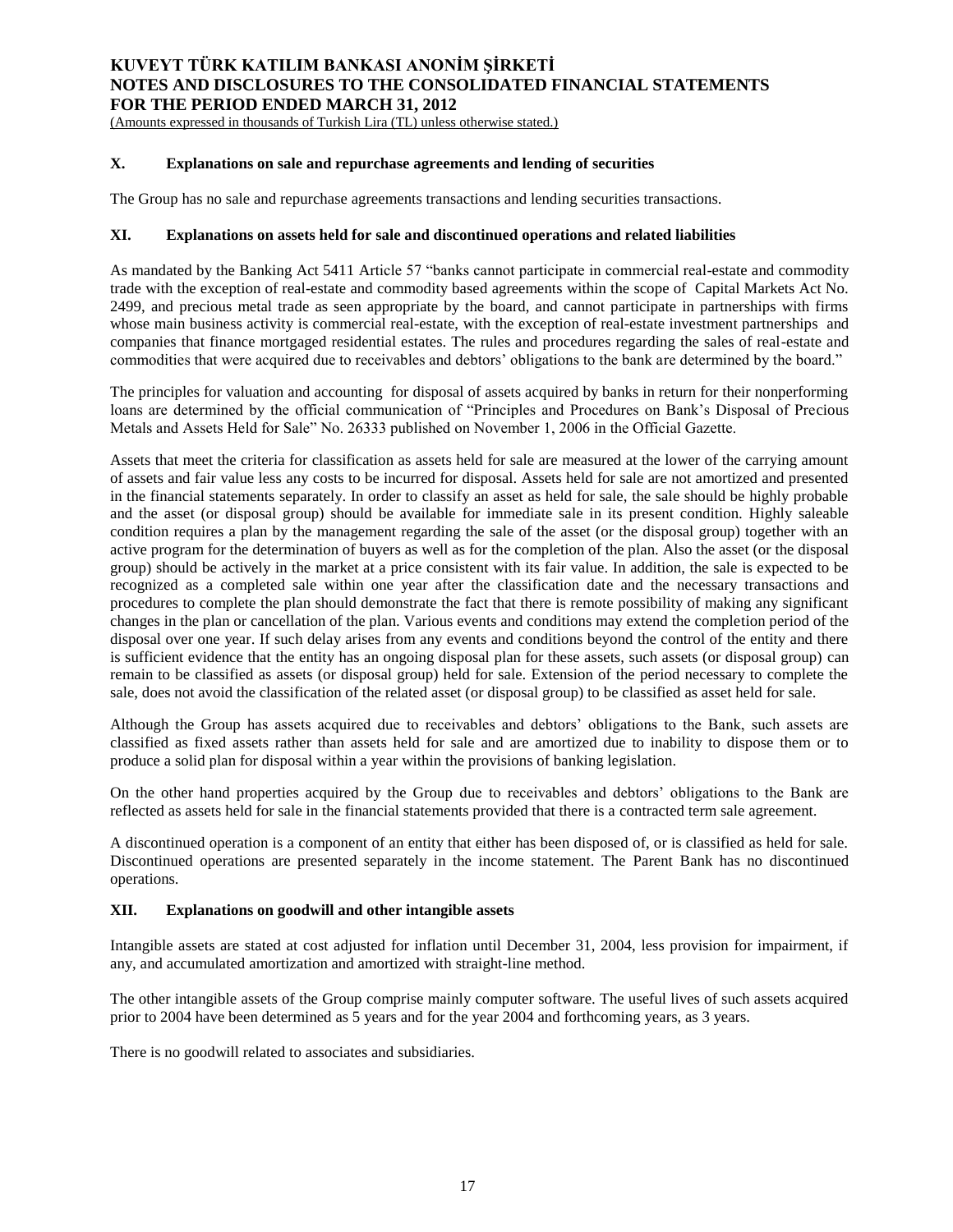## X. Explanations on sale and repurchase agreements and lending of securities

The Group has no sale and repurchase agreements transactions and lending securities transactions.

## XI. Explanations on assets held for sale and discontinued operations and related liabilities

As mandated by the Banking Act 5411 Article 57 "banks cannot participate in commercial real-estate and commodity trade with the exception of real-estate and commodity based agreements within the scope of Capital Markets Act No. 2499, and precious metal trade as seen appropriate by the board, and cannot participate in partnerships with firms whose main business activity is commercial real-estate, with the exception of real-estate investment partnerships and companies that finance mortgaged residential estates. The rules and procedures regarding the sales of real-estate and commodities that were acquired due to receivables and debtors' obligations to the bank are determined by the board."

The principles for valuation and accounting for disposal of assets acquired by banks in return for their nonperforming loans are determined by the official communication of "Principles and Procedures on Bank's Disposal of Precious Metals and Assets Held for Sale" No. 26333 published on November 1, 2006 in the Official Gazette.

Assets that meet the criteria for classification as assets held for sale are measured at the lower of the carrying amount of assets and fair value less any costs to be incurred for disposal. Assets held for sale are not amortized and presented in the financial statements separately. In order to classify an asset as held for sale, the sale should be highly probable and the asset (or disposal group) should be available for immediate sale in its present condition. Highly saleable condition requires a plan by the management regarding the sale of the asset (or the disposal group) together with an active program for the determination of buyers as well as for the completion of the plan. Also the asset (or the disposal group) should be actively in the market at a price consistent with its fair value. In addition, the sale is expected to be recognized as a completed sale within one year after the classification date and the necessary transactions and procedures to complete the plan should demonstrate the fact that there is remote possibility of making any significant changes in the plan or cancellation of the plan. Various events and conditions may extend the completion period of the disposal over one year. If such delay arises from any events and conditions beyond the control of the entity and there is sufficient evidence that the entity has an ongoing disposal plan for these assets, such assets (or disposal group) can remain to be classified as assets (or disposal group) held for sale. Extension of the period necessary to complete the sale, does not avoid the classification of the related asset (or disposal group) to be classified as asset held for sale.

Although the Group has assets acquired due to receivables and debtors' obligations to the Bank, such assets are classified as fixed assets rather than assets held for sale and are amortized due to inability to dispose them or to produce a solid plan for disposal within a year within the provisions of banking legislation.

On the other hand properties acquired by the Group due to receivables and debtors' obligations to the Bank are reflected as assets held for sale in the financial statements provided that there is a contracted term sale agreement.

A discontinued operation is a component of an entity that either has been disposed of, or is classified as held for sale. Discontinued operations are presented separately in the income statement. The Parent Bank has no discontinued operations.

## XII. Explanations on goodwill and other intangible assets

Intangible assets are stated at cost adjusted for inflation until December 31, 2004, less provision for impairment, if any, and accumulated amortization and amortized with straight-line method.

The other intangible assets of the Group comprise mainly computer software. The useful lives of such assets acquired prior to 2004 have been determined as 5 years and for the year 2004 and forthcoming years, as 3 years.

There is no goodwill related to associates and subsidiaries.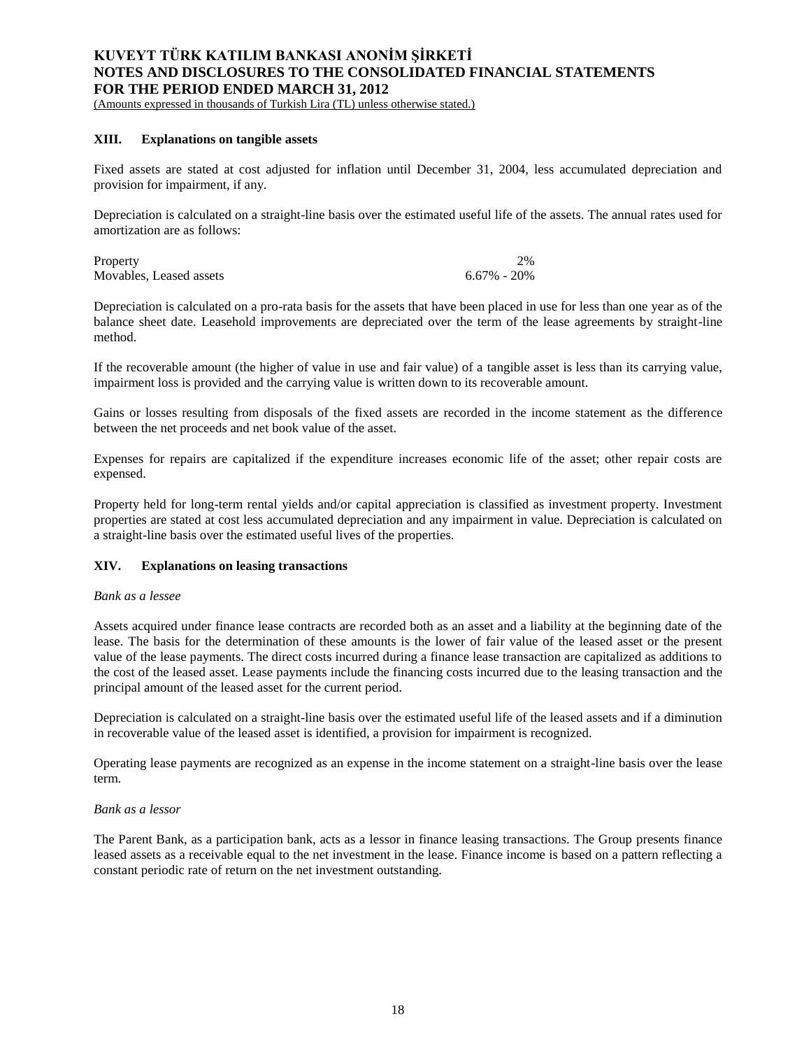## XIII. Explanations on tangible assets

Fixed assets are stated at cost adjusted for inflation until December 31, 2004, less accumulated depreciation and provision for impairment, if any.

Depreciation is calculated on a straight-line basis over the estimated useful life of the assets. The annual rates used for amortization are as follows:

| | |
|---|---|
| Property | 2% |
| Movables, Leased assets | 6.67% - 20% |

Depreciation is calculated on a pro-rata basis for the assets that have been placed in use for less than one year as of the balance sheet date. Leasehold improvements are depreciated over the term of the lease agreements by straight-line method.

If the recoverable amount (the higher of value in use and fair value) of a tangible asset is less than its carrying value, impairment loss is provided and the carrying value is written down to its recoverable amount.

Gains or losses resulting from disposals of the fixed assets are recorded in the income statement as the difference between the net proceeds and net book value of the asset.

Expenses for repairs are capitalized if the expenditure increases economic life of the asset; other repair costs are expensed.

Property held for long-term rental yields and/or capital appreciation is classified as investment property. Investment properties are stated at cost less accumulated depreciation and any impairment in value. Depreciation is calculated on a straight-line basis over the estimated useful lives of the properties.

## XIV. Explanations on leasing transactions

*Bank as a lessee*

Assets acquired under finance lease contracts are recorded both as an asset and a liability at the beginning date of the lease. The basis for the determination of these amounts is the lower of fair value of the leased asset or the present value of the lease payments. The direct costs incurred during a finance lease transaction are capitalized as additions to the cost of the leased asset. Lease payments include the financing costs incurred due to the leasing transaction and the principal amount of the leased asset for the current period.

Depreciation is calculated on a straight-line basis over the estimated useful life of the leased assets and if a diminution in recoverable value of the leased asset is identified, a provision for impairment is recognized.

Operating lease payments are recognized as an expense in the income statement on a straight-line basis over the lease term.

*Bank as a lessor*

The Parent Bank, as a participation bank, acts as a lessor in finance leasing transactions. The Group presents finance leased assets as a receivable equal to the net investment in the lease. Finance income is based on a pattern reflecting a constant periodic rate of return on the net investment outstanding.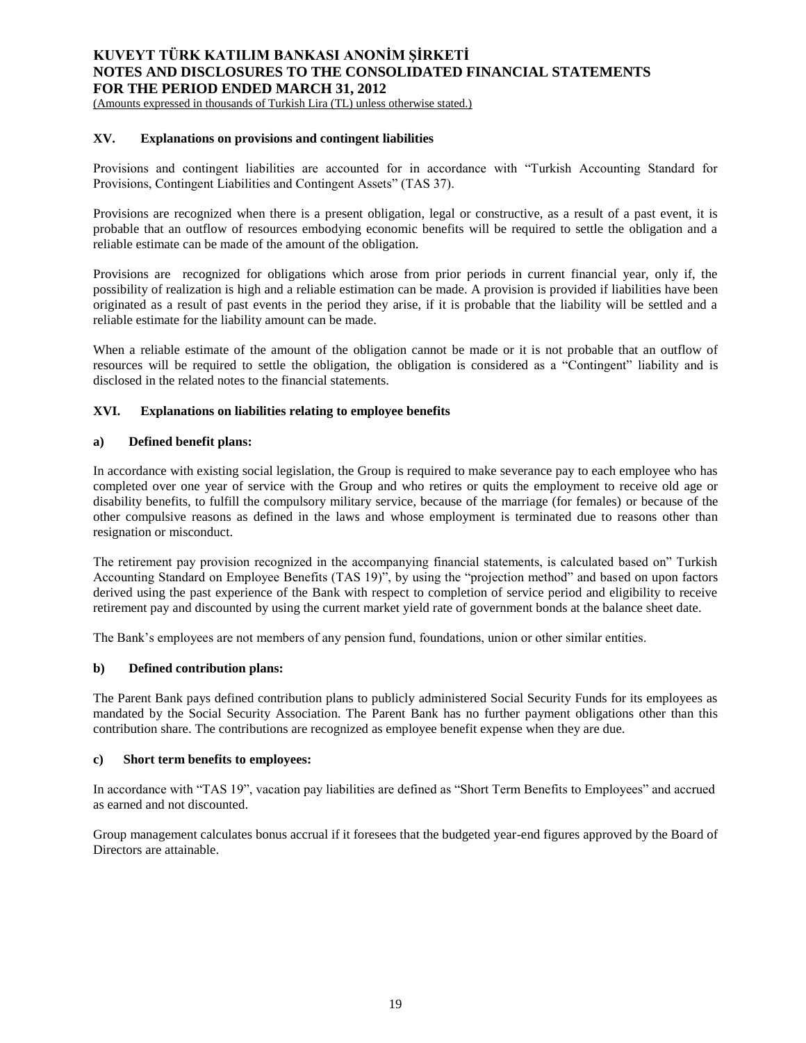## XV. Explanations on provisions and contingent liabilities

Provisions and contingent liabilities are accounted for in accordance with "Turkish Accounting Standard for Provisions, Contingent Liabilities and Contingent Assets" (TAS 37).

Provisions are recognized when there is a present obligation, legal or constructive, as a result of a past event, it is probable that an outflow of resources embodying economic benefits will be required to settle the obligation and a reliable estimate can be made of the amount of the obligation.

Provisions are recognized for obligations which arose from prior periods in current financial year, only if, the possibility of realization is high and a reliable estimation can be made. A provision is provided if liabilities have been originated as a result of past events in the period they arise, if it is probable that the liability will be settled and a reliable estimate for the liability amount can be made.

When a reliable estimate of the amount of the obligation cannot be made or it is not probable that an outflow of resources will be required to settle the obligation, the obligation is considered as a "Contingent" liability and is disclosed in the related notes to the financial statements.

## XVI. Explanations on liabilities relating to employee benefits

### a) Defined benefit plans:

In accordance with existing social legislation, the Group is required to make severance pay to each employee who has completed over one year of service with the Group and who retires or quits the employment to receive old age or disability benefits, to fulfill the compulsory military service, because of the marriage (for females) or because of the other compulsive reasons as defined in the laws and whose employment is terminated due to reasons other than resignation or misconduct.

The retirement pay provision recognized in the accompanying financial statements, is calculated based on" Turkish Accounting Standard on Employee Benefits (TAS 19)", by using the "projection method" and based on upon factors derived using the past experience of the Bank with respect to completion of service period and eligibility to receive retirement pay and discounted by using the current market yield rate of government bonds at the balance sheet date.

The Bank's employees are not members of any pension fund, foundations, union or other similar entities.

### b) Defined contribution plans:

The Parent Bank pays defined contribution plans to publicly administered Social Security Funds for its employees as mandated by the Social Security Association. The Parent Bank has no further payment obligations other than this contribution share. The contributions are recognized as employee benefit expense when they are due.

### c) Short term benefits to employees:

In accordance with "TAS 19", vacation pay liabilities are defined as "Short Term Benefits to Employees" and accrued as earned and not discounted.

Group management calculates bonus accrual if it foresees that the budgeted year-end figures approved by the Board of Directors are attainable.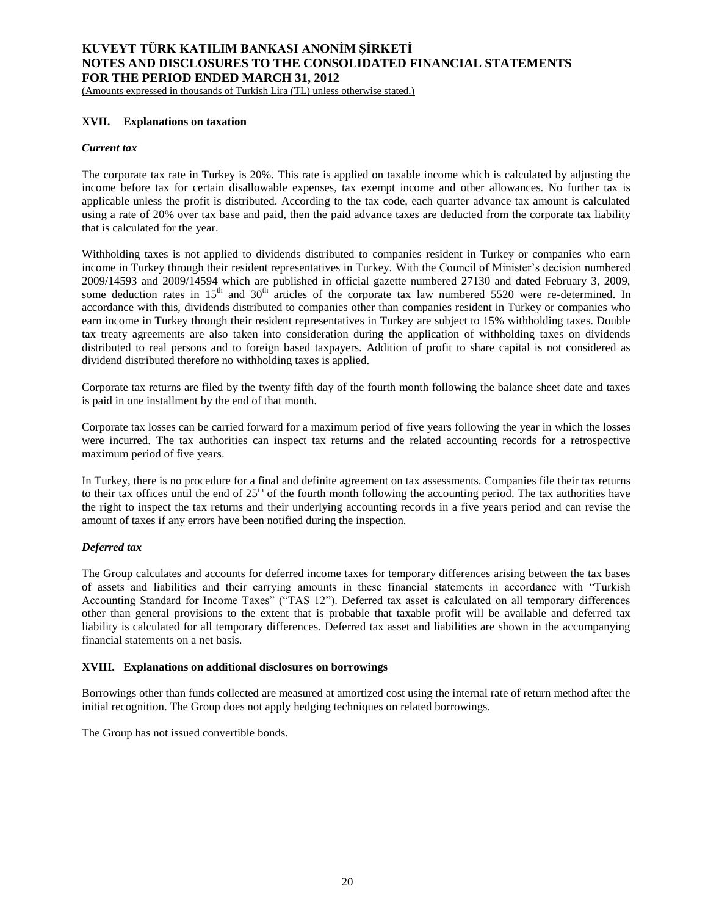### XVII. Explanations on taxation

#### *Current tax*

The corporate tax rate in Turkey is 20%. This rate is applied on taxable income which is calculated by adjusting the income before tax for certain disallowable expenses, tax exempt income and other allowances. No further tax is applicable unless the profit is distributed. According to the tax code, each quarter advance tax amount is calculated using a rate of 20% over tax base and paid, then the paid advance taxes are deducted from the corporate tax liability that is calculated for the year.

Withholding taxes is not applied to dividends distributed to companies resident in Turkey or companies who earn income in Turkey through their resident representatives in Turkey. With the Council of Minister's decision numbered 2009/14593 and 2009/14594 which are published in official gazette numbered 27130 and dated February 3, 2009, some deduction rates in 15th and 30th articles of the corporate tax law numbered 5520 were re-determined. In accordance with this, dividends distributed to companies other than companies resident in Turkey or companies who earn income in Turkey through their resident representatives in Turkey are subject to 15% withholding taxes. Double tax treaty agreements are also taken into consideration during the application of withholding taxes on dividends distributed to real persons and to foreign based taxpayers. Addition of profit to share capital is not considered as dividend distributed therefore no withholding taxes is applied.

Corporate tax returns are filed by the twenty fifth day of the fourth month following the balance sheet date and taxes is paid in one installment by the end of that month.

Corporate tax losses can be carried forward for a maximum period of five years following the year in which the losses were incurred. The tax authorities can inspect tax returns and the related accounting records for a retrospective maximum period of five years.

In Turkey, there is no procedure for a final and definite agreement on tax assessments. Companies file their tax returns to their tax offices until the end of 25th of the fourth month following the accounting period. The tax authorities have the right to inspect the tax returns and their underlying accounting records in a five years period and can revise the amount of taxes if any errors have been notified during the inspection.

#### *Deferred tax*

The Group calculates and accounts for deferred income taxes for temporary differences arising between the tax bases of assets and liabilities and their carrying amounts in these financial statements in accordance with "Turkish Accounting Standard for Income Taxes" ("TAS 12"). Deferred tax asset is calculated on all temporary differences other than general provisions to the extent that is probable that taxable profit will be available and deferred tax liability is calculated for all temporary differences. Deferred tax asset and liabilities are shown in the accompanying financial statements on a net basis.

### XVIII. Explanations on additional disclosures on borrowings

Borrowings other than funds collected are measured at amortized cost using the internal rate of return method after the initial recognition. The Group does not apply hedging techniques on related borrowings.

The Group has not issued convertible bonds.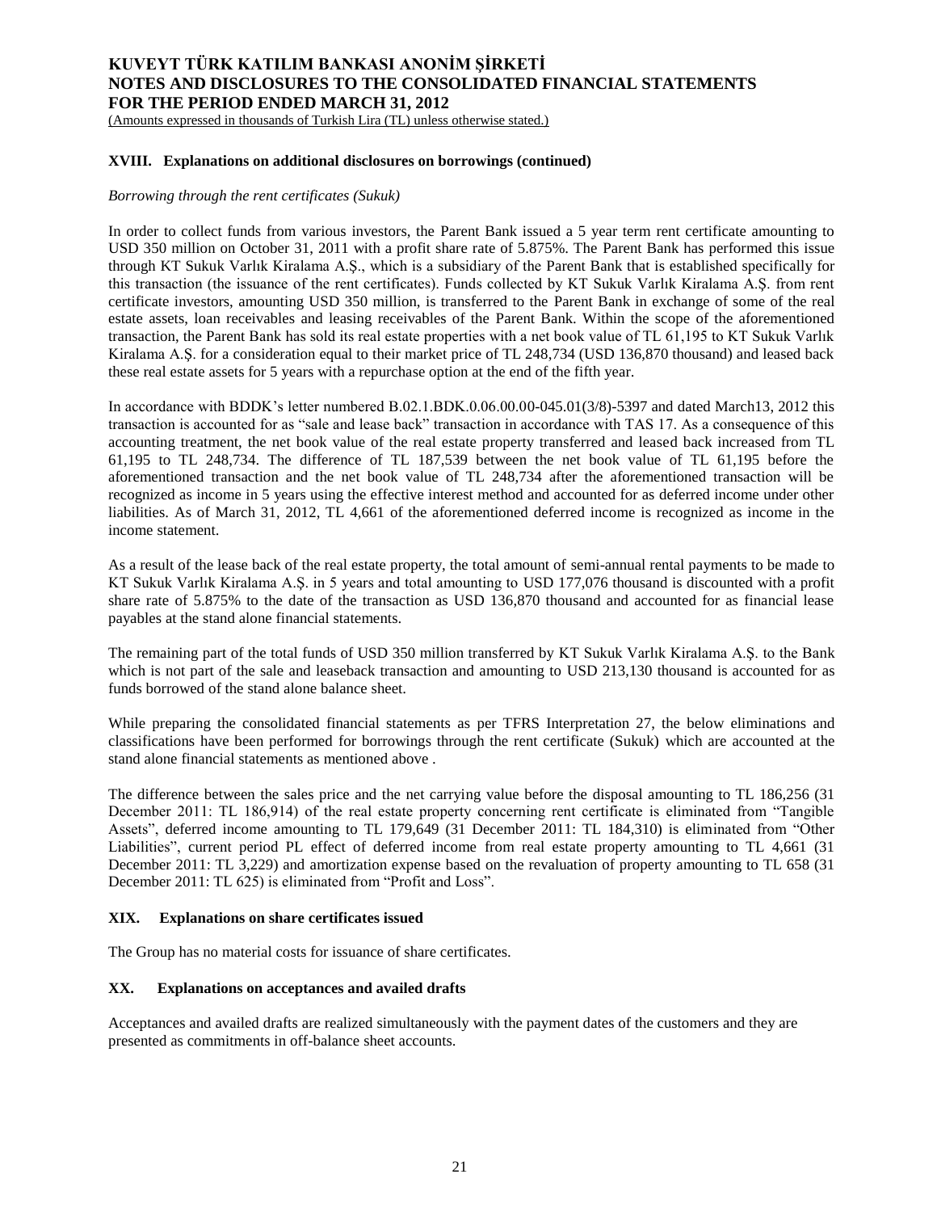### XVIII. Explanations on additional disclosures on borrowings (continued)

*Borrowing through the rent certificates (Sukuk)*

In order to collect funds from various investors, the Parent Bank issued a 5 year term rent certificate amounting to USD 350 million on October 31, 2011 with a profit share rate of 5.875%. The Parent Bank has performed this issue through KT Sukuk Varlık Kiralama A.Ş., which is a subsidiary of the Parent Bank that is established specifically for this transaction (the issuance of the rent certificates). Funds collected by KT Sukuk Varlık Kiralama A.Ş. from rent certificate investors, amounting USD 350 million, is transferred to the Parent Bank in exchange of some of the real estate assets, loan receivables and leasing receivables of the Parent Bank. Within the scope of the aforementioned transaction, the Parent Bank has sold its real estate properties with a net book value of TL 61,195 to KT Sukuk Varlık Kiralama A.Ş. for a consideration equal to their market price of TL 248,734 (USD 136,870 thousand) and leased back these real estate assets for 5 years with a repurchase option at the end of the fifth year.

In accordance with BDDK's letter numbered B.02.1.BDK.0.06.00.00-045.01(3/8)-5397 and dated March13, 2012 this transaction is accounted for as "sale and lease back" transaction in accordance with TAS 17. As a consequence of this accounting treatment, the net book value of the real estate property transferred and leased back increased from TL 61,195 to TL 248,734. The difference of TL 187,539 between the net book value of TL 61,195 before the aforementioned transaction and the net book value of TL 248,734 after the aforementioned transaction will be recognized as income in 5 years using the effective interest method and accounted for as deferred income under other liabilities. As of March 31, 2012, TL 4,661 of the aforementioned deferred income is recognized as income in the income statement.

As a result of the lease back of the real estate property, the total amount of semi-annual rental payments to be made to KT Sukuk Varlık Kiralama A.Ş. in 5 years and total amounting to USD 177,076 thousand is discounted with a profit share rate of 5.875% to the date of the transaction as USD 136,870 thousand and accounted for as financial lease payables at the stand alone financial statements.

The remaining part of the total funds of USD 350 million transferred by KT Sukuk Varlık Kiralama A.Ş. to the Bank which is not part of the sale and leaseback transaction and amounting to USD 213,130 thousand is accounted for as funds borrowed of the stand alone balance sheet.

While preparing the consolidated financial statements as per TFRS Interpretation 27, the below eliminations and classifications have been performed for borrowings through the rent certificate (Sukuk) which are accounted at the stand alone financial statements as mentioned above .

The difference between the sales price and the net carrying value before the disposal amounting to TL 186,256 (31 December 2011: TL 186,914) of the real estate property concerning rent certificate is eliminated from "Tangible Assets", deferred income amounting to TL 179,649 (31 December 2011: TL 184,310) is eliminated from "Other Liabilities", current period PL effect of deferred income from real estate property amounting to TL 4,661 (31 December 2011: TL 3,229) and amortization expense based on the revaluation of property amounting to TL 658 (31 December 2011: TL 625) is eliminated from "Profit and Loss".

### XIX. Explanations on share certificates issued

The Group has no material costs for issuance of share certificates.

### XX. Explanations on acceptances and availed drafts

Acceptances and availed drafts are realized simultaneously with the payment dates of the customers and they are presented as commitments in off-balance sheet accounts.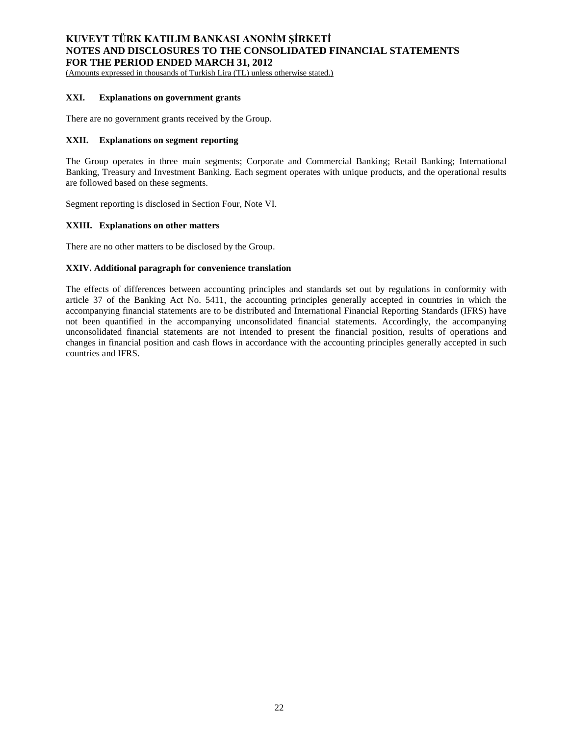### XXI. Explanations on government grants

There are no government grants received by the Group.

### XXII. Explanations on segment reporting

The Group operates in three main segments; Corporate and Commercial Banking; Retail Banking; International Banking, Treasury and Investment Banking. Each segment operates with unique products, and the operational results are followed based on these segments.

Segment reporting is disclosed in Section Four, Note VI.

### XXIII. Explanations on other matters

There are no other matters to be disclosed by the Group.

### XXIV. Additional paragraph for convenience translation

The effects of differences between accounting principles and standards set out by regulations in conformity with article 37 of the Banking Act No. 5411, the accounting principles generally accepted in countries in which the accompanying financial statements are to be distributed and International Financial Reporting Standards (IFRS) have not been quantified in the accompanying unconsolidated financial statements. Accordingly, the accompanying unconsolidated financial statements are not intended to present the financial position, results of operations and changes in financial position and cash flows in accordance with the accounting principles generally accepted in such countries and IFRS.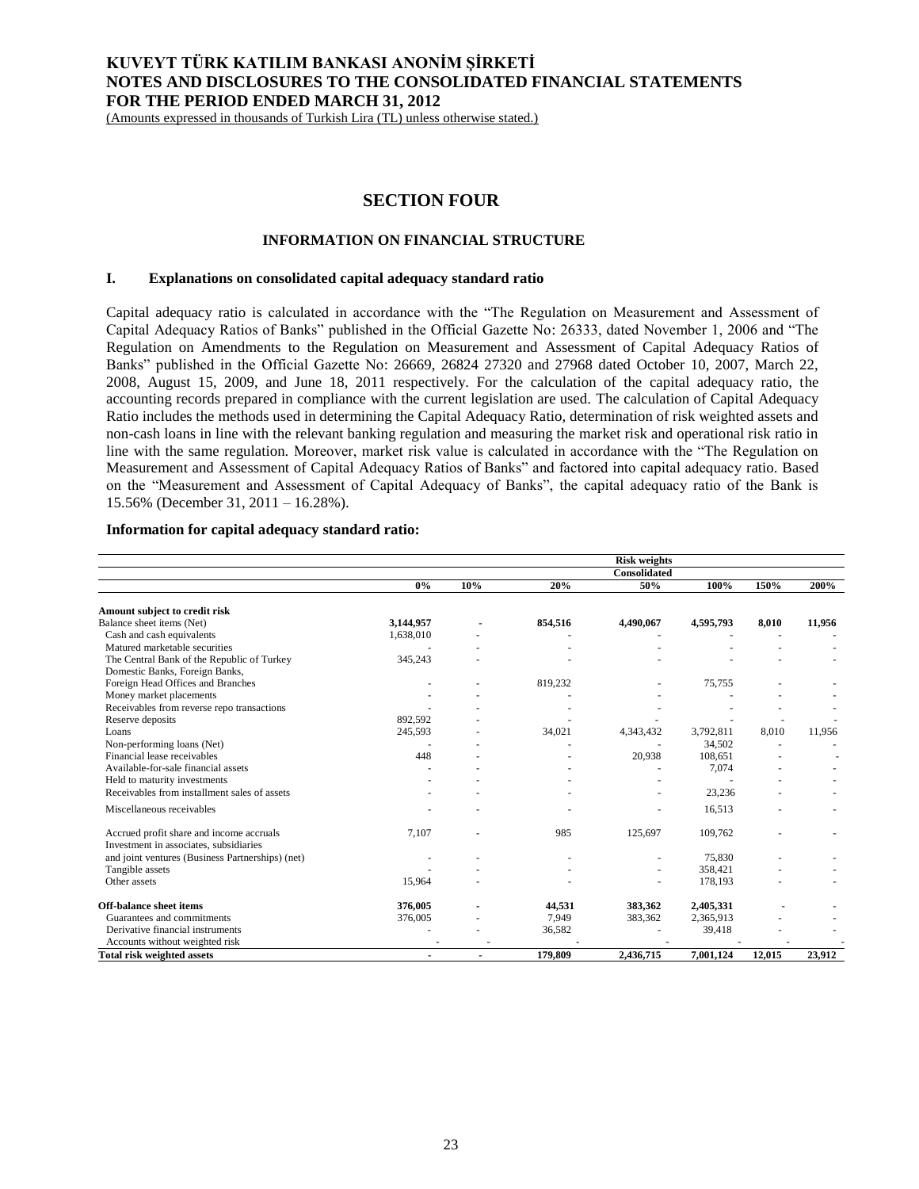# SECTION FOUR

## INFORMATION ON FINANCIAL STRUCTURE

### I. Explanations on consolidated capital adequacy standard ratio

Capital adequacy ratio is calculated in accordance with the "The Regulation on Measurement and Assessment of Capital Adequacy Ratios of Banks" published in the Official Gazette No: 26333, dated November 1, 2006 and "The Regulation on Amendments to the Regulation on Measurement and Assessment of Capital Adequacy Ratios of Banks" published in the Official Gazette No: 26669, 26824 27320 and 27968 dated October 10, 2007, March 22, 2008, August 15, 2009, and June 18, 2011 respectively. For the calculation of the capital adequacy ratio, the accounting records prepared in compliance with the current legislation are used. The calculation of Capital Adequacy Ratio includes the methods used in determining the Capital Adequacy Ratio, determination of risk weighted assets and non-cash loans in line with the relevant banking regulation and measuring the market risk and operational risk ratio in line with the same regulation. Moreover, market risk value is calculated in accordance with the "The Regulation on Measurement and Assessment of Capital Adequacy Ratios of Banks" and factored into capital adequacy ratio. Based on the "Measurement and Assessment of Capital Adequacy of Banks", the capital adequacy ratio of the Bank is 15.56% (December 31, 2011 – 16.28%).

**Information for capital adequacy standard ratio:**

| | Risk weights | | | | | | |
|---|---|---|---|---|---|---|---|
| | Consolidated | | | | | | |
| | **0%** | **10%** | **20%** | **50%** | **100%** | **150%** | **200%** |
| **Amount subject to credit risk** | | | | | | | |
| Balance sheet items (Net) | **3,144,957** | **-** | **854,516** | **4,490,067** | **4,595,793** | **8,010** | **11,956** |
| Cash and cash equivalents | 1,638,010 | - | - | - | - | - | - |
| Matured marketable securities | - | - | - | - | - | - | - |
| The Central Bank of the Republic of Turkey | 345,243 | - | - | - | - | - | - |
| Domestic Banks, Foreign Banks, Foreign Head Offices and Branches | - | - | 819,232 | - | 75,755 | - | - |
| Money market placements | - | - | - | - | - | - | - |
| Receivables from reverse repo transactions | - | - | - | - | - | - | - |
| Reserve deposits | 892,592 | - | - | - | - | - | - |
| Loans | 245,593 | - | 34,021 | 4,343,432 | 3,792,811 | 8,010 | 11,956 |
| Non-performing loans (Net) | - | - | - | - | 34,502 | - | - |
| Financial lease receivables | 448 | - | - | 20,938 | 108,651 | - | - |
| Available-for-sale financial assets | - | - | - | - | 7,074 | - | - |
| Held to maturity investments | - | - | - | - | - | - | - |
| Receivables from installment sales of assets | - | - | - | - | 23,236 | - | - |
| Miscellaneous receivables | - | - | - | - | 16,513 | - | - |
| Accrued profit share and income accruals | 7,107 | - | 985 | 125,697 | 109,762 | - | - |
| Investment in associates, subsidiaries and joint ventures (Business Partnerships) (net) | - | - | - | - | 75,830 | - | - |
| Tangible assets | - | - | - | - | 358,421 | - | - |
| Other assets | 15,964 | - | - | - | 178,193 | - | - |
| **Off-balance sheet items** | **376,005** | **-** | **44,531** | **383,362** | **2,405,331** | **-** | **-** |
| Guarantees and commitments | 376,005 | - | 7,949 | 383,362 | 2,365,913 | - | - |
| Derivative financial instruments | - | - | 36,582 | - | 39,418 | - | - |
| Accounts without weighted risk | - | - | - | - | - | - | - |
| **Total risk weighted assets** | **-** | **-** | **179,809** | **2,436,715** | **7,001,124** | **12,015** | **23,912** |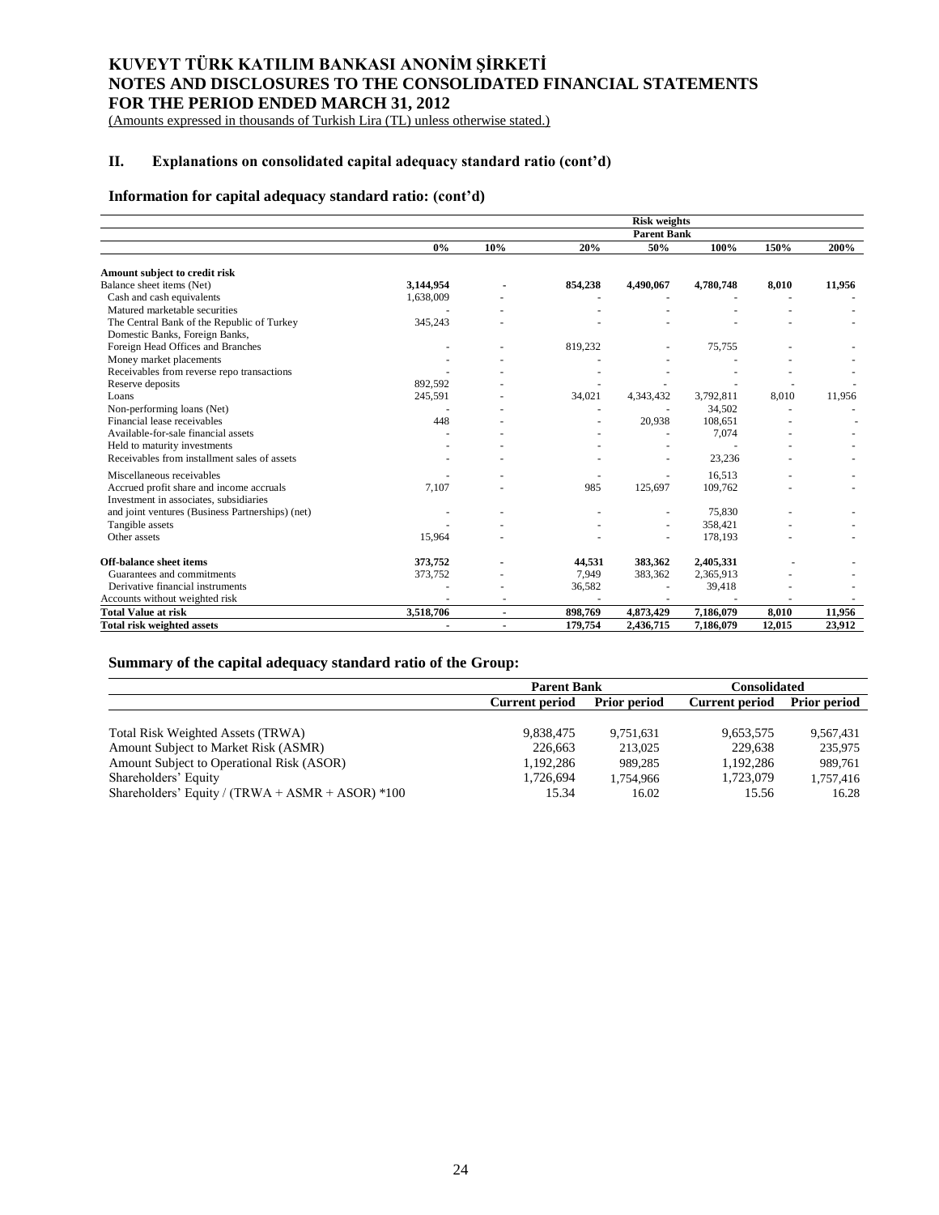# KUVEYT TÜRK KATILIM BANKASI ANONİM ŞİRKETİ
# NOTES AND DISCLOSURES TO THE CONSOLIDATED FINANCIAL STATEMENTS
# FOR THE PERIOD ENDED MARCH 31, 2012

(Amounts expressed in thousands of Turkish Lira (TL) unless otherwise stated.)

## II. Explanations on consolidated capital adequacy standard ratio (cont'd)

### Information for capital adequacy standard ratio: (cont'd)

| | Risk weights | | | | | | |
|---|---|---|---|---|---|---|---|
| | Parent Bank | | | | | | |
| | 0% | 10% | 20% | 50% | 100% | 150% | 200% |
| **Amount subject to credit risk** | | | | | | | |
| Balance sheet items (Net) | **3,144,954** | **-** | **854,238** | **4,490,067** | **4,780,748** | **8,010** | **11,956** |
| Cash and cash equivalents | 1,638,009 | - | - | - | - | - | - |
| Matured marketable securities | - | - | - | - | - | - | - |
| The Central Bank of the Republic of Turkey | 345,243 | - | - | - | - | - | - |
| Domestic Banks, Foreign Banks, Foreign Head Offices and Branches | - | - | 819,232 | - | 75,755 | - | - |
| Money market placements | - | - | - | - | - | - | - |
| Receivables from reverse repo transactions | - | - | - | - | - | - | - |
| Reserve deposits | 892,592 | - | - | - | - | - | - |
| Loans | 245,591 | - | 34,021 | 4,343,432 | 3,792,811 | 8,010 | 11,956 |
| Non-performing loans (Net) | - | - | - | - | 34,502 | - | - |
| Financial lease receivables | 448 | - | - | 20,938 | 108,651 | - | - |
| Available-for-sale financial assets | - | - | - | - | 7,074 | - | - |
| Held to maturity investments | - | - | - | - | - | - | - |
| Receivables from installment sales of assets | - | - | - | - | 23,236 | - | - |
| Miscellaneous receivables | - | - | - | - | 16,513 | - | - |
| Accrued profit share and income accruals | 7,107 | - | 985 | 125,697 | 109,762 | - | - |
| Investment in associates, subsidiaries and joint ventures (Business Partnerships) (net) | - | - | - | - | 75,830 | - | - |
| Tangible assets | - | - | - | - | 358,421 | - | - |
| Other assets | 15,964 | - | - | - | 178,193 | - | - |
| **Off-balance sheet items** | **373,752** | **-** | **44,531** | **383,362** | **2,405,331** | **-** | **-** |
| Guarantees and commitments | 373,752 | - | 7,949 | 383,362 | 2,365,913 | - | - |
| Derivative financial instruments | - | - | 36,582 | - | 39,418 | - | - |
| Accounts without weighted risk | - | - | - | - | - | - | - |
| **Total Value at risk** | **3,518,706** | **-** | **898,769** | **4,873,429** | **7,186,079** | **8,010** | **11,956** |
| **Total risk weighted assets** | **-** | **-** | **179,754** | **2,436,715** | **7,186,079** | **12,015** | **23,912** |

### Summary of the capital adequacy standard ratio of the Group:

| | Parent Bank | | Consolidated | |
|---|---|---|---|---|
| | Current period | Prior period | Current period | Prior period |
| Total Risk Weighted Assets (TRWA) | 9,838,475 | 9,751,631 | 9,653,575 | 9,567,431 |
| Amount Subject to Market Risk (ASMR) | 226,663 | 213,025 | 229,638 | 235,975 |
| Amount Subject to Operational Risk (ASOR) | 1,192,286 | 989,285 | 1,192,286 | 989,761 |
| Shareholders' Equity | 1,726,694 | 1,754,966 | 1,723,079 | 1,757,416 |
| Shareholders' Equity / (TRWA + ASMR + ASOR) *100 | 15.34 | 16.02 | 15.56 | 16.28 |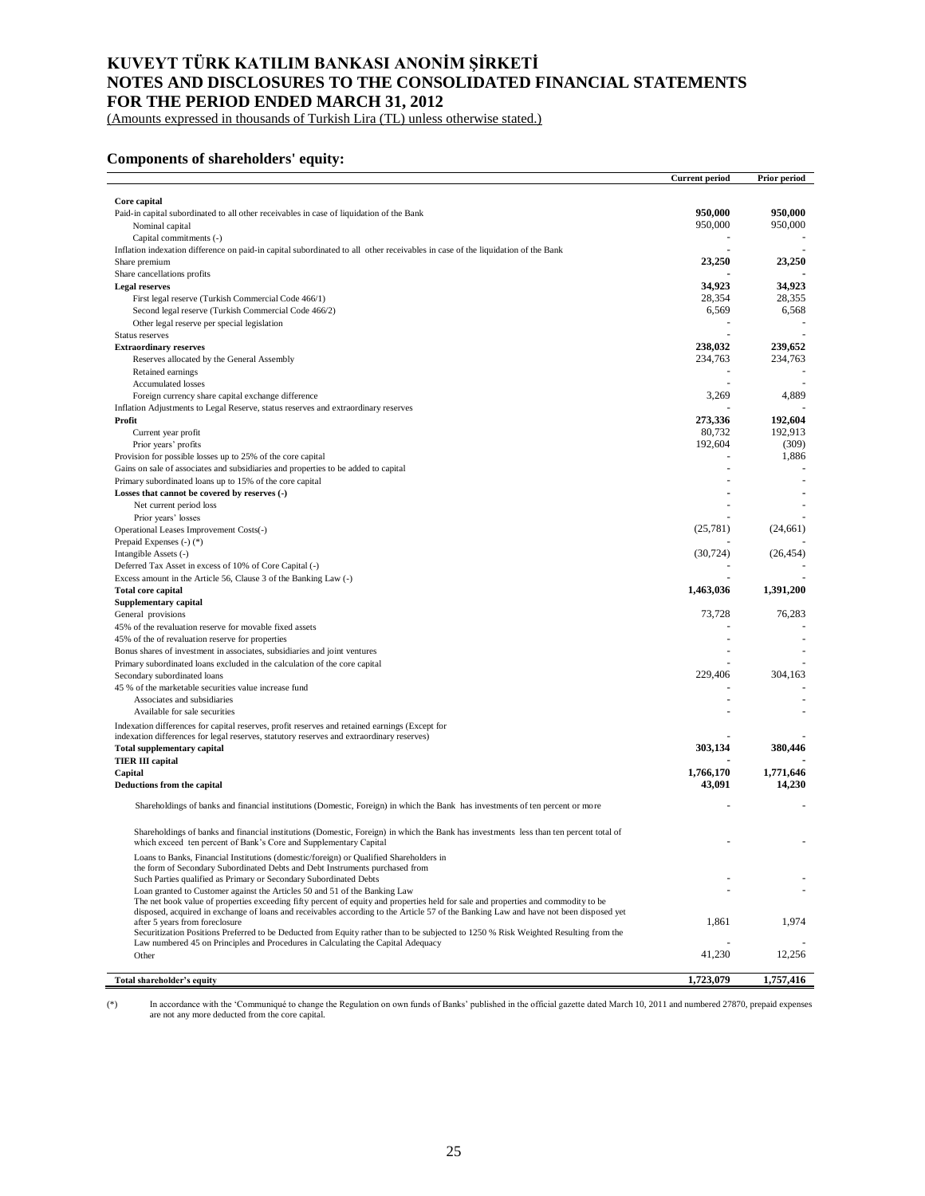# KUVEYT TÜRK KATILIM BANKASI ANONİM ŞİRKETİ
# NOTES AND DISCLOSURES TO THE CONSOLIDATED FINANCIAL STATEMENTS
# FOR THE PERIOD ENDED MARCH 31, 2012

(Amounts expressed in thousands of Turkish Lira (TL) unless otherwise stated.)

### Components of shareholders' equity:

| | Current period | Prior period |
|---|---|---|
| **Core capital** | | |
| Paid-in capital subordinated to all other receivables in case of liquidation of the Bank | **950,000** | **950,000** |
| Nominal capital | 950,000 | 950,000 |
| Capital commitments (-) | - | - |
| Inflation indexation difference on paid-in capital subordinated to all other receivables in case of the liquidation of the Bank | - | - |
| Share premium | **23,250** | **23,250** |
| Share cancellations profits | - | - |
| **Legal reserves** | **34,923** | **34,923** |
| First legal reserve (Turkish Commercial Code 466/1) | 28,354 | 28,355 |
| Second legal reserve (Turkish Commercial Code 466/2) | 6,569 | 6,568 |
| Other legal reserve per special legislation | - | - |
| Status reserves | - | - |
| **Extraordinary reserves** | **238,032** | **239,652** |
| Reserves allocated by the General Assembly | 234,763 | 234,763 |
| Retained earnings | - | - |
| Accumulated losses | - | - |
| Foreign currency share capital exchange difference | 3,269 | 4,889 |
| Inflation Adjustments to Legal Reserve, status reserves and extraordinary reserves | - | - |
| **Profit** | **273,336** | **192,604** |
| Current year profit | 80,732 | 192,913 |
| Prior years' profits | 192,604 | (309) |
| Provision for possible losses up to 25% of the core capital | - | 1,886 |
| Gains on sale of associates and subsidiaries and properties to be added to capital | - | - |
| Primary subordinated loans up to 15% of the core capital | - | - |
| **Losses that cannot be covered by reserves (-)** | - | - |
| Net current period loss | - | - |
| Prior years' losses | - | - |
| Operational Leases Improvement Costs(-) | (25,781) | (24,661) |
| Prepaid Expenses (-) (*) | - | - |
| Intangible Assets (-) | (30,724) | (26,454) |
| Deferred Tax Asset in excess of 10% of Core Capital (-) | - | - |
| Excess amount in the Article 56, Clause 3 of the Banking Law (-) | - | - |
| **Total core capital** | **1,463,036** | **1,391,200** |
| **Supplementary capital** | | |
| General provisions | 73,728 | 76,283 |
| 45% of the revaluation reserve for movable fixed assets | - | - |
| 45% of the of revaluation reserve for properties | - | - |
| Bonus shares of investment in associates, subsidiaries and joint ventures | - | - |
| Primary subordinated loans excluded in the calculation of the core capital | - | - |
| Secondary subordinated loans | 229,406 | 304,163 |
| 45 % of the marketable securities value increase fund | - | - |
| Associates and subsidiaries | - | - |
| Available for sale securities | - | - |
| Indexation differences for capital reserves, profit reserves and retained earnings (Except for indexation differences for legal reserves, statutory reserves and extraordinary reserves) | - | - |
| **Total supplementary capital** | **303,134** | **380,446** |
| **TIER III capital** | - | - |
| **Capital** | **1,766,170** | **1,771,646** |
| **Deductions from the capital** | **43,091** | **14,230** |
| Shareholdings of banks and financial institutions (Domestic, Foreign) in which the Bank has investments of ten percent or more | - | - |
| Shareholdings of banks and financial institutions (Domestic, Foreign) in which the Bank has investments less than ten percent total of which exceed ten percent of Bank's Core and Supplementary Capital | - | - |
| Loans to Banks, Financial Institutions (domestic/foreign) or Qualified Shareholders in the form of Secondary Subordinated Debts and Debt Instruments purchased from Such Parties qualified as Primary or Secondary Subordinated Debts | - | - |
| Loan granted to Customer against the Articles 50 and 51 of the Banking Law | - | - |
| The net book value of properties exceeding fifty percent of equity and properties held for sale and properties and commodity to be disposed, acquired in exchange of loans and receivables according to the Article 57 of the Banking Law and have not been disposed yet after 5 years from foreclosure | 1,861 | 1,974 |
| Securitization Positions Preferred to be Deducted from Equity rather than to be subjected to 1250 % Risk Weighted Resulting from the Law numbered 45 on Principles and Procedures in Calculating the Capital Adequacy | - | - |
| Other | 41,230 | 12,256 |
| **Total shareholder's equity** | **1,723,079** | **1,757,416** |

(*) In accordance with the 'Communiqué to change the Regulation on own funds of Banks' published in the official gazette dated March 10, 2011 and numbered 27870, prepaid expenses are not any more deducted from the core capital.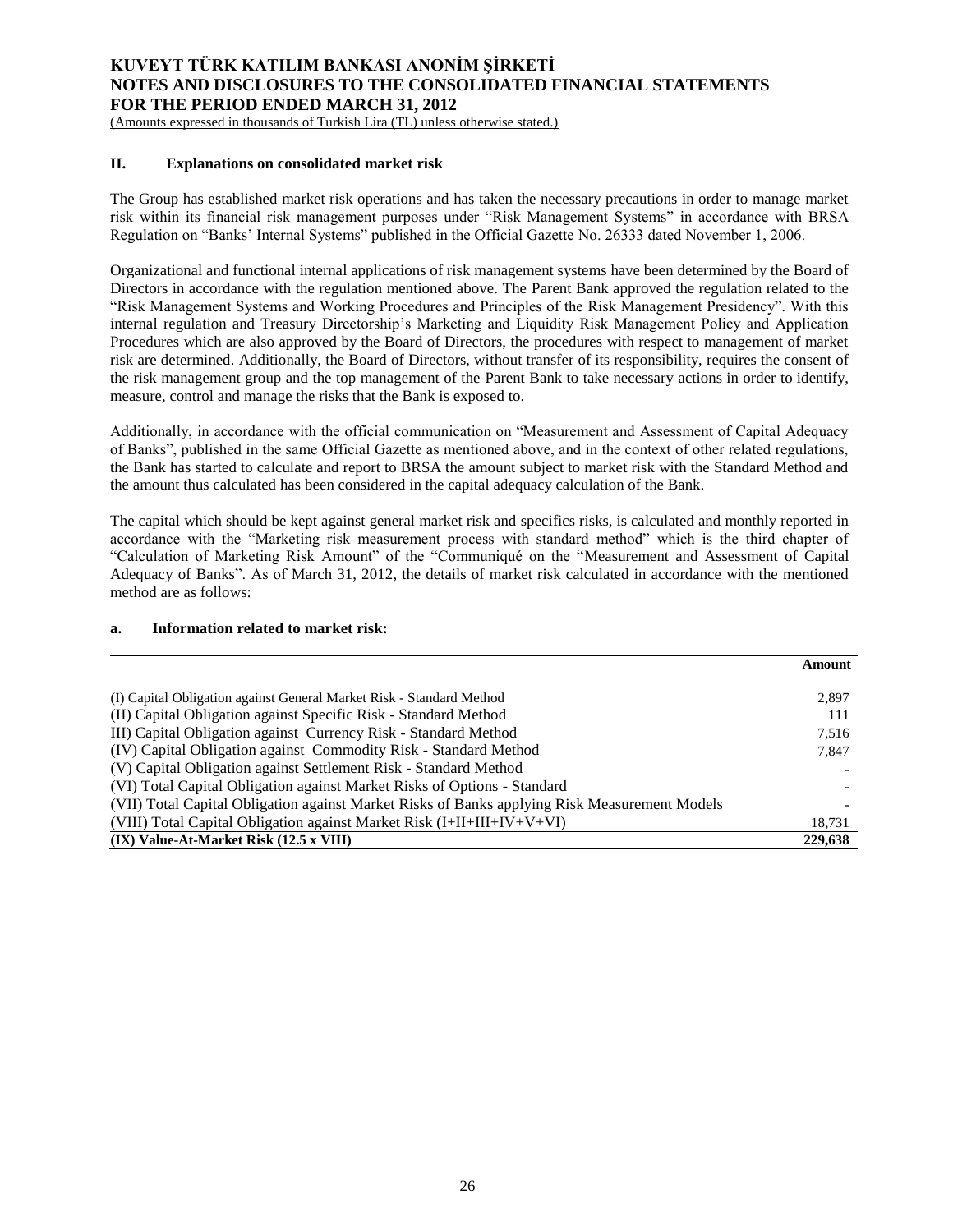## II. Explanations on consolidated market risk

The Group has established market risk operations and has taken the necessary precautions in order to manage market risk within its financial risk management purposes under "Risk Management Systems" in accordance with BRSA Regulation on "Banks' Internal Systems" published in the Official Gazette No. 26333 dated November 1, 2006.

Organizational and functional internal applications of risk management systems have been determined by the Board of Directors in accordance with the regulation mentioned above. The Parent Bank approved the regulation related to the "Risk Management Systems and Working Procedures and Principles of the Risk Management Presidency". With this internal regulation and Treasury Directorship's Marketing and Liquidity Risk Management Policy and Application Procedures which are also approved by the Board of Directors, the procedures with respect to management of market risk are determined. Additionally, the Board of Directors, without transfer of its responsibility, requires the consent of the risk management group and the top management of the Parent Bank to take necessary actions in order to identify, measure, control and manage the risks that the Bank is exposed to.

Additionally, in accordance with the official communication on "Measurement and Assessment of Capital Adequacy of Banks", published in the same Official Gazette as mentioned above, and in the context of other related regulations, the Bank has started to calculate and report to BRSA the amount subject to market risk with the Standard Method and the amount thus calculated has been considered in the capital adequacy calculation of the Bank.

The capital which should be kept against general market risk and specifics risks, is calculated and monthly reported in accordance with the "Marketing risk measurement process with standard method" which is the third chapter of "Calculation of Marketing Risk Amount" of the "Communiqué on the "Measurement and Assessment of Capital Adequacy of Banks". As of March 31, 2012, the details of market risk calculated in accordance with the mentioned method are as follows:

### a. Information related to market risk:

| | Amount |
|---|---|
| (I) Capital Obligation against General Market Risk - Standard Method | 2,897 |
| (II) Capital Obligation against Specific Risk - Standard Method | 111 |
| III) Capital Obligation against Currency Risk - Standard Method | 7,516 |
| (IV) Capital Obligation against Commodity Risk - Standard Method | 7,847 |
| (V) Capital Obligation against Settlement Risk - Standard Method | - |
| (VI) Total Capital Obligation against Market Risks of Options - Standard | - |
| (VII) Total Capital Obligation against Market Risks of Banks applying Risk Measurement Models | - |
| (VIII) Total Capital Obligation against Market Risk (I+II+III+IV+V+VI) | 18,731 |
| **(IX) Value-At-Market Risk (12.5 x VIII)** | **229,638** |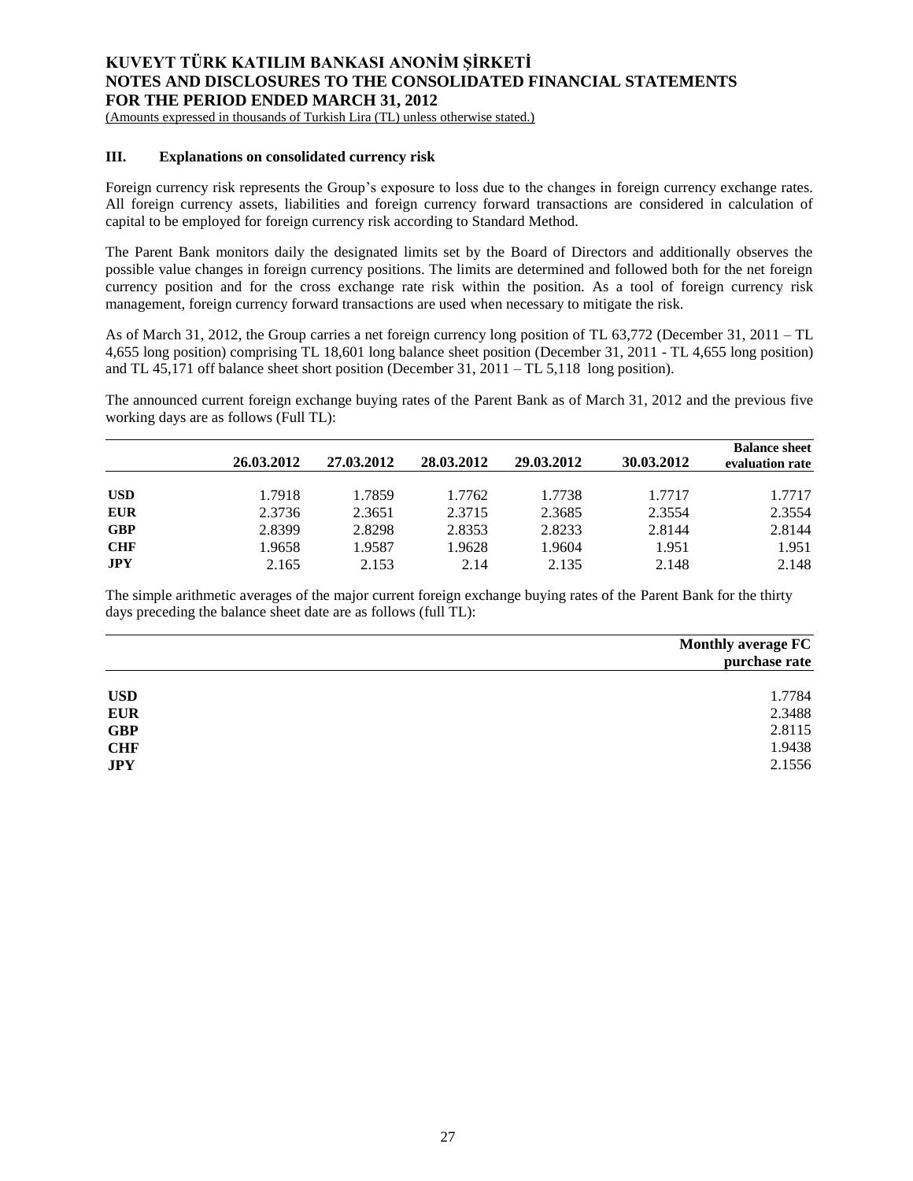### III. Explanations on consolidated currency risk

Foreign currency risk represents the Group's exposure to loss due to the changes in foreign currency exchange rates. All foreign currency assets, liabilities and foreign currency forward transactions are considered in calculation of capital to be employed for foreign currency risk according to Standard Method.

The Parent Bank monitors daily the designated limits set by the Board of Directors and additionally observes the possible value changes in foreign currency positions. The limits are determined and followed both for the net foreign currency position and for the cross exchange rate risk within the position. As a tool of foreign currency risk management, foreign currency forward transactions are used when necessary to mitigate the risk.

As of March 31, 2012, the Group carries a net foreign currency long position of TL 63,772 (December 31, 2011 – TL 4,655 long position) comprising TL 18,601 long balance sheet position (December 31, 2011 - TL 4,655 long position) and TL 45,171 off balance sheet short position (December 31, 2011 – TL 5,118 long position).

The announced current foreign exchange buying rates of the Parent Bank as of March 31, 2012 and the previous five working days are as follows (Full TL):

| | 26.03.2012 | 27.03.2012 | 28.03.2012 | 29.03.2012 | 30.03.2012 | Balance sheet evaluation rate |
|---|---|---|---|---|---|---|
| **USD** | 1.7918 | 1.7859 | 1.7762 | 1.7738 | 1.7717 | 1.7717 |
| **EUR** | 2.3736 | 2.3651 | 2.3715 | 2.3685 | 2.3554 | 2.3554 |
| **GBP** | 2.8399 | 2.8298 | 2.8353 | 2.8233 | 2.8144 | 2.8144 |
| **CHF** | 1.9658 | 1.9587 | 1.9628 | 1.9604 | 1.951 | 1.951 |
| **JPY** | 2.165 | 2.153 | 2.14 | 2.135 | 2.148 | 2.148 |

The simple arithmetic averages of the major current foreign exchange buying rates of the Parent Bank for the thirty days preceding the balance sheet date are as follows (full TL):

| | Monthly average FC purchase rate |
|---|---|
| **USD** | 1.7784 |
| **EUR** | 2.3488 |
| **GBP** | 2.8115 |
| **CHF** | 1.9438 |
| **JPY** | 2.1556 |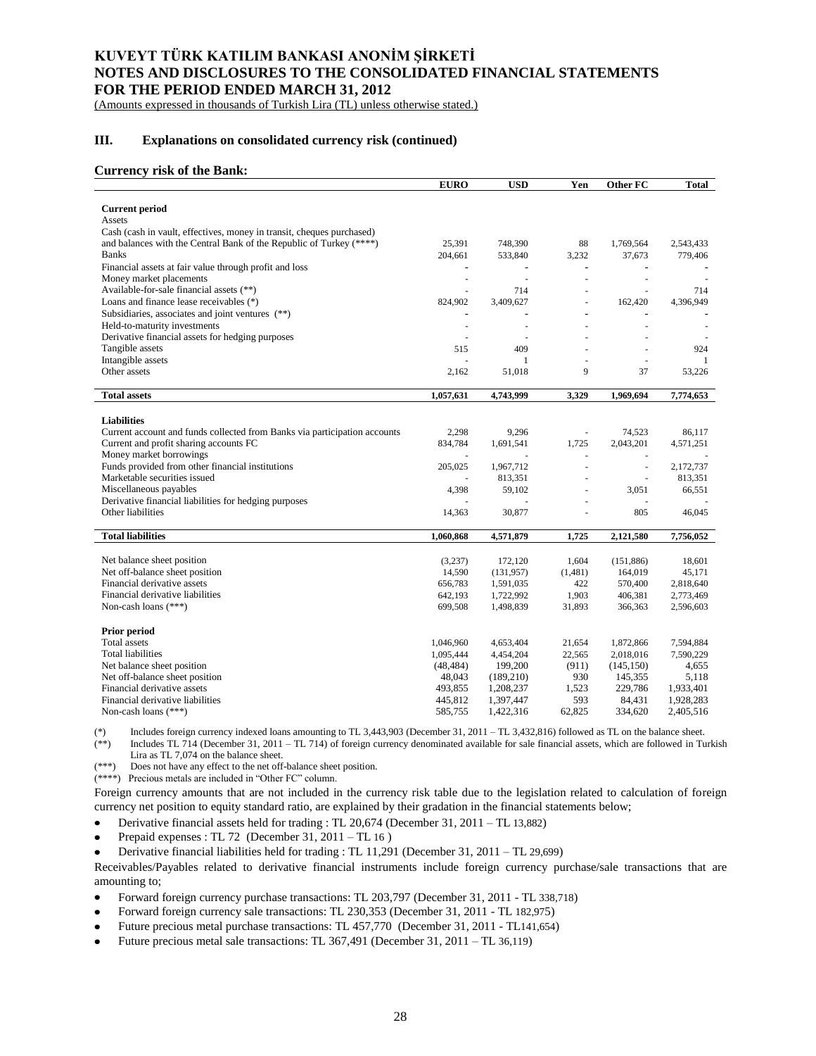# KUVEYT TÜRK KATILIM BANKASI ANONİM ŞİRKETİ
# NOTES AND DISCLOSURES TO THE CONSOLIDATED FINANCIAL STATEMENTS
# FOR THE PERIOD ENDED MARCH 31, 2012

(Amounts expressed in thousands of Turkish Lira (TL) unless otherwise stated.)

## III. Explanations on consolidated currency risk (continued)

### Currency risk of the Bank:

| | EURO | USD | Yen | Other FC | Total |
|---|---|---|---|---|---|
| **Current period** | | | | | |
| Assets | | | | | |
| Cash (cash in vault, effectives, money in transit, cheques purchased) and balances with the Central Bank of the Republic of Turkey (****) | 25,391 | 748,390 | 88 | 1,769,564 | 2,543,433 |
| Banks | 204,661 | 533,840 | 3,232 | 37,673 | 779,406 |
| Financial assets at fair value through profit and loss | - | - | - | - | - |
| Money market placements | - | - | - | - | - |
| Available-for-sale financial assets (**) | - | 714 | - | - | 714 |
| Loans and finance lease receivables (*) | 824,902 | 3,409,627 | - | 162,420 | 4,396,949 |
| Subsidiaries, associates and joint ventures (**) | - | - | - | - | - |
| Held-to-maturity investments | - | - | - | - | - |
| Derivative financial assets for hedging purposes | - | - | - | - | - |
| Tangible assets | 515 | 409 | - | - | 924 |
| Intangible assets | - | 1 | - | - | 1 |
| Other assets | 2,162 | 51,018 | 9 | 37 | 53,226 |
| **Total assets** | **1,057,631** | **4,743,999** | **3,329** | **1,969,694** | **7,774,653** |
| **Liabilities** | | | | | |
| Current account and funds collected from Banks via participation accounts | 2,298 | 9,296 | - | 74,523 | 86,117 |
| Current and profit sharing accounts FC | 834,784 | 1,691,541 | 1,725 | 2,043,201 | 4,571,251 |
| Money market borrowings | - | - | - | - | - |
| Funds provided from other financial institutions | 205,025 | 1,967,712 | - | - | 2,172,737 |
| Marketable securities issued | - | 813,351 | - | - | 813,351 |
| Miscellaneous payables | 4,398 | 59,102 | - | 3,051 | 66,551 |
| Derivative financial liabilities for hedging purposes | - | - | - | - | - |
| Other liabilities | 14,363 | 30,877 | - | 805 | 46,045 |
| **Total liabilities** | **1,060,868** | **4,571,879** | **1,725** | **2,121,580** | **7,756,052** |
| Net balance sheet position | (3,237) | 172,120 | 1,604 | (151,886) | 18,601 |
| Net off-balance sheet position | 14,590 | (131,957) | (1,481) | 164,019 | 45,171 |
| Financial derivative assets | 656,783 | 1,591,035 | 422 | 570,400 | 2,818,640 |
| Financial derivative liabilities | 642,193 | 1,722,992 | 1,903 | 406,381 | 2,773,469 |
| Non-cash loans (***) | 699,508 | 1,498,839 | 31,893 | 366,363 | 2,596,603 |
| **Prior period** | | | | | |
| Total assets | 1,046,960 | 4,653,404 | 21,654 | 1,872,866 | 7,594,884 |
| Total liabilities | 1,095,444 | 4,454,204 | 22,565 | 2,018,016 | 7,590,229 |
| Net balance sheet position | (48,484) | 199,200 | (911) | (145,150) | 4,655 |
| Net off-balance sheet position | 48,043 | (189,210) | 930 | 145,355 | 5,118 |
| Financial derivative assets | 493,855 | 1,208,237 | 1,523 | 229,786 | 1,933,401 |
| Financial derivative liabilities | 445,812 | 1,397,447 | 593 | 84,431 | 1,928,283 |
| Non-cash loans (***) | 585,755 | 1,422,316 | 62,825 | 334,620 | 2,405,516 |

(*) Includes foreign currency indexed loans amounting to TL 3,443,903 (December 31, 2011 – TL 3,432,816) followed as TL on the balance sheet.
(**) Includes TL 714 (December 31, 2011 – TL 714) of foreign currency denominated available for sale financial assets, which are followed in Turkish Lira as TL 7,074 on the balance sheet.
(***) Does not have any effect to the net off-balance sheet position.
(****) Precious metals are included in "Other FC" column.

Foreign currency amounts that are not included in the currency risk table due to the legislation related to calculation of foreign currency net position to equity standard ratio, are explained by their gradation in the financial statements below;

- Derivative financial assets held for trading : TL 20,674 (December 31, 2011 – TL 13,882)
- Prepaid expenses : TL 72 (December 31, 2011 – TL 16 )
- Derivative financial liabilities held for trading : TL 11,291 (December 31, 2011 – TL 29,699)

Receivables/Payables related to derivative financial instruments include foreign currency purchase/sale transactions that are amounting to;

- Forward foreign currency purchase transactions: TL 203,797 (December 31, 2011 - TL 338,718)
- Forward foreign currency sale transactions: TL 230,353 (December 31, 2011 - TL 182,975)
- Future precious metal purchase transactions: TL 457,770 (December 31, 2011 - TL141,654)
- Future precious metal sale transactions: TL 367,491 (December 31, 2011 – TL 36,119)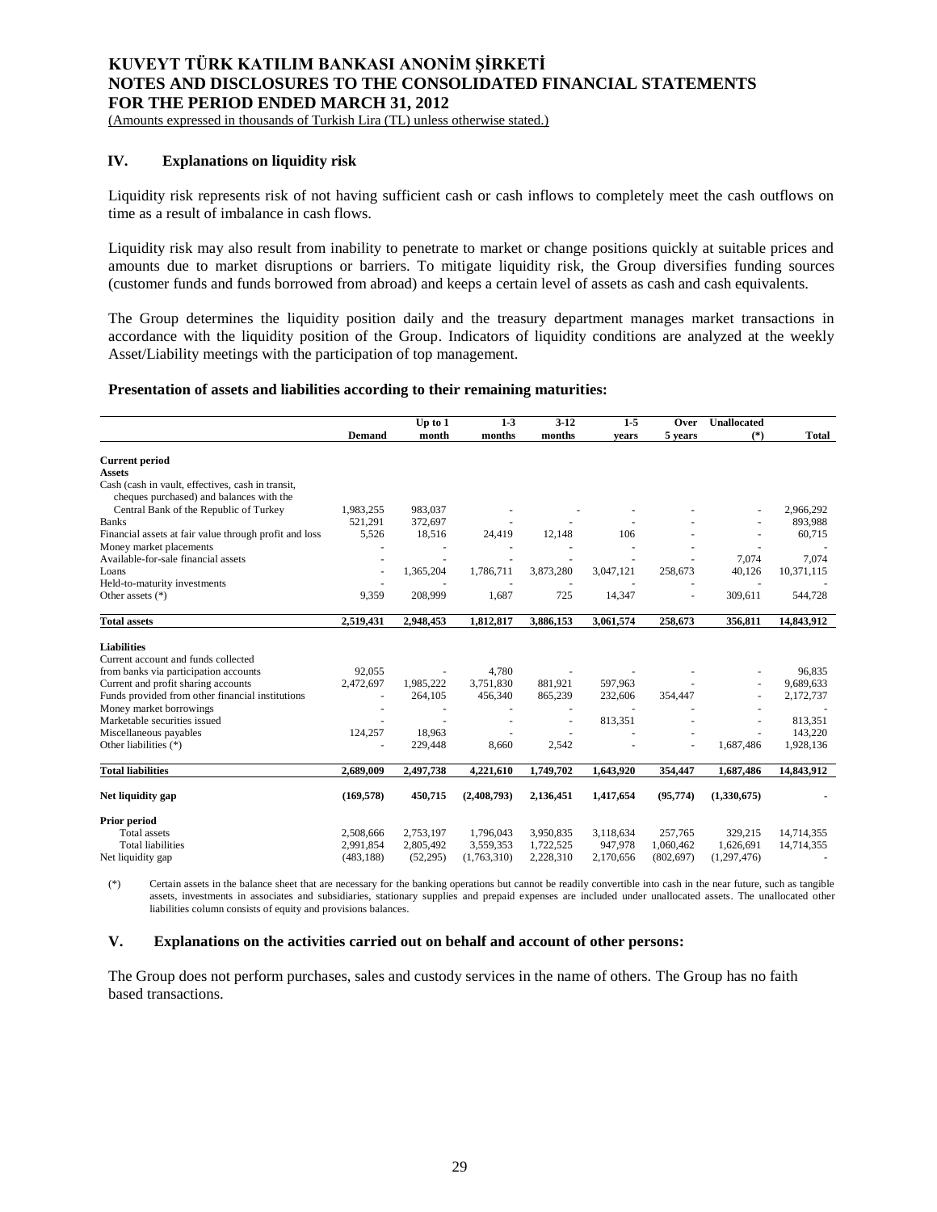# KUVEYT TÜRK KATILIM BANKASI ANONİM ŞİRKETİ
# NOTES AND DISCLOSURES TO THE CONSOLIDATED FINANCIAL STATEMENTS
# FOR THE PERIOD ENDED MARCH 31, 2012

(Amounts expressed in thousands of Turkish Lira (TL) unless otherwise stated.)

## IV. Explanations on liquidity risk

Liquidity risk represents risk of not having sufficient cash or cash inflows to completely meet the cash outflows on time as a result of imbalance in cash flows.

Liquidity risk may also result from inability to penetrate to market or change positions quickly at suitable prices and amounts due to market disruptions or barriers. To mitigate liquidity risk, the Group diversifies funding sources (customer funds and funds borrowed from abroad) and keeps a certain level of assets as cash and cash equivalents.

The Group determines the liquidity position daily and the treasury department manages market transactions in accordance with the liquidity position of the Group. Indicators of liquidity conditions are analyzed at the weekly Asset/Liability meetings with the participation of top management.

**Presentation of assets and liabilities according to their remaining maturities:**

| | Demand | Up to 1 month | 1-3 months | 3-12 months | 1-5 years | Over 5 years | Unallocated (*) | Total |
|---|---|---|---|---|---|---|---|---|
| **Current period** | | | | | | | | |
| **Assets** | | | | | | | | |
| Cash (cash in vault, effectives, cash in transit, cheques purchased) and balances with the Central Bank of the Republic of Turkey | 1,983,255 | 983,037 | - | - | - | - | - | 2,966,292 |
| Banks | 521,291 | 372,697 | - | - | - | - | - | 893,988 |
| Financial assets at fair value through profit and loss | 5,526 | 18,516 | 24,419 | 12,148 | 106 | - | - | 60,715 |
| Money market placements | - | - | - | - | - | - | - | - |
| Available-for-sale financial assets | - | - | - | - | - | - | 7,074 | 7,074 |
| Loans | - | 1,365,204 | 1,786,711 | 3,873,280 | 3,047,121 | 258,673 | 40,126 | 10,371,115 |
| Held-to-maturity investments | - | - | - | - | - | - | - | - |
| Other assets (*) | 9,359 | 208,999 | 1,687 | 725 | 14,347 | - | 309,611 | 544,728 |
| **Total assets** | **2,519,431** | **2,948,453** | **1,812,817** | **3,886,153** | **3,061,574** | **258,673** | **356,811** | **14,843,912** |
| **Liabilities** | | | | | | | | |
| Current account and funds collected from banks via participation accounts | 92,055 | - | 4,780 | - | - | - | - | 96,835 |
| Current and profit sharing accounts | 2,472,697 | 1,985,222 | 3,751,830 | 881,921 | 597,963 | - | - | 9,689,633 |
| Funds provided from other financial institutions | - | 264,105 | 456,340 | 865,239 | 232,606 | 354,447 | - | 2,172,737 |
| Money market borrowings | - | - | - | - | - | - | - | - |
| Marketable securities issued | - | - | - | - | 813,351 | - | - | 813,351 |
| Miscellaneous payables | 124,257 | 18,963 | - | - | - | - | - | 143,220 |
| Other liabilities (*) | - | 229,448 | 8,660 | 2,542 | - | - | 1,687,486 | 1,928,136 |
| **Total liabilities** | **2,689,009** | **2,497,738** | **4,221,610** | **1,749,702** | **1,643,920** | **354,447** | **1,687,486** | **14,843,912** |
| **Net liquidity gap** | **(169,578)** | **450,715** | **(2,408,793)** | **2,136,451** | **1,417,654** | **(95,774)** | **(1,330,675)** | **-** |
| **Prior period** | | | | | | | | |
| Total assets | 2,508,666 | 2,753,197 | 1,796,043 | 3,950,835 | 3,118,634 | 257,765 | 329,215 | 14,714,355 |
| Total liabilities | 2,991,854 | 2,805,492 | 3,559,353 | 1,722,525 | 947,978 | 1,060,462 | 1,626,691 | 14,714,355 |
| Net liquidity gap | (483,188) | (52,295) | (1,763,310) | 2,228,310 | 2,170,656 | (802,697) | (1,297,476) | - |

(*) Certain assets in the balance sheet that are necessary for the banking operations but cannot be readily convertible into cash in the near future, such as tangible assets, investments in associates and subsidiaries, stationary supplies and prepaid expenses are included under unallocated assets. The unallocated other liabilities column consists of equity and provisions balances.

## V. Explanations on the activities carried out on behalf and account of other persons:

The Group does not perform purchases, sales and custody services in the name of others. The Group has no faith based transactions.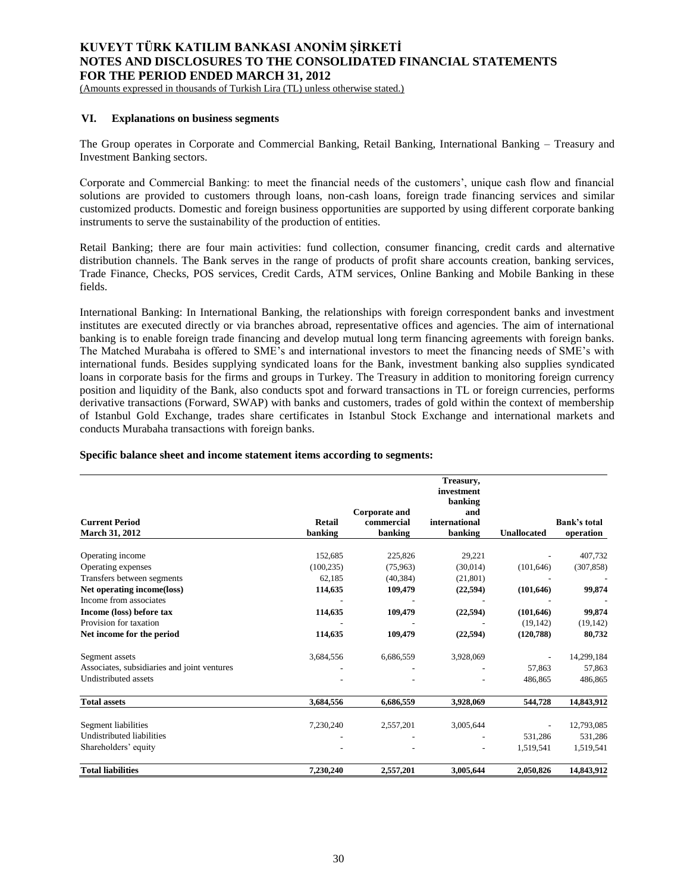## VI. Explanations on business segments

The Group operates in Corporate and Commercial Banking, Retail Banking, International Banking – Treasury and Investment Banking sectors.

Corporate and Commercial Banking: to meet the financial needs of the customers', unique cash flow and financial solutions are provided to customers through loans, non-cash loans, foreign trade financing services and similar customized products. Domestic and foreign business opportunities are supported by using different corporate banking instruments to serve the sustainability of the production of entities.

Retail Banking; there are four main activities: fund collection, consumer financing, credit cards and alternative distribution channels. The Bank serves in the range of products of profit share accounts creation, banking services, Trade Finance, Checks, POS services, Credit Cards, ATM services, Online Banking and Mobile Banking in these fields.

International Banking: In International Banking, the relationships with foreign correspondent banks and investment institutes are executed directly or via branches abroad, representative offices and agencies. The aim of international banking is to enable foreign trade financing and develop mutual long term financing agreements with foreign banks. The Matched Murabaha is offered to SME's and international investors to meet the financing needs of SME's with international funds. Besides supplying syndicated loans for the Bank, investment banking also supplies syndicated loans in corporate basis for the firms and groups in Turkey. The Treasury in addition to monitoring foreign currency position and liquidity of the Bank, also conducts spot and forward transactions in TL or foreign currencies, performs derivative transactions (Forward, SWAP) with banks and customers, trades of gold within the context of membership of Istanbul Gold Exchange, trades share certificates in Istanbul Stock Exchange and international markets and conducts Murabaha transactions with foreign banks.

**Specific balance sheet and income statement items according to segments:**

| Current Period<br>March 31, 2012 | Retail banking | Corporate and commercial banking | Treasury, investment banking and international banking | Unallocated | Bank's total operation |
|---|---|---|---|---|---|
| Operating income | 152,685 | 225,826 | 29,221 | - | 407,732 |
| Operating expenses | (100,235) | (75,963) | (30,014) | (101,646) | (307,858) |
| Transfers between segments | 62,185 | (40,384) | (21,801) | - | - |
| **Net operating income(loss)** | **114,635** | **109,479** | **(22,594)** | **(101,646)** | **99,874** |
| Income from associates | - | - | - | - | - |
| **Income (loss) before tax** | **114,635** | **109,479** | **(22,594)** | **(101,646)** | **99,874** |
| Provision for taxation | - | - | - | (19,142) | (19,142) |
| **Net income for the period** | **114,635** | **109,479** | **(22,594)** | **(120,788)** | **80,732** |
| Segment assets | 3,684,556 | 6,686,559 | 3,928,069 | - | 14,299,184 |
| Associates, subsidiaries and joint ventures | - | - | - | 57,863 | 57,863 |
| Undistributed assets | - | - | - | 486,865 | 486,865 |
| **Total assets** | **3,684,556** | **6,686,559** | **3,928,069** | **544,728** | **14,843,912** |
| Segment liabilities | 7,230,240 | 2,557,201 | 3,005,644 | - | 12,793,085 |
| Undistributed liabilities | - | - | - | 531,286 | 531,286 |
| Shareholders' equity | - | - | - | 1,519,541 | 1,519,541 |
| **Total liabilities** | **7,230,240** | **2,557,201** | **3,005,644** | **2,050,826** | **14,843,912** |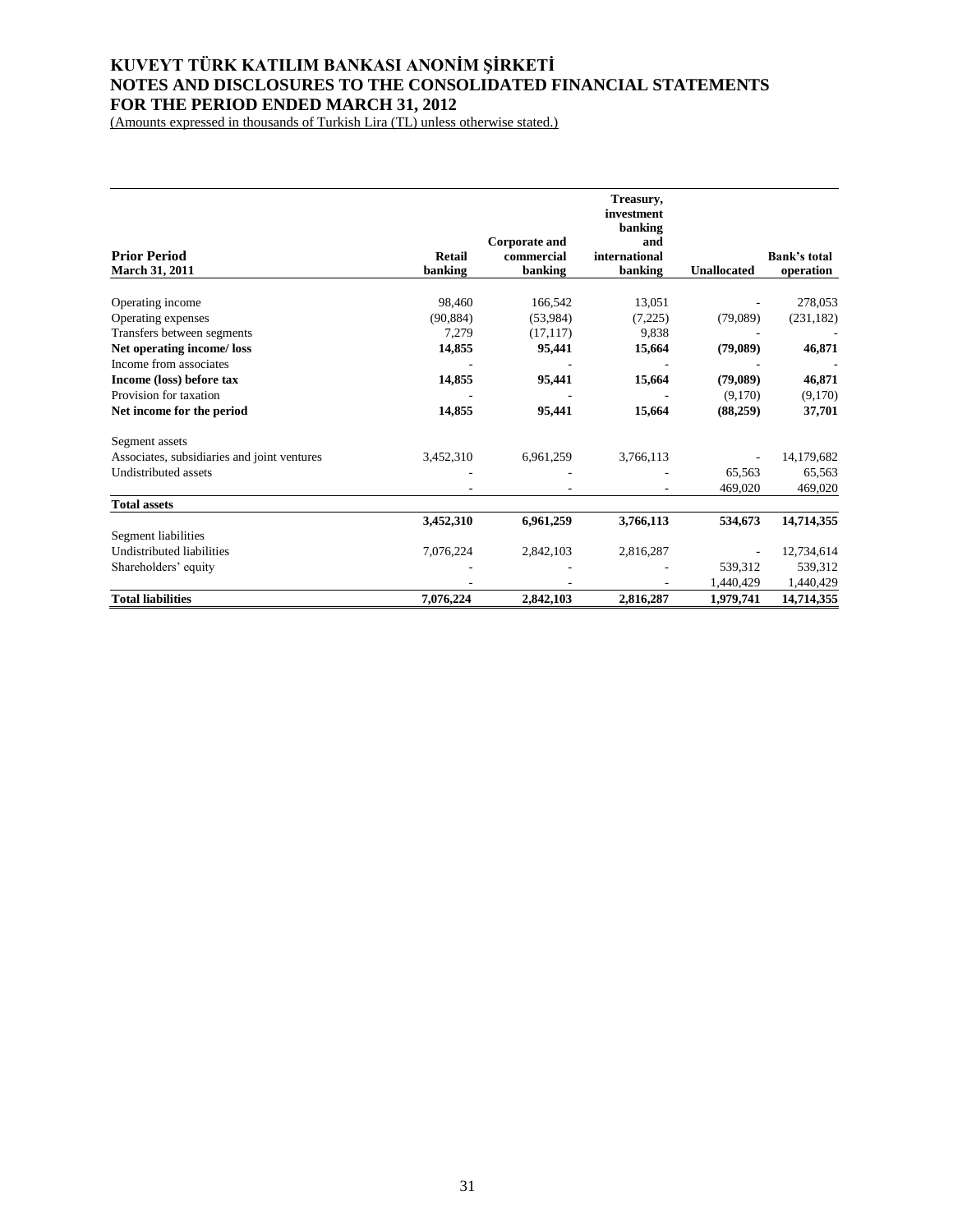# KUVEYT TÜRK KATILIM BANKASI ANONİM ŞİRKETİ
# NOTES AND DISCLOSURES TO THE CONSOLIDATED FINANCIAL STATEMENTS
# FOR THE PERIOD ENDED MARCH 31, 2012

(Amounts expressed in thousands of Turkish Lira (TL) unless otherwise stated.)

| **Prior Period**<br>**March 31, 2011** | **Retail banking** | **Corporate and commercial banking** | **Treasury, investment banking and international banking** | **Unallocated** | **Bank's total operation** |
|---|---|---|---|---|---|
| Operating income | 98,460 | 166,542 | 13,051 | - | 278,053 |
| Operating expenses | (90,884) | (53,984) | (7,225) | (79,089) | (231,182) |
| Transfers between segments | 7,279 | (17,117) | 9,838 | - | - |
| **Net operating income/ loss** | **14,855** | **95,441** | **15,664** | **(79,089)** | **46,871** |
| Income from associates | - | - | - | - | - |
| **Income (loss) before tax** | **14,855** | **95,441** | **15,664** | **(79,089)** | **46,871** |
| Provision for taxation | - | - | - | (9,170) | (9,170) |
| **Net income for the period** | **14,855** | **95,441** | **15,664** | **(88,259)** | **37,701** |
| Segment assets | | | | | |
| Associates, subsidiaries and joint ventures | 3,452,310 | 6,961,259 | 3,766,113 | - | 14,179,682 |
| Undistributed assets | - | - | - | 65,563 | 65,563 |
| | - | - | - | 469,020 | 469,020 |
| **Total assets** | | | | | |
| | **3,452,310** | **6,961,259** | **3,766,113** | **534,673** | **14,714,355** |
| Segment liabilities | | | | | |
| Undistributed liabilities | 7,076,224 | 2,842,103 | 2,816,287 | - | 12,734,614 |
| Shareholders' equity | - | - | - | 539,312 | 539,312 |
| | - | - | - | 1,440,429 | 1,440,429 |
| **Total liabilities** | **7,076,224** | **2,842,103** | **2,816,287** | **1,979,741** | **14,714,355** |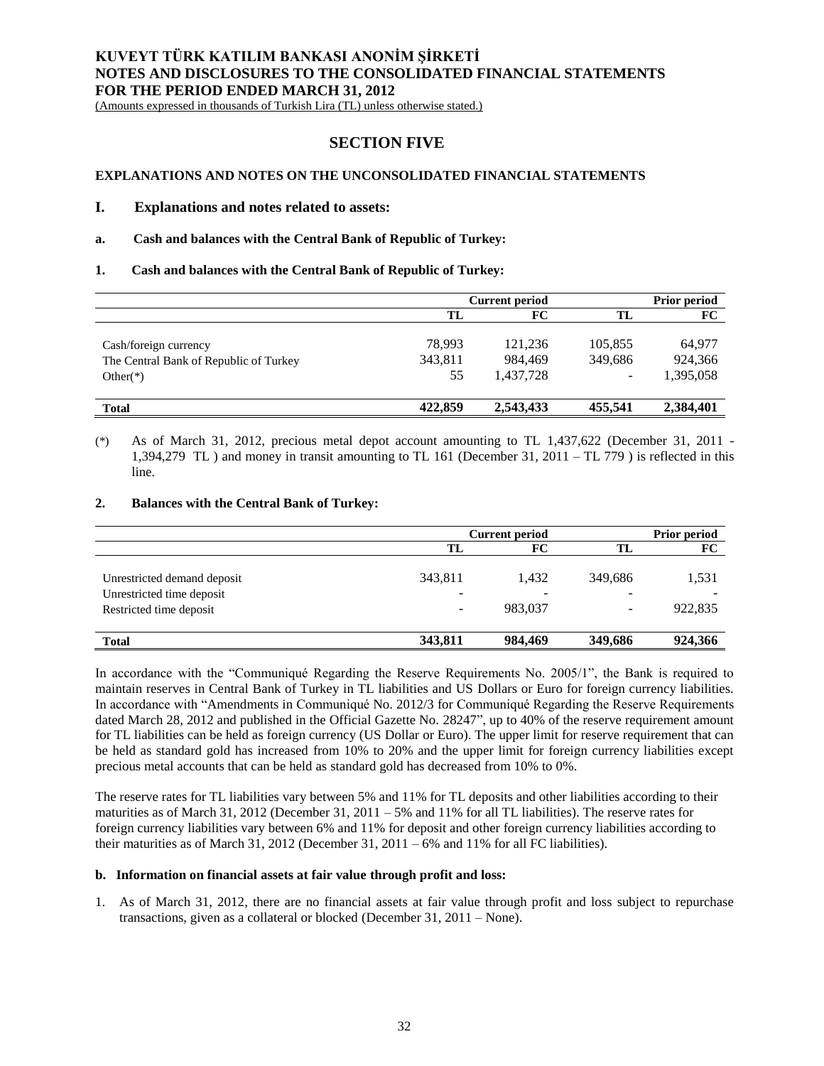# SECTION FIVE

## EXPLANATIONS AND NOTES ON THE UNCONSOLIDATED FINANCIAL STATEMENTS

### I. Explanations and notes related to assets:

#### a. Cash and balances with the Central Bank of Republic of Turkey:

#### 1. Cash and balances with the Central Bank of Republic of Turkey:

| | Current period | | Prior period | |
|---|---|---|---|---|
| | TL | FC | TL | FC |
| Cash/foreign currency | 78,993 | 121,236 | 105,855 | 64,977 |
| The Central Bank of Republic of Turkey | 343,811 | 984,469 | 349,686 | 924,366 |
| Other(*) | 55 | 1,437,728 | - | 1,395,058 |
| **Total** | **422,859** | **2,543,433** | **455,541** | **2,384,401** |

(*) As of March 31, 2012, precious metal depot account amounting to TL 1,437,622 (December 31, 2011 - 1,394,279 TL ) and money in transit amounting to TL 161 (December 31, 2011 – TL 779 ) is reflected in this line.

#### 2. Balances with the Central Bank of Turkey:

| | Current period | | Prior period | |
|---|---|---|---|---|
| | TL | FC | TL | FC |
| Unrestricted demand deposit | 343,811 | 1,432 | 349,686 | 1,531 |
| Unrestricted time deposit | - | - | - | - |
| Restricted time deposit | - | 983,037 | - | 922,835 |
| **Total** | **343,811** | **984,469** | **349,686** | **924,366** |

In accordance with the "Communiqué Regarding the Reserve Requirements No. 2005/1", the Bank is required to maintain reserves in Central Bank of Turkey in TL liabilities and US Dollars or Euro for foreign currency liabilities. In accordance with "Amendments in Communiqué No. 2012/3 for Communiqué Regarding the Reserve Requirements dated March 28, 2012 and published in the Official Gazette No. 28247", up to 40% of the reserve requirement amount for TL liabilities can be held as foreign currency (US Dollar or Euro). The upper limit for reserve requirement that can be held as standard gold has increased from 10% to 20% and the upper limit for foreign currency liabilities except precious metal accounts that can be held as standard gold has decreased from 10% to 0%.

The reserve rates for TL liabilities vary between 5% and 11% for TL deposits and other liabilities according to their maturities as of March 31, 2012 (December 31, 2011 – 5% and 11% for all TL liabilities). The reserve rates for foreign currency liabilities vary between 6% and 11% for deposit and other foreign currency liabilities according to their maturities as of March 31, 2012 (December 31, 2011 – 6% and 11% for all FC liabilities).

#### b. Information on financial assets at fair value through profit and loss:

1. As of March 31, 2012, there are no financial assets at fair value through profit and loss subject to repurchase transactions, given as a collateral or blocked (December 31, 2011 – None).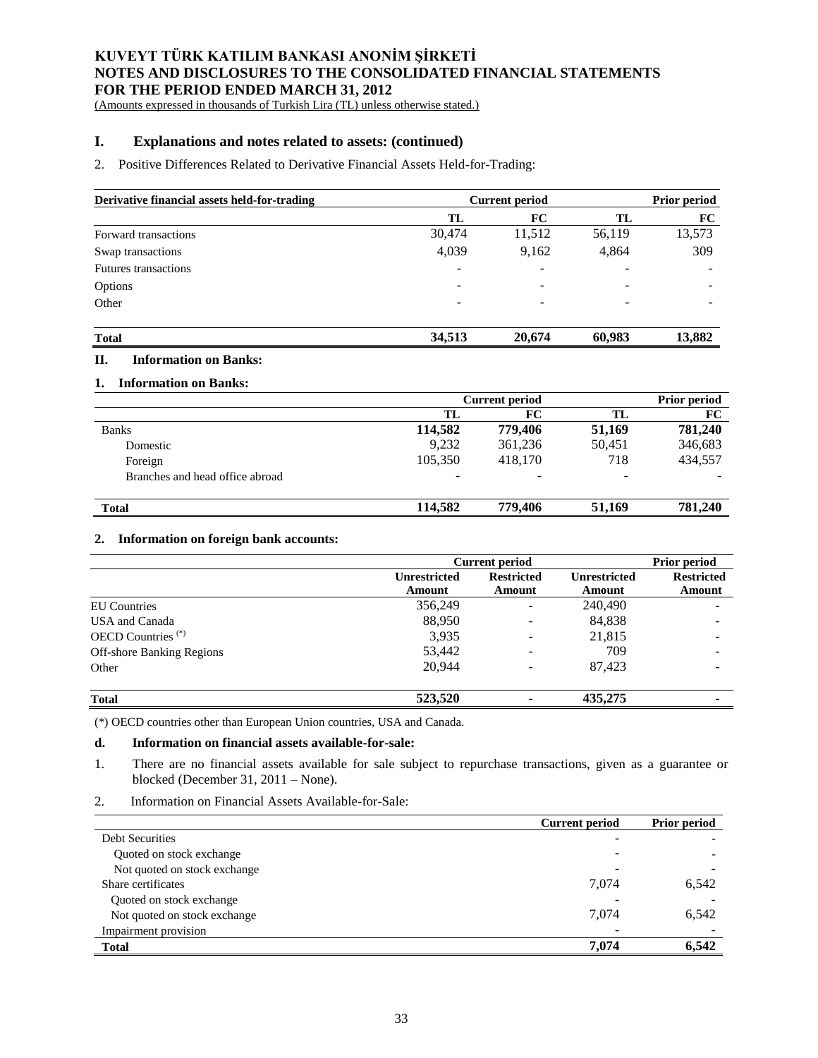# KUVEYT TÜRK KATILIM BANKASI ANONİM ŞİRKETİ
# NOTES AND DISCLOSURES TO THE CONSOLIDATED FINANCIAL STATEMENTS
# FOR THE PERIOD ENDED MARCH 31, 2012

(Amounts expressed in thousands of Turkish Lira (TL) unless otherwise stated.)

## I. Explanations and notes related to assets: (continued)

2. Positive Differences Related to Derivative Financial Assets Held-for-Trading:

| Derivative financial assets held-for-trading | Current period | | Prior period | |
|---|---|---|---|---|
| | TL | FC | TL | FC |
| Forward transactions | 30,474 | 11,512 | 56,119 | 13,573 |
| Swap transactions | 4,039 | 9,162 | 4,864 | 309 |
| Futures transactions | - | - | - | - |
| Options | - | - | - | - |
| Other | - | - | - | - |
| **Total** | **34,513** | **20,674** | **60,983** | **13,882** |

## II. Information on Banks:

### 1. Information on Banks:

| | Current period | | Prior period | |
|---|---|---|---|---|
| | TL | FC | TL | FC |
| Banks | **114,582** | **779,406** | **51,169** | **781,240** |
| Domestic | 9,232 | 361,236 | 50,451 | 346,683 |
| Foreign | 105,350 | 418,170 | 718 | 434,557 |
| Branches and head office abroad | - | - | - | - |
| **Total** | **114,582** | **779,406** | **51,169** | **781,240** |

### 2. Information on foreign bank accounts:

| | Current period | | Prior period | |
|---|---|---|---|---|
| | Unrestricted Amount | Restricted Amount | Unrestricted Amount | Restricted Amount |
| EU Countries | 356,249 | - | 240,490 | - |
| USA and Canada | 88,950 | - | 84,838 | - |
| OECD Countries (*) | 3,935 | - | 21,815 | - |
| Off-shore Banking Regions | 53,442 | - | 709 | - |
| Other | 20,944 | - | 87,423 | - |
| **Total** | **523,520** | **-** | **435,275** | **-** |

(*) OECD countries other than European Union countries, USA and Canada.

### d. Information on financial assets available-for-sale:

1. There are no financial assets available for sale subject to repurchase transactions, given as a guarantee or blocked (December 31, 2011 – None).

2. Information on Financial Assets Available-for-Sale:

| | Current period | Prior period |
|---|---|---|
| Debt Securities | - | - |
| Quoted on stock exchange | - | - |
| Not quoted on stock exchange | - | - |
| Share certificates | 7,074 | 6,542 |
| Quoted on stock exchange | - | - |
| Not quoted on stock exchange | 7,074 | 6,542 |
| Impairment provision | - | - |
| **Total** | **7,074** | **6,542** |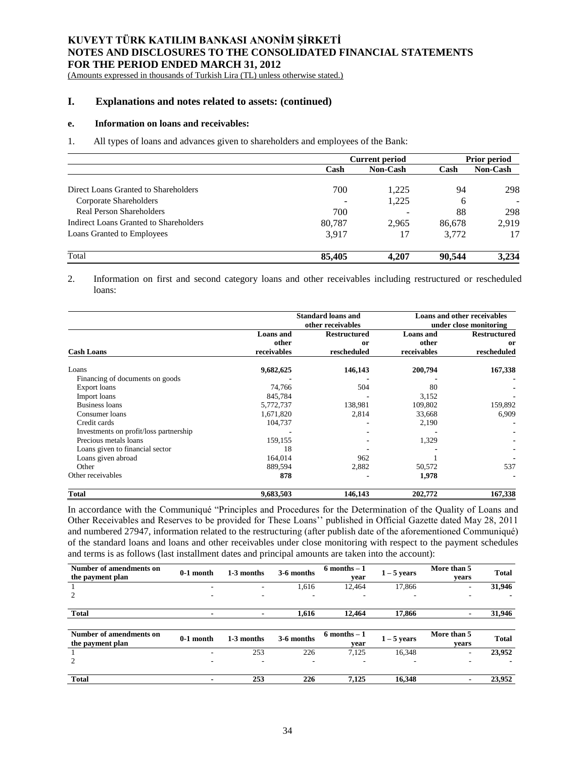## I. Explanations and notes related to assets: (continued)

### e. Information on loans and receivables:

1. All types of loans and advances given to shareholders and employees of the Bank:

| | Current period | | Prior period | |
|---|---|---|---|---|
| | Cash | Non-Cash | Cash | Non-Cash |
| Direct Loans Granted to Shareholders | 700 | 1,225 | 94 | 298 |
| Corporate Shareholders | - | 1,225 | 6 | - |
| Real Person Shareholders | 700 | - | 88 | 298 |
| Indirect Loans Granted to Shareholders | 80,787 | 2,965 | 86,678 | 2,919 |
| Loans Granted to Employees | 3,917 | 17 | 3,772 | 17 |
| Total | **85,405** | **4,207** | **90,544** | **3,234** |

2. Information on first and second category loans and other receivables including restructured or rescheduled loans:

| | Standard loans and other receivables | | Loans and other receivables under close monitoring | |
|---|---|---|---|---|
| **Cash Loans** | **Loans and other receivables** | **Restructured or rescheduled** | **Loans and other receivables** | **Restructured or rescheduled** |
| Loans | **9,682,625** | **146,143** | **200,794** | **167,338** |
| Financing of documents on goods | - | - | - | - |
| Export loans | 74,766 | 504 | 80 | - |
| Import loans | 845,784 | - | 3,152 | - |
| Business loans | 5,772,737 | 138,981 | 109,802 | 159,892 |
| Consumer loans | 1,671,820 | 2,814 | 33,668 | 6,909 |
| Credit cards | 104,737 | - | 2,190 | - |
| Investments on profit/loss partnership | - | - | - | - |
| Precious metals loans | 159,155 | - | 1,329 | - |
| Loans given to financial sector | 18 | - | - | - |
| Loans given abroad | 164,014 | 962 | 1 | - |
| Other | 889,594 | 2,882 | 50,572 | 537 |
| Other receivables | **878** | **-** | **1,978** | **-** |
| **Total** | **9,683,503** | **146,143** | **202,772** | **167,338** |

In accordance with the Communiqué "Principles and Procedures for the Determination of the Quality of Loans and Other Receivables and Reserves to be provided for These Loans'' published in Official Gazette dated May 28, 2011 and numbered 27947, information related to the restructuring (after publish date of the aforementioned Communiqué) of the standard loans and loans and other receivables under close monitoring with respect to the payment schedules and terms is as follows (last installment dates and principal amounts are taken into the account):

| Number of amendments on the payment plan | 0-1 month | 1-3 months | 3-6 months | 6 months – 1 year | 1 – 5 years | More than 5 years | Total |
|---|---|---|---|---|---|---|---|
| 1 | - | - | 1,616 | 12,464 | 17,866 | - | **31,946** |
| 2 | - | - | - | - | - | - | **-** |
| **Total** | **-** | **-** | **1,616** | **12,464** | **17,866** | **-** | **31,946** |

| Number of amendments on the payment plan | 0-1 month | 1-3 months | 3-6 months | 6 months – 1 year | 1 – 5 years | More than 5 years | Total |
|---|---|---|---|---|---|---|---|
| 1 | - | 253 | 226 | 7,125 | 16,348 | - | **23,952** |
| 2 | - | - | - | - | - | - | **-** |
| **Total** | **-** | **253** | **226** | **7,125** | **16,348** | **-** | **23,952** |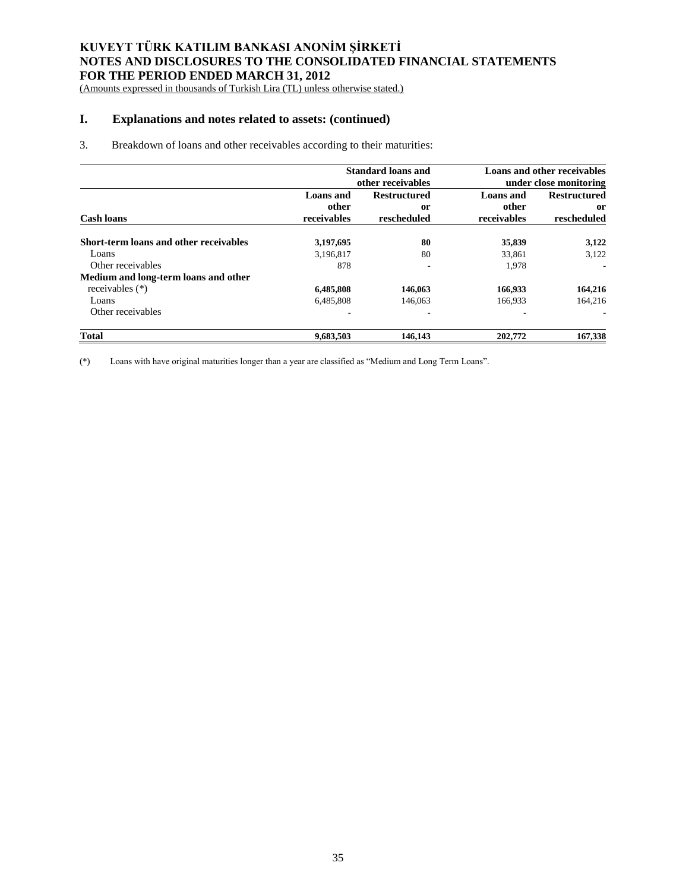## I. Explanations and notes related to assets: (continued)

3. Breakdown of loans and other receivables according to their maturities:

| Cash loans | Standard loans and other receivables | | Loans and other receivables under close monitoring | |
|---|---|---|---|---|
| | Loans and other receivables | Restructured or rescheduled | Loans and other receivables | Restructured or rescheduled |
| **Short-term loans and other receivables** | **3,197,695** | **80** | **35,839** | **3,122** |
| Loans | 3,196,817 | 80 | 33,861 | 3,122 |
| Other receivables | 878 | - | 1,978 | - |
| **Medium and long-term loans and other receivables (*)** | **6,485,808** | **146,063** | **166,933** | **164,216** |
| Loans | 6,485,808 | 146,063 | 166,933 | 164,216 |
| Other receivables | - | - | - | - |
| **Total** | **9,683,503** | **146,143** | **202,772** | **167,338** |

(*) Loans with have original maturities longer than a year are classified as "Medium and Long Term Loans".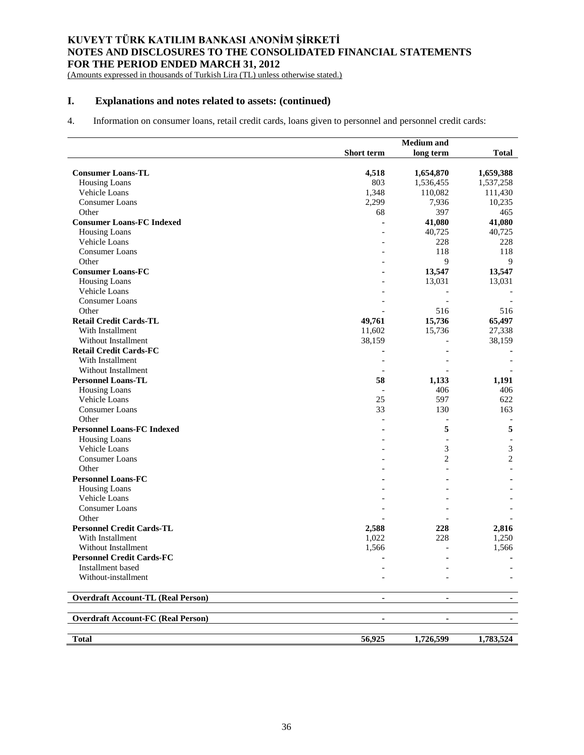**KUVEYT TÜRK KATILIM BANKASI ANONİM ŞİRKETİ**
**NOTES AND DISCLOSURES TO THE CONSOLIDATED FINANCIAL STATEMENTS**
**FOR THE PERIOD ENDED MARCH 31, 2012**
(Amounts expressed in thousands of Turkish Lira (TL) unless otherwise stated.)

## I. Explanations and notes related to assets: (continued)

4. Information on consumer loans, retail credit cards, loans given to personnel and personnel credit cards:

| | Short term | Medium and long term | Total |
|---|---|---|---|
| **Consumer Loans-TL** | **4,518** | **1,654,870** | **1,659,388** |
| Housing Loans | 803 | 1,536,455 | 1,537,258 |
| Vehicle Loans | 1,348 | 110,082 | 111,430 |
| Consumer Loans | 2,299 | 7,936 | 10,235 |
| Other | 68 | 397 | 465 |
| **Consumer Loans-FC Indexed** | **-** | **41,080** | **41,080** |
| Housing Loans | - | 40,725 | 40,725 |
| Vehicle Loans | - | 228 | 228 |
| Consumer Loans | - | 118 | 118 |
| Other | - | 9 | 9 |
| **Consumer Loans-FC** | **-** | **13,547** | **13,547** |
| Housing Loans | - | 13,031 | 13,031 |
| Vehicle Loans | - | - | - |
| Consumer Loans | - | - | - |
| Other | - | 516 | 516 |
| **Retail Credit Cards-TL** | **49,761** | **15,736** | **65,497** |
| With Installment | 11,602 | 15,736 | 27,338 |
| Without Installment | 38,159 | - | 38,159 |
| **Retail Credit Cards-FC** | **-** | **-** | **-** |
| With Installment | - | - | - |
| Without Installment | - | - | - |
| **Personnel Loans-TL** | **58** | **1,133** | **1,191** |
| Housing Loans | - | 406 | 406 |
| Vehicle Loans | 25 | 597 | 622 |
| Consumer Loans | 33 | 130 | 163 |
| Other | - | - | - |
| **Personnel Loans-FC Indexed** | **-** | **5** | **5** |
| Housing Loans | - | - | - |
| Vehicle Loans | - | 3 | 3 |
| Consumer Loans | - | 2 | 2 |
| Other | - | - | - |
| **Personnel Loans-FC** | **-** | **-** | **-** |
| Housing Loans | - | - | - |
| Vehicle Loans | - | - | - |
| Consumer Loans | - | - | - |
| Other | - | - | - |
| **Personnel Credit Cards-TL** | **2,588** | **228** | **2,816** |
| With Installment | 1,022 | 228 | 1,250 |
| Without Installment | 1,566 | - | 1,566 |
| **Personnel Credit Cards-FC** | **-** | **-** | **-** |
| Installment based | - | - | - |
| Without-installment | - | - | - |
| **Overdraft Account-TL (Real Person)** | **-** | **-** | **-** |
| **Overdraft Account-FC (Real Person)** | **-** | **-** | **-** |
| **Total** | **56,925** | **1,726,599** | **1,783,524** |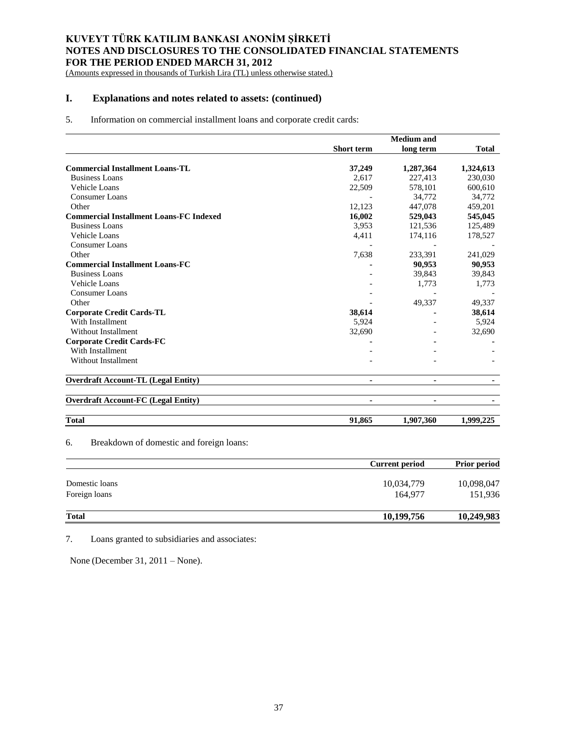# KUVEYT TÜRK KATILIM BANKASI ANONİM ŞİRKETİ
# NOTES AND DISCLOSURES TO THE CONSOLIDATED FINANCIAL STATEMENTS
# FOR THE PERIOD ENDED MARCH 31, 2012

(Amounts expressed in thousands of Turkish Lira (TL) unless otherwise stated.)

## I. Explanations and notes related to assets: (continued)

5. Information on commercial installment loans and corporate credit cards:

| | Short term | Medium and long term | Total |
|---|---|---|---|
| **Commercial Installment Loans-TL** | **37,249** | **1,287,364** | **1,324,613** |
| Business Loans | 2,617 | 227,413 | 230,030 |
| Vehicle Loans | 22,509 | 578,101 | 600,610 |
| Consumer Loans | - | 34,772 | 34,772 |
| Other | 12,123 | 447,078 | 459,201 |
| **Commercial Installment Loans-FC Indexed** | **16,002** | **529,043** | **545,045** |
| Business Loans | 3,953 | 121,536 | 125,489 |
| Vehicle Loans | 4,411 | 174,116 | 178,527 |
| Consumer Loans | - | - | - |
| Other | 7,638 | 233,391 | 241,029 |
| **Commercial Installment Loans-FC** | **-** | **90,953** | **90,953** |
| Business Loans | - | 39,843 | 39,843 |
| Vehicle Loans | - | 1,773 | 1,773 |
| Consumer Loans | - | - | - |
| Other | - | 49,337 | 49,337 |
| **Corporate Credit Cards-TL** | **38,614** | **-** | **38,614** |
| With Installment | 5,924 | - | 5,924 |
| Without Installment | 32,690 | - | 32,690 |
| **Corporate Credit Cards-FC** | **-** | **-** | **-** |
| With Installment | - | - | - |
| Without Installment | - | - | - |
| **Overdraft Account-TL (Legal Entity)** | **-** | **-** | **-** |
| **Overdraft Account-FC (Legal Entity)** | **-** | **-** | **-** |
| **Total** | **91,865** | **1,907,360** | **1,999,225** |

6. Breakdown of domestic and foreign loans:

| | Current period | Prior period |
|---|---|---|
| Domestic loans | 10,034,779 | 10,098,047 |
| Foreign loans | 164,977 | 151,936 |
| **Total** | **10,199,756** | **10,249,983** |

7. Loans granted to subsidiaries and associates:

None (December 31, 2011 – None).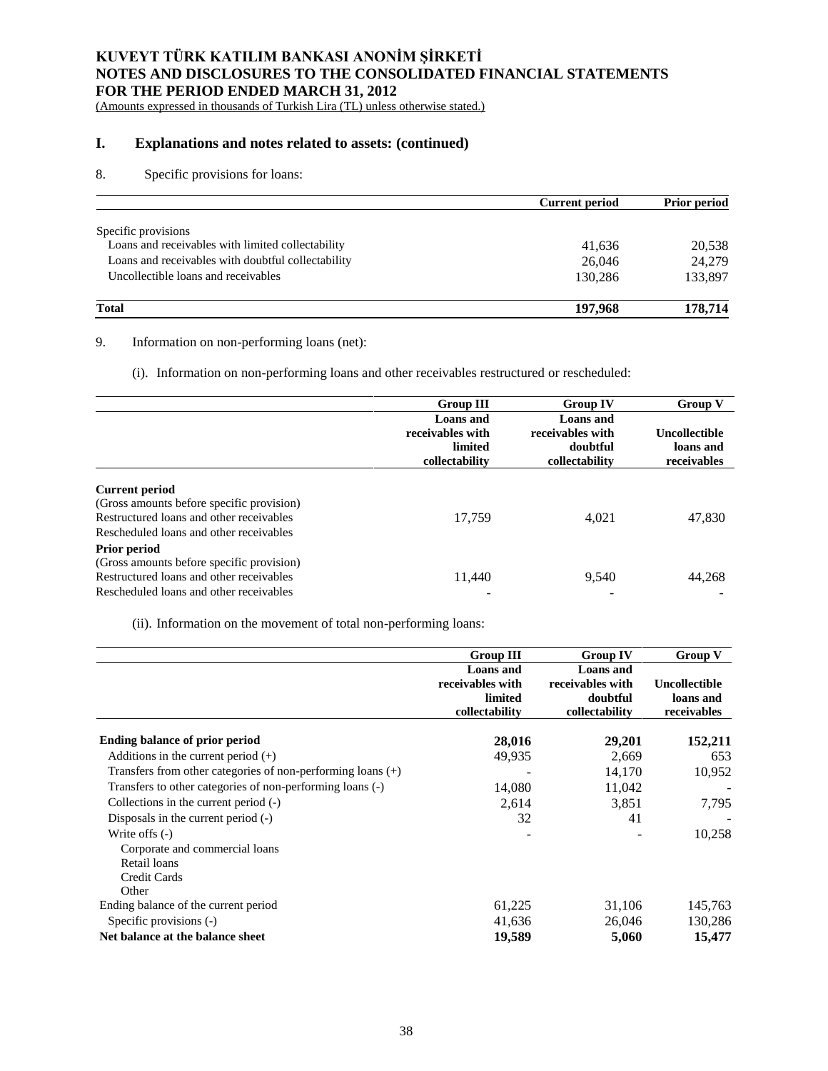# KUVEYT TÜRK KATILIM BANKASI ANONİM ŞİRKETİ
# NOTES AND DISCLOSURES TO THE CONSOLIDATED FINANCIAL STATEMENTS
# FOR THE PERIOD ENDED MARCH 31, 2012

(Amounts expressed in thousands of Turkish Lira (TL) unless otherwise stated.)

## I. Explanations and notes related to assets: (continued)

8. Specific provisions for loans:

| | Current period | Prior period |
|---|---|---|
| Specific provisions | | |
| Loans and receivables with limited collectability | 41,636 | 20,538 |
| Loans and receivables with doubtful collectability | 26,046 | 24,279 |
| Uncollectible loans and receivables | 130,286 | 133,897 |
| **Total** | **197,968** | **178,714** |

9. Information on non-performing loans (net):

(i). Information on non-performing loans and other receivables restructured or rescheduled:

| | Group III | Group IV | Group V |
|---|---|---|---|
| | Loans and receivables with limited collectability | Loans and receivables with doubtful collectability | Uncollectible loans and receivables |
| **Current period** | | | |
| (Gross amounts before specific provision) | | | |
| Restructured loans and other receivables | 17,759 | 4,021 | 47,830 |
| Rescheduled loans and other receivables | | | |
| **Prior period** | | | |
| (Gross amounts before specific provision) | | | |
| Restructured loans and other receivables | 11,440 | 9,540 | 44,268 |
| Rescheduled loans and other receivables | - | - | - |

(ii). Information on the movement of total non-performing loans:

| | Group III | Group IV | Group V |
|---|---|---|---|
| | Loans and receivables with limited collectability | Loans and receivables with doubtful collectability | Uncollectible loans and receivables |
| **Ending balance of prior period** | **28,016** | **29,201** | **152,211** |
| Additions in the current period (+) | 49,935 | 2,669 | 653 |
| Transfers from other categories of non-performing loans (+) | - | 14,170 | 10,952 |
| Transfers to other categories of non-performing loans (-) | 14,080 | 11,042 | - |
| Collections in the current period (-) | 2,614 | 3,851 | 7,795 |
| Disposals in the current period (-) | 32 | 41 | - |
| Write offs (-) | - | - | 10,258 |
| Corporate and commercial loans | | | |
| Retail loans | | | |
| Credit Cards | | | |
| Other | | | |
| Ending balance of the current period | 61,225 | 31,106 | 145,763 |
| Specific provisions (-) | 41,636 | 26,046 | 130,286 |
| **Net balance at the balance sheet** | **19,589** | **5,060** | **15,477** |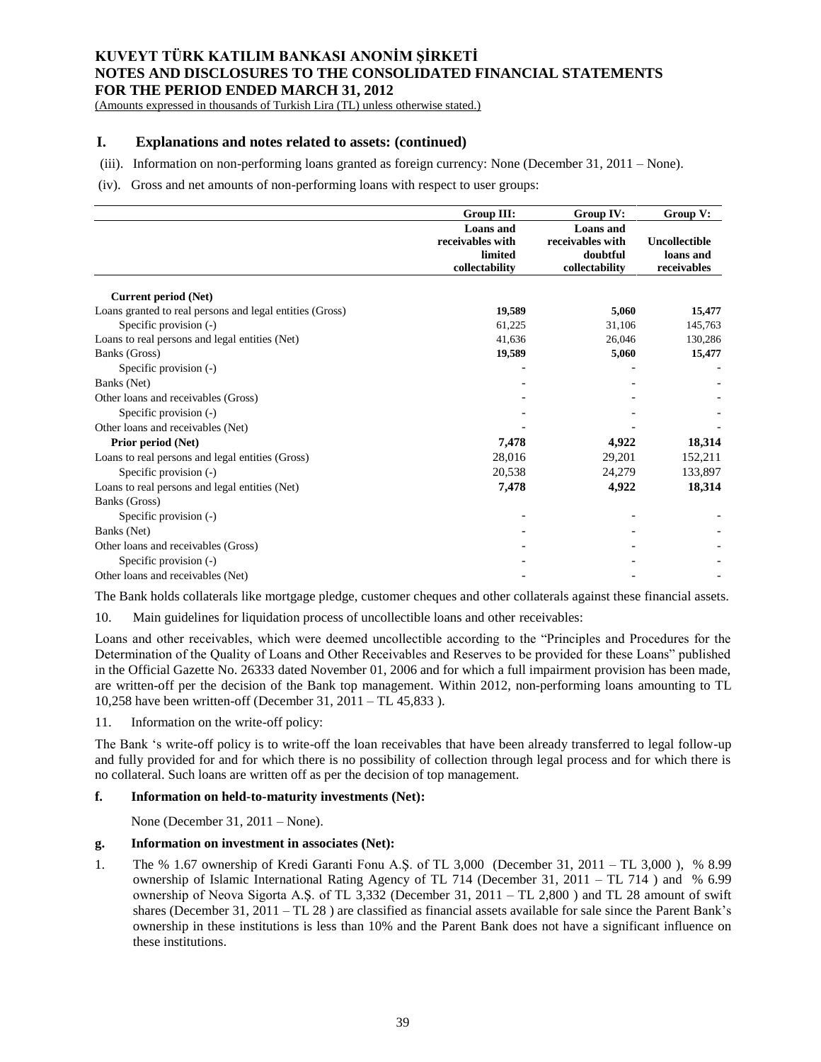## I. Explanations and notes related to assets: (continued)

(iii). Information on non-performing loans granted as foreign currency: None (December 31, 2011 – None).

(iv). Gross and net amounts of non-performing loans with respect to user groups:

| | Group III: | Group IV: | Group V: |
|---|---|---|---|
| | Loans and receivables with limited collectability | Loans and receivables with doubtful collectability | Uncollectible loans and receivables |
| **Current period (Net)** | | | |
| Loans granted to real persons and legal entities (Gross) | **19,589** | **5,060** | **15,477** |
| Specific provision (-) | 61,225 | 31,106 | 145,763 |
| Loans to real persons and legal entities (Net) | 41,636 | 26,046 | 130,286 |
| Banks (Gross) | **19,589** | **5,060** | **15,477** |
| Specific provision (-) | - | - | - |
| Banks (Net) | - | - | - |
| Other loans and receivables (Gross) | - | - | - |
| Specific provision (-) | - | - | - |
| Other loans and receivables (Net) | - | - | - |
| **Prior period (Net)** | **7,478** | **4,922** | **18,314** |
| Loans to real persons and legal entities (Gross) | 28,016 | 29,201 | 152,211 |
| Specific provision (-) | 20,538 | 24,279 | 133,897 |
| Loans to real persons and legal entities (Net) | **7,478** | **4,922** | **18,314** |
| Banks (Gross) | | | |
| Specific provision (-) | - | - | - |
| Banks (Net) | - | - | - |
| Other loans and receivables (Gross) | - | - | - |
| Specific provision (-) | - | - | - |
| Other loans and receivables (Net) | - | - | - |

The Bank holds collaterals like mortgage pledge, customer cheques and other collaterals against these financial assets.

10. Main guidelines for liquidation process of uncollectible loans and other receivables:

Loans and other receivables, which were deemed uncollectible according to the "Principles and Procedures for the Determination of the Quality of Loans and Other Receivables and Reserves to be provided for these Loans" published in the Official Gazette No. 26333 dated November 01, 2006 and for which a full impairment provision has been made, are written-off per the decision of the Bank top management. Within 2012, non-performing loans amounting to TL 10,258 have been written-off (December 31, 2011 – TL 45,833 ).

11. Information on the write-off policy:

The Bank 's write-off policy is to write-off the loan receivables that have been already transferred to legal follow-up and fully provided for and for which there is no possibility of collection through legal process and for which there is no collateral. Such loans are written off as per the decision of top management.

### f. Information on held-to-maturity investments (Net):

None (December 31, 2011 – None).

### g. Information on investment in associates (Net):

1. The % 1.67 ownership of Kredi Garanti Fonu A.Ş. of TL 3,000 (December 31, 2011 – TL 3,000 ), % 8.99 ownership of Islamic International Rating Agency of TL 714 (December 31, 2011 – TL 714 ) and % 6.99 ownership of Neova Sigorta A.Ş. of TL 3,332 (December 31, 2011 – TL 2,800 ) and TL 28 amount of swift shares (December 31, 2011 – TL 28 ) are classified as financial assets available for sale since the Parent Bank's ownership in these institutions is less than 10% and the Parent Bank does not have a significant influence on these institutions.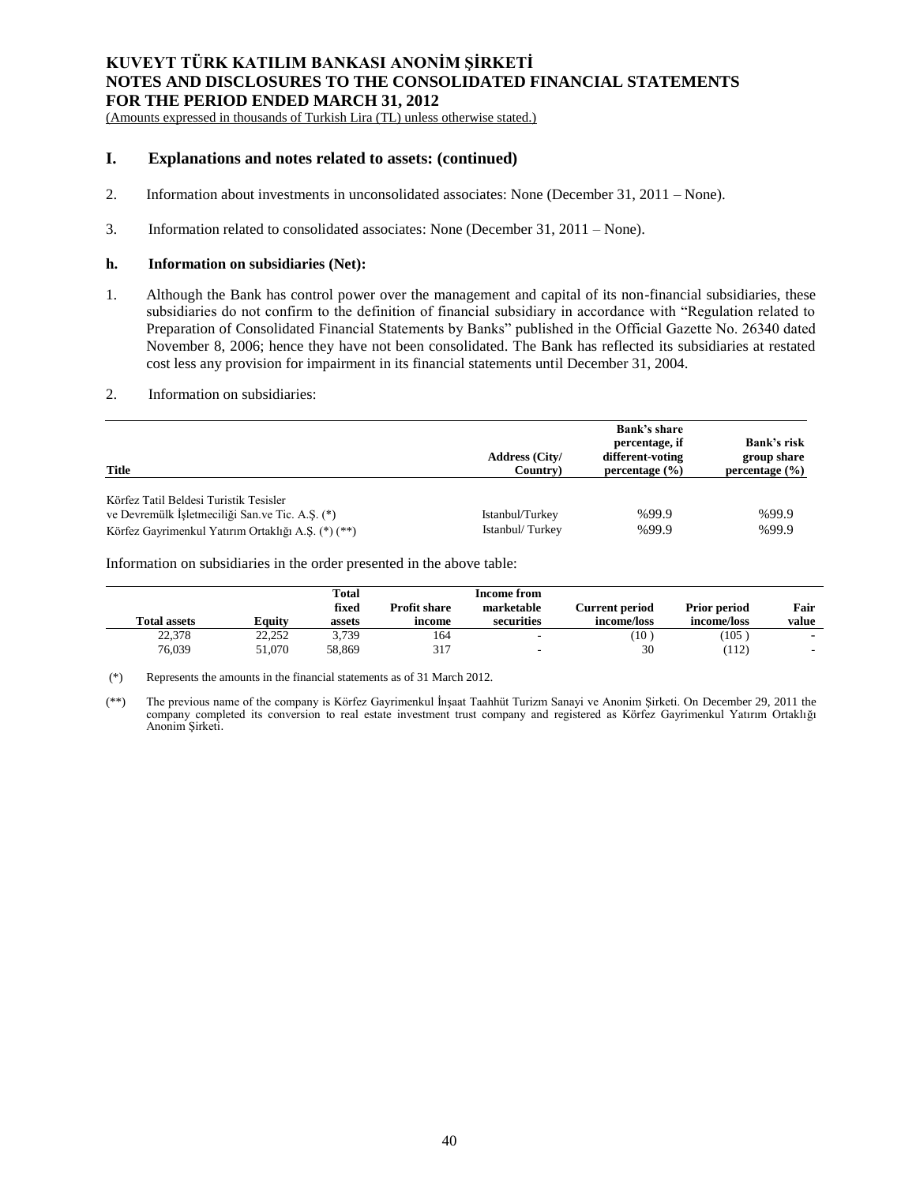## I. Explanations and notes related to assets: (continued)

2. Information about investments in unconsolidated associates: None (December 31, 2011 – None).

3. Information related to consolidated associates: None (December 31, 2011 – None).

### h. Information on subsidiaries (Net):

1. Although the Bank has control power over the management and capital of its non-financial subsidiaries, these subsidiaries do not confirm to the definition of financial subsidiary in accordance with "Regulation related to Preparation of Consolidated Financial Statements by Banks" published in the Official Gazette No. 26340 dated November 8, 2006; hence they have not been consolidated. The Bank has reflected its subsidiaries at restated cost less any provision for impairment in its financial statements until December 31, 2004.

2. Information on subsidiaries:

| Title | Address (City/ Country) | Bank's share percentage, if different-voting percentage (%) | Bank's risk group share percentage (%) |
|---|---|---|---|
| Körfez Tatil Beldesi Turistik Tesisler ve Devremülk İşletmeciliği San.ve Tic. A.Ş. (*) | Istanbul/Turkey | %99.9 | %99.9 |
| Körfez Gayrimenkul Yatırım Ortaklığı A.Ş. (*) (**) | Istanbul/ Turkey | %99.9 | %99.9 |

Information on subsidiaries in the order presented in the above table:

| Total assets | Equity | Total fixed assets | Profit share income | Income from marketable securities | Current period income/loss | Prior period income/loss | Fair value |
|---|---|---|---|---|---|---|---|
| 22,378 | 22,252 | 3,739 | 164 | - | (10 ) | (105 ) | - |
| 76,039 | 51,070 | 58,869 | 317 | - | 30 | (112) | - |

(*) Represents the amounts in the financial statements as of 31 March 2012.

(**) The previous name of the company is Körfez Gayrimenkul İnşaat Taahhüt Turizm Sanayi ve Anonim Şirketi. On December 29, 2011 the company completed its conversion to real estate investment trust company and registered as Körfez Gayrimenkul Yatırım Ortaklığı Anonim Şirketi.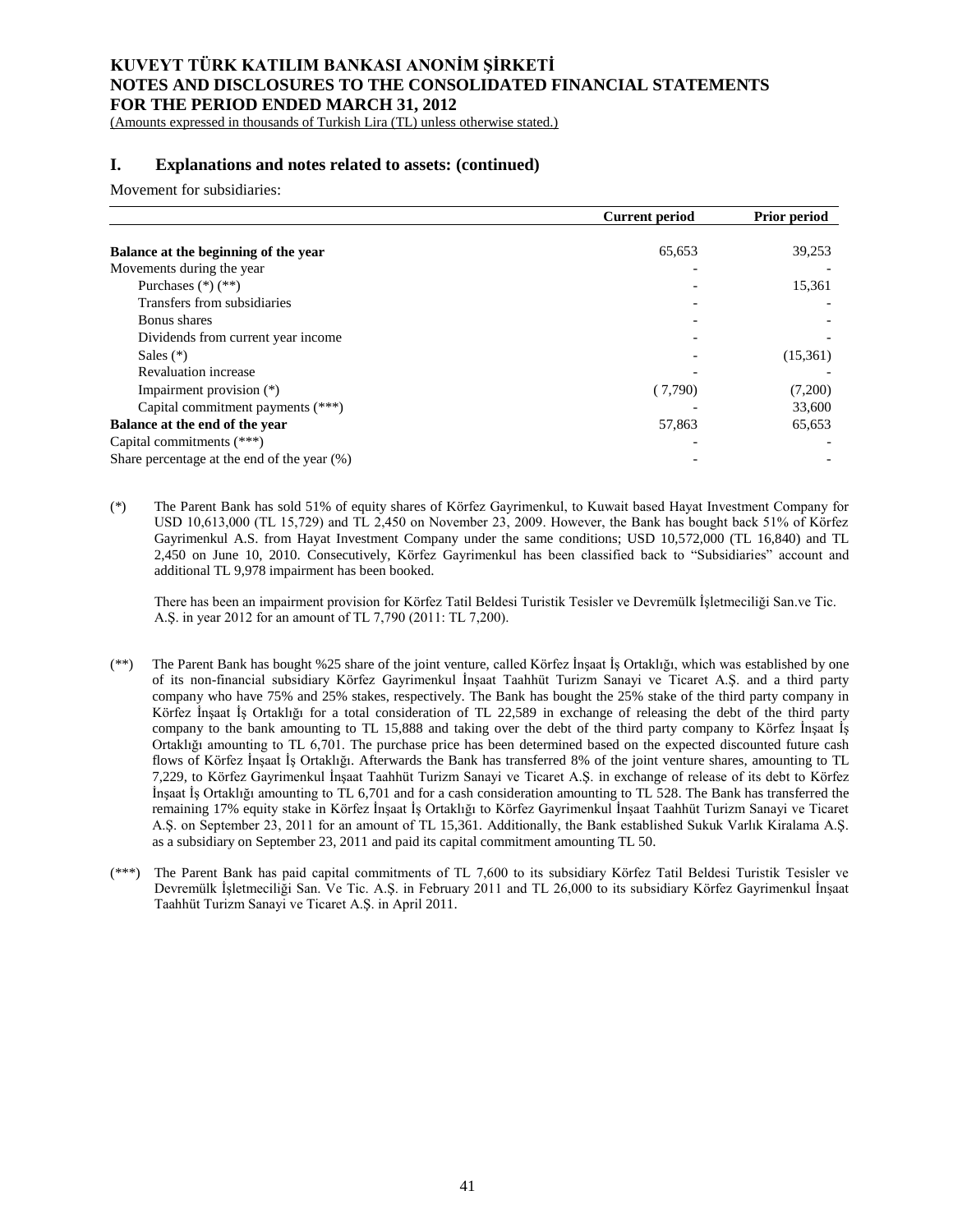## I. Explanations and notes related to assets: (continued)

Movement for subsidiaries:

| | Current period | Prior period |
|---|---|---|
| **Balance at the beginning of the year** | 65,653 | 39,253 |
| Movements during the year | - | - |
| Purchases (*) (**) | - | 15,361 |
| Transfers from subsidiaries | - | - |
| Bonus shares | - | - |
| Dividends from current year income | - | - |
| Sales (*) | - | (15,361) |
| Revaluation increase | - | - |
| Impairment provision (*) | ( 7,790) | (7,200) |
| Capital commitment payments (***) | - | 33,600 |
| **Balance at the end of the year** | 57,863 | 65,653 |
| Capital commitments (***) | - | - |
| Share percentage at the end of the year (%) | - | - |

(*) The Parent Bank has sold 51% of equity shares of Körfez Gayrimenkul, to Kuwait based Hayat Investment Company for USD 10,613,000 (TL 15,729) and TL 2,450 on November 23, 2009. However, the Bank has bought back 51% of Körfez Gayrimenkul A.S. from Hayat Investment Company under the same conditions; USD 10,572,000 (TL 16,840) and TL 2,450 on June 10, 2010. Consecutively, Körfez Gayrimenkul has been classified back to "Subsidiaries" account and additional TL 9,978 impairment has been booked.

There has been an impairment provision for Körfez Tatil Beldesi Turistik Tesisler ve Devremülk İşletmeciliği San.ve Tic. A.Ş. in year 2012 for an amount of TL 7,790 (2011: TL 7,200).

(**) The Parent Bank has bought %25 share of the joint venture, called Körfez İnşaat İş Ortaklığı, which was established by one of its non-financial subsidiary Körfez Gayrimenkul İnşaat Taahhüt Turizm Sanayi ve Ticaret A.Ş. and a third party company who have 75% and 25% stakes, respectively. The Bank has bought the 25% stake of the third party company in Körfez İnşaat İş Ortaklığı for a total consideration of TL 22,589 in exchange of releasing the debt of the third party company to the bank amounting to TL 15,888 and taking over the debt of the third party company to Körfez İnşaat İş Ortaklığı amounting to TL 6,701. The purchase price has been determined based on the expected discounted future cash flows of Körfez İnşaat İş Ortaklığı. Afterwards the Bank has transferred 8% of the joint venture shares, amounting to TL 7,229, to Körfez Gayrimenkul İnşaat Taahhüt Turizm Sanayi ve Ticaret A.Ş. in exchange of release of its debt to Körfez İnşaat İş Ortaklığı amounting to TL 6,701 and for a cash consideration amounting to TL 528. The Bank has transferred the remaining 17% equity stake in Körfez İnşaat İş Ortaklığı to Körfez Gayrimenkul İnşaat Taahhüt Turizm Sanayi ve Ticaret A.Ş. on September 23, 2011 for an amount of TL 15,361. Additionally, the Bank established Sukuk Varlık Kiralama A.Ş. as a subsidiary on September 23, 2011 and paid its capital commitment amounting TL 50.

(***) The Parent Bank has paid capital commitments of TL 7,600 to its subsidiary Körfez Tatil Beldesi Turistik Tesisler ve Devremülk İşletmeciliği San. Ve Tic. A.Ş. in February 2011 and TL 26,000 to its subsidiary Körfez Gayrimenkul İnşaat Taahhüt Turizm Sanayi ve Ticaret A.Ş. in April 2011.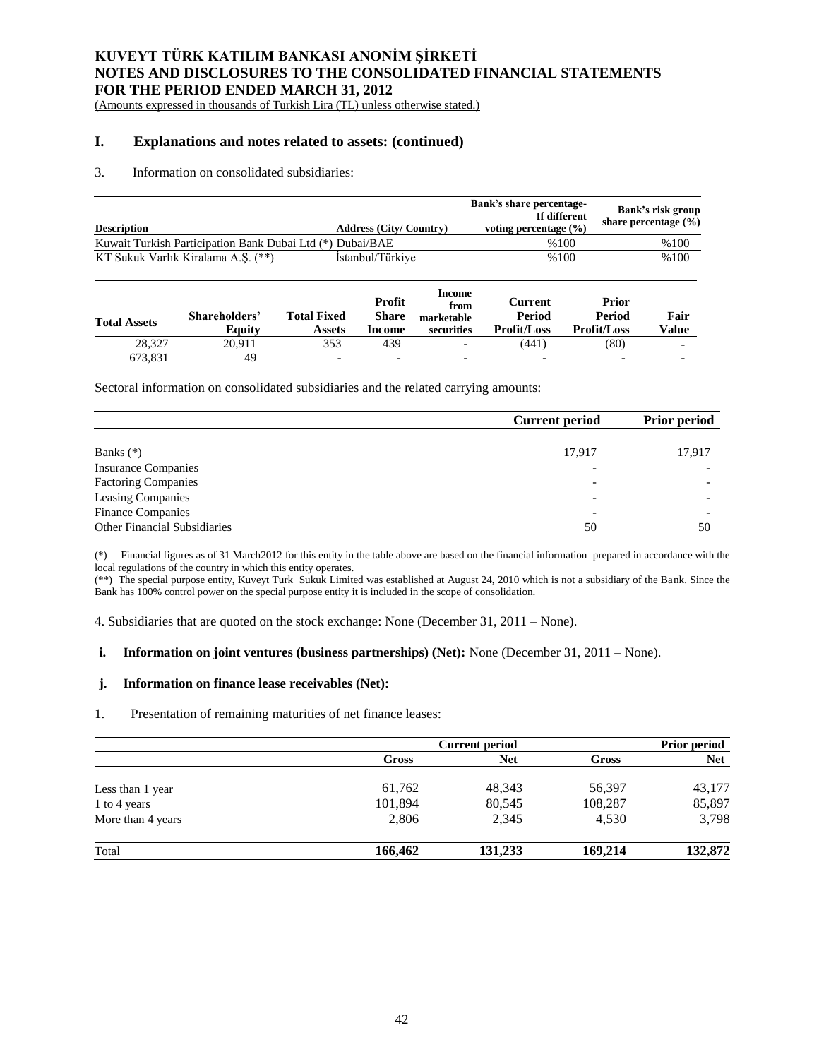## I. Explanations and notes related to assets: (continued)

3. Information on consolidated subsidiaries:

| Description | Address (City/ Country) | Bank's share percentage- If different voting percentage (%) | Bank's risk group share percentage (%) |
|---|---|---|---|
| Kuwait Turkish Participation Bank Dubai Ltd (*) | Dubai/BAE | %100 | %100 |
| KT Sukuk Varlık Kiralama A.Ş. (**) | İstanbul/Türkiye | %100 | %100 |

| Total Assets | Shareholders' Equity | Total Fixed Assets | Profit Share Income | Income from marketable securities | Current Period Profit/Loss | Prior Period Profit/Loss | Fair Value |
|---|---|---|---|---|---|---|---|
| 28,327 | 20,911 | 353 | 439 | - | (441) | (80) | - |
| 673,831 | 49 | - | - | - | - | - | - |

Sectoral information on consolidated subsidiaries and the related carrying amounts:

| | Current period | Prior period |
|---|---|---|
| Banks (*) | 17,917 | 17,917 |
| Insurance Companies | - | - |
| Factoring Companies | - | - |
| Leasing Companies | - | - |
| Finance Companies | - | - |
| Other Financial Subsidiaries | 50 | 50 |

(*) Financial figures as of 31 March2012 for this entity in the table above are based on the financial information prepared in accordance with the local regulations of the country in which this entity operates.

(**) The special purpose entity, Kuveyt Turk Sukuk Limited was established at August 24, 2010 which is not a subsidiary of the Bank. Since the Bank has 100% control power on the special purpose entity it is included in the scope of consolidation.

4. Subsidiaries that are quoted on the stock exchange: None (December 31, 2011 – None).

**i. Information on joint ventures (business partnerships) (Net):** None (December 31, 2011 – None).

**j. Information on finance lease receivables (Net):**

1. Presentation of remaining maturities of net finance leases:

| | Current period | | Prior period | |
|---|---|---|---|---|
| | Gross | Net | Gross | Net |
| Less than 1 year | 61,762 | 48,343 | 56,397 | 43,177 |
| 1 to 4 years | 101,894 | 80,545 | 108,287 | 85,897 |
| More than 4 years | 2,806 | 2,345 | 4,530 | 3,798 |
| Total | **166,462** | **131,233** | **169,214** | **132,872** |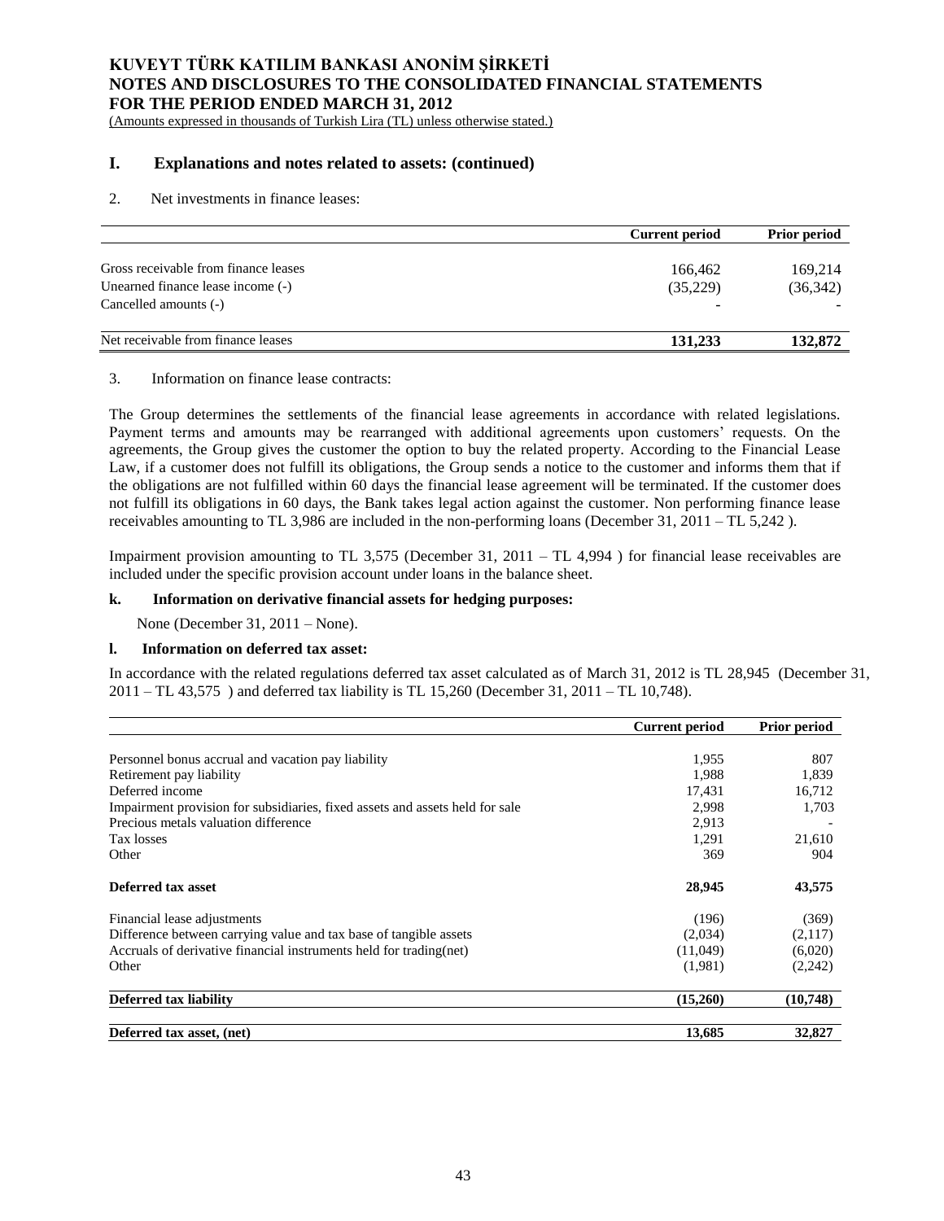## I. Explanations and notes related to assets: (continued)

2. Net investments in finance leases:

| | Current period | Prior period |
|---|---|---|
| Gross receivable from finance leases | 166,462 | 169,214 |
| Unearned finance lease income (-) | (35,229) | (36,342) |
| Cancelled amounts (-) | - | - |
| Net receivable from finance leases | **131,233** | **132,872** |

3. Information on finance lease contracts:

The Group determines the settlements of the financial lease agreements in accordance with related legislations. Payment terms and amounts may be rearranged with additional agreements upon customers' requests. On the agreements, the Group gives the customer the option to buy the related property. According to the Financial Lease Law, if a customer does not fulfill its obligations, the Group sends a notice to the customer and informs them that if the obligations are not fulfilled within 60 days the financial lease agreement will be terminated. If the customer does not fulfill its obligations in 60 days, the Bank takes legal action against the customer. Non performing finance lease receivables amounting to TL 3,986 are included in the non-performing loans (December 31, 2011 – TL 5,242 ).

Impairment provision amounting to TL 3,575 (December 31, 2011 – TL 4,994 ) for financial lease receivables are included under the specific provision account under loans in the balance sheet.

### k. Information on derivative financial assets for hedging purposes:

None (December 31, 2011 – None).

### l. Information on deferred tax asset:

In accordance with the related regulations deferred tax asset calculated as of March 31, 2012 is TL 28,945 (December 31, 2011 – TL 43,575 ) and deferred tax liability is TL 15,260 (December 31, 2011 – TL 10,748).

| | Current period | Prior period |
|---|---|---|
| Personnel bonus accrual and vacation pay liability | 1,955 | 807 |
| Retirement pay liability | 1,988 | 1,839 |
| Deferred income | 17,431 | 16,712 |
| Impairment provision for subsidiaries, fixed assets and assets held for sale | 2,998 | 1,703 |
| Precious metals valuation difference | 2,913 | - |
| Tax losses | 1,291 | 21,610 |
| Other | 369 | 904 |
| **Deferred tax asset** | **28,945** | **43,575** |
| Financial lease adjustments | (196) | (369) |
| Difference between carrying value and tax base of tangible assets | (2,034) | (2,117) |
| Accruals of derivative financial instruments held for trading(net) | (11,049) | (6,020) |
| Other | (1,981) | (2,242) |
| **Deferred tax liability** | **(15,260)** | **(10,748)** |
| **Deferred tax asset, (net)** | **13,685** | **32,827** |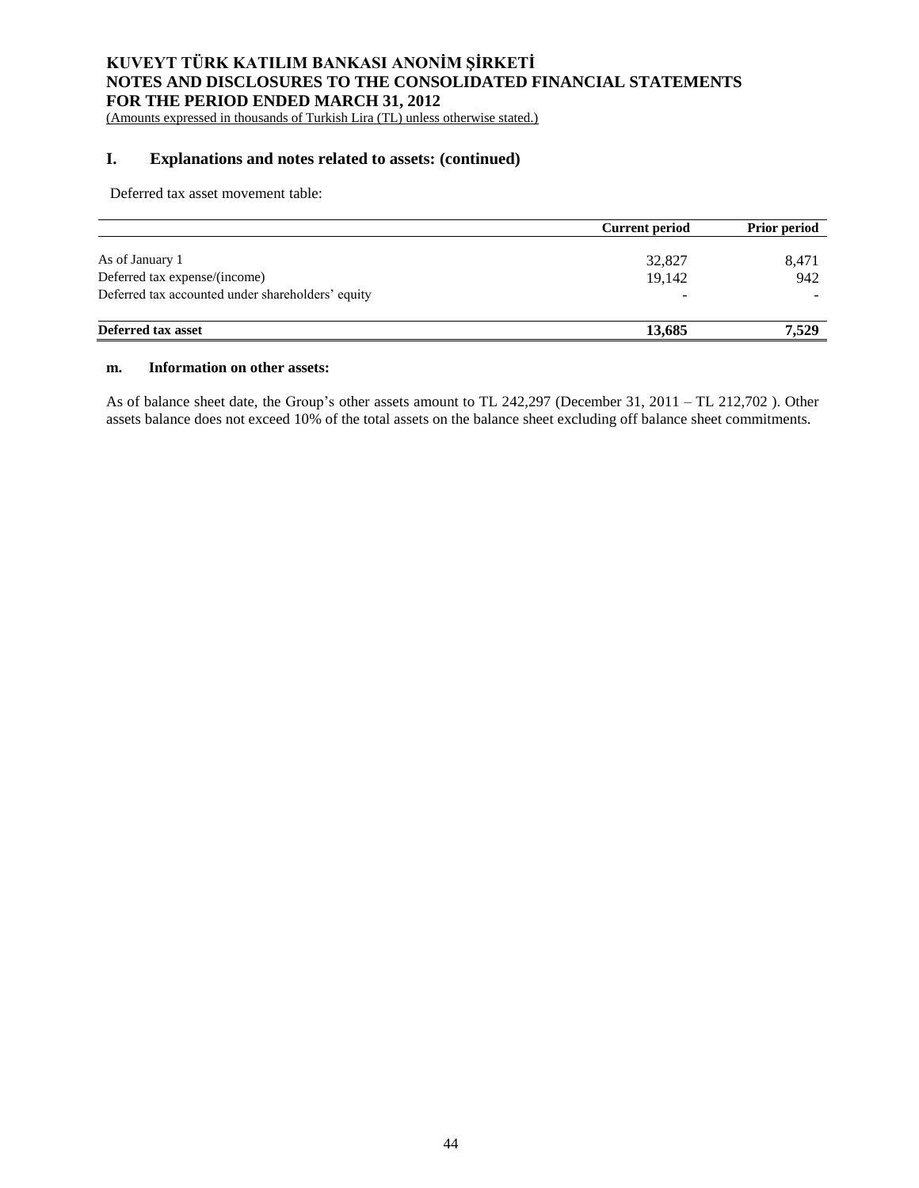## I. Explanations and notes related to assets: (continued)

Deferred tax asset movement table:

| | Current period | Prior period |
|---|---|---|
| As of January 1 | 32,827 | 8,471 |
| Deferred tax expense/(income) | 19,142 | 942 |
| Deferred tax accounted under shareholders' equity | - | - |
| **Deferred tax asset** | **13,685** | **7,529** |

### m. Information on other assets:

As of balance sheet date, the Group's other assets amount to TL 242,297 (December 31, 2011 – TL 212,702 ). Other assets balance does not exceed 10% of the total assets on the balance sheet excluding off balance sheet commitments.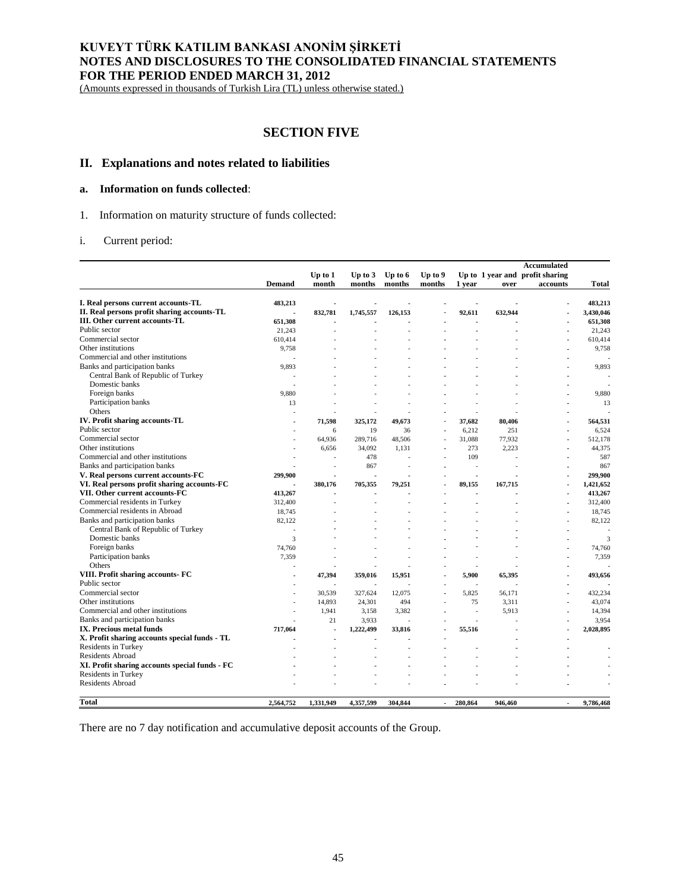# KUVEYT TÜRK KATILIM BANKASI ANONİM ŞİRKETİ
# NOTES AND DISCLOSURES TO THE CONSOLIDATED FINANCIAL STATEMENTS
# FOR THE PERIOD ENDED MARCH 31, 2012

(Amounts expressed in thousands of Turkish Lira (TL) unless otherwise stated.)

## SECTION FIVE

## II. Explanations and notes related to liabilities

### a. Information on funds collected:

1. Information on maturity structure of funds collected:

i. Current period:

| | Demand | Up to 1 month | Up to 3 months | Up to 6 months | Up to 9 months | Up to 1 year | 1 year and over | Accumulated profit sharing accounts | Total |
|---|---|---|---|---|---|---|---|---|---|
| **I. Real persons current accounts-TL** | **483,213** | - | - | - | - | - | - | - | **483,213** |
| **II. Real persons profit sharing accounts-TL** | - | **832,781** | **1,745,557** | **126,153** | - | **92,611** | **632,944** | - | **3,430,046** |
| **III. Other current accounts-TL** | **651,308** | - | - | - | - | - | - | - | **651,308** |
| Public sector | 21,243 | - | - | - | - | - | - | - | 21,243 |
| Commercial sector | 610,414 | - | - | - | - | - | - | - | 610,414 |
| Other institutions | 9,758 | - | - | - | - | - | - | - | 9,758 |
| Commercial and other institutions | - | - | - | - | - | - | - | - | - |
| Banks and participation banks | 9,893 | - | - | - | - | - | - | - | 9,893 |
| Central Bank of Republic of Turkey | - | - | - | - | - | - | - | - | - |
| Domestic banks | - | - | - | - | - | - | - | - | - |
| Foreign banks | 9,880 | - | - | - | - | - | - | - | 9,880 |
| Participation banks | 13 | - | - | - | - | - | - | - | 13 |
| Others | - | - | - | - | - | - | - | - | - |
| **IV. Profit sharing accounts-TL** | - | **71,598** | **325,172** | **49,673** | - | **37,682** | **80,406** | - | **564,531** |
| Public sector | - | 6 | 19 | 36 | - | 6,212 | 251 | - | 6,524 |
| Commercial sector | - | 64,936 | 289,716 | 48,506 | - | 31,088 | 77,932 | - | 512,178 |
| Other institutions | - | 6,656 | 34,092 | 1,131 | - | 273 | 2,223 | - | 44,375 |
| Commercial and other institutions | - | - | 478 | - | - | 109 | - | - | 587 |
| Banks and participation banks | - | - | 867 | - | - | - | - | - | 867 |
| **V. Real persons current accounts-FC** | **299,900** | - | - | - | - | - | - | - | **299,900** |
| **VI. Real persons profit sharing accounts-FC** | - | **380,176** | **705,355** | **79,251** | - | **89,155** | **167,715** | - | **1,421,652** |
| **VII. Other current accounts-FC** | **413,267** | - | - | - | - | - | - | - | **413,267** |
| Commercial residents in Turkey | 312,400 | - | - | - | - | - | - | - | 312,400 |
| Commercial residents in Abroad | 18,745 | - | - | - | - | - | - | - | 18,745 |
| Banks and participation banks | 82,122 | - | - | - | - | - | - | - | 82,122 |
| Central Bank of Republic of Turkey | - | - | - | - | - | - | - | - | - |
| Domestic banks | 3 | - | - | - | - | - | - | - | 3 |
| Foreign banks | 74,760 | - | - | - | - | - | - | - | 74,760 |
| Participation banks | 7,359 | - | - | - | - | - | - | - | 7,359 |
| Others | - | - | - | - | - | - | - | - | - |
| **VIII. Profit sharing accounts- FC** | - | **47,394** | **359,016** | **15,951** | - | **5,900** | **65,395** | - | **493,656** |
| Public sector | - | - | - | - | - | - | - | - | - |
| Commercial sector | - | 30,539 | 327,624 | 12,075 | - | 5,825 | 56,171 | - | 432,234 |
| Other institutions | - | 14,893 | 24,301 | 494 | - | 75 | 3,311 | - | 43,074 |
| Commercial and other institutions | - | 1,941 | 3,158 | 3,382 | - | - | 5,913 | - | 14,394 |
| Banks and participation banks | - | 21 | 3,933 | - | - | - | - | - | 3,954 |
| **IX. Precious metal funds** | **717,064** | - | **1,222,499** | **33,816** | - | **55,516** | - | - | **2,028,895** |
| **X. Profit sharing accounts special funds - TL** | - | - | - | - | - | - | - | - | |
| Residents in Turkey | - | - | - | - | - | - | - | - | - |
| Residents Abroad | - | - | - | - | - | - | - | - | - |
| **XI. Profit sharing accounts special funds - FC** | - | - | - | - | - | - | - | - | - |
| Residents in Turkey | - | - | - | - | - | - | - | - | - |
| Residents Abroad | - | - | - | - | - | - | - | - | - |
| **Total** | **2,564,752** | **1,331,949** | **4,357,599** | **304,844** | - | **280,864** | **946,460** | - | **9,786,468** |

There are no 7 day notification and accumulative deposit accounts of the Group.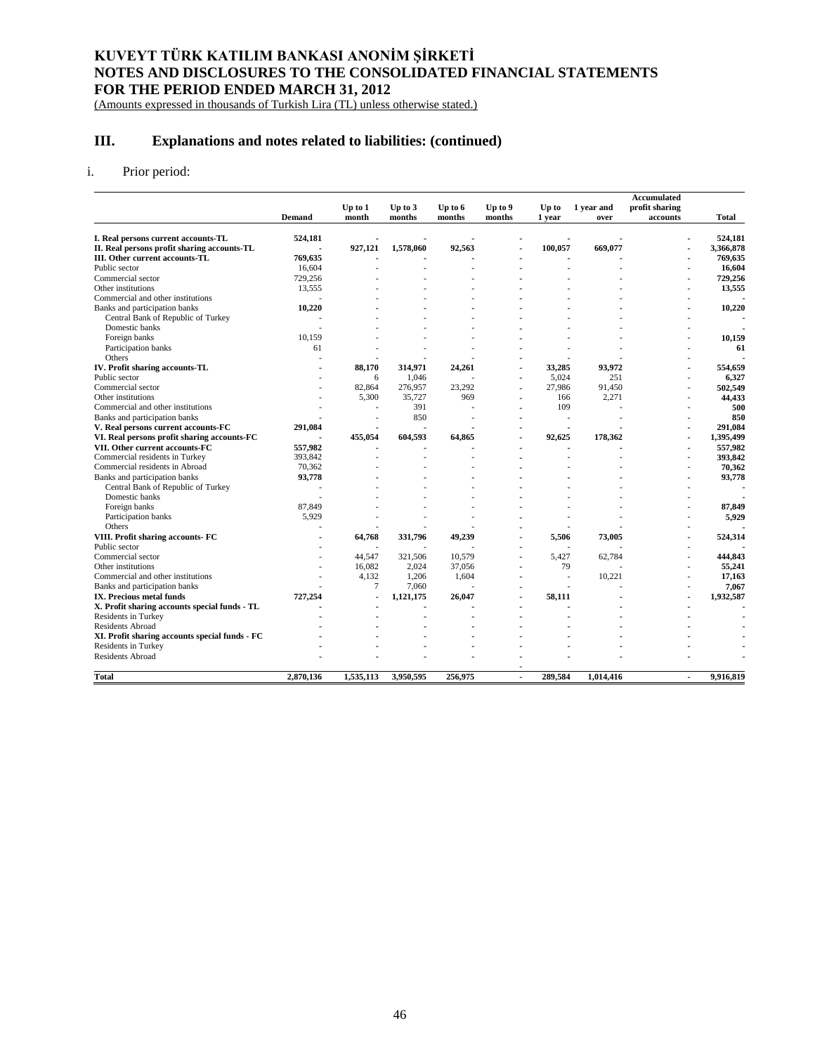# KUVEYT TÜRK KATILIM BANKASI ANONİM ŞİRKETİ
# NOTES AND DISCLOSURES TO THE CONSOLIDATED FINANCIAL STATEMENTS
# FOR THE PERIOD ENDED MARCH 31, 2012

(Amounts expressed in thousands of Turkish Lira (TL) unless otherwise stated.)

## III. Explanations and notes related to liabilities: (continued)

i. Prior period:

| | Demand | Up to 1 month | Up to 3 months | Up to 6 months | Up to 9 months | Up to 1 year | 1 year and over | Accumulated profit sharing accounts | Total |
|---|---|---|---|---|---|---|---|---|---|
| **I. Real persons current accounts-TL** | **524,181** | - | - | - | - | - | - | - | **524,181** |
| **II. Real persons profit sharing accounts-TL** | - | **927,121** | **1,578,060** | **92,563** | - | **100,057** | **669,077** | - | **3,366,878** |
| **III. Other current accounts-TL** | **769,635** | - | - | - | - | - | - | - | **769,635** |
| Public sector | 16,604 | - | - | - | - | - | - | - | **16,604** |
| Commercial sector | 729,256 | - | - | - | - | - | - | - | **729,256** |
| Other institutions | 13,555 | - | - | - | - | - | - | - | **13,555** |
| Commercial and other institutions | - | - | - | - | - | - | - | - | - |
| Banks and participation banks | **10,220** | - | - | - | - | - | - | - | **10,220** |
| Central Bank of Republic of Turkey | - | - | - | - | - | - | - | - | - |
| Domestic banks | - | - | - | - | - | - | - | - | - |
| Foreign banks | 10,159 | - | - | - | - | - | - | - | **10,159** |
| Participation banks | 61 | - | - | - | - | - | - | - | **61** |
| Others | - | - | - | - | - | - | - | - | - |
| **IV. Profit sharing accounts-TL** | - | **88,170** | **314,971** | **24,261** | - | **33,285** | **93,972** | - | **554,659** |
| Public sector | - | 6 | 1,046 | - | - | 5,024 | 251 | - | **6,327** |
| Commercial sector | - | 82,864 | 276,957 | 23,292 | - | 27,986 | 91,450 | - | **502,549** |
| Other institutions | - | 5,300 | 35,727 | 969 | - | 166 | 2,271 | - | **44,433** |
| Commercial and other institutions | - | - | 391 | - | - | 109 | - | - | **500** |
| Banks and participation banks | - | - | 850 | - | - | - | - | - | **850** |
| **V. Real persons current accounts-FC** | **291,084** | - | - | - | - | - | - | - | **291,084** |
| **VI. Real persons profit sharing accounts-FC** | - | **455,054** | **604,593** | **64,865** | - | **92,625** | **178,362** | - | **1,395,499** |
| **VII. Other current accounts-FC** | **557,982** | - | - | - | - | - | - | - | **557,982** |
| Commercial residents in Turkey | 393,842 | - | - | - | - | - | - | - | **393,842** |
| Commercial residents in Abroad | 70,362 | - | - | - | - | - | - | - | **70,362** |
| Banks and participation banks | **93,778** | - | - | - | - | - | - | - | **93,778** |
| Central Bank of Republic of Turkey | - | - | - | - | - | - | - | - | - |
| Domestic banks | - | - | - | - | - | - | - | - | - |
| Foreign banks | 87,849 | - | - | - | - | - | - | - | **87,849** |
| Participation banks | 5,929 | - | - | - | - | - | - | - | **5,929** |
| Others | - | - | - | - | - | - | - | - | - |
| **VIII. Profit sharing accounts- FC** | - | **64,768** | **331,796** | **49,239** | - | **5,506** | **73,005** | - | **524,314** |
| Public sector | - | - | - | - | - | - | - | - | - |
| Commercial sector | - | 44,547 | 321,506 | 10,579 | - | 5,427 | 62,784 | - | **444,843** |
| Other institutions | - | 16,082 | 2,024 | 37,056 | - | 79 | - | - | **55,241** |
| Commercial and other institutions | - | 4,132 | 1,206 | 1,604 | - | - | 10,221 | - | **17,163** |
| Banks and participation banks | - | 7 | 7,060 | - | - | - | - | - | **7,067** |
| **IX. Precious metal funds** | **727,254** | - | **1,121,175** | **26,047** | - | **58,111** | - | - | **1,932,587** |
| **X. Profit sharing accounts special funds - TL** | - | - | - | - | - | - | - | - | - |
| Residents in Turkey | - | - | - | - | - | - | - | - | - |
| Residents Abroad | - | - | - | - | - | - | - | - | - |
| **XI. Profit sharing accounts special funds - FC** | - | - | - | - | - | - | - | - | - |
| Residents in Turkey | - | - | - | - | - | - | - | - | - |
| Residents Abroad | - | - | - | - | - | - | - | - | - |
| **Total** | **2,870,136** | **1,535,113** | **3,950,595** | **256,975** | - | **289,584** | **1,014,416** | - | **9,916,819** |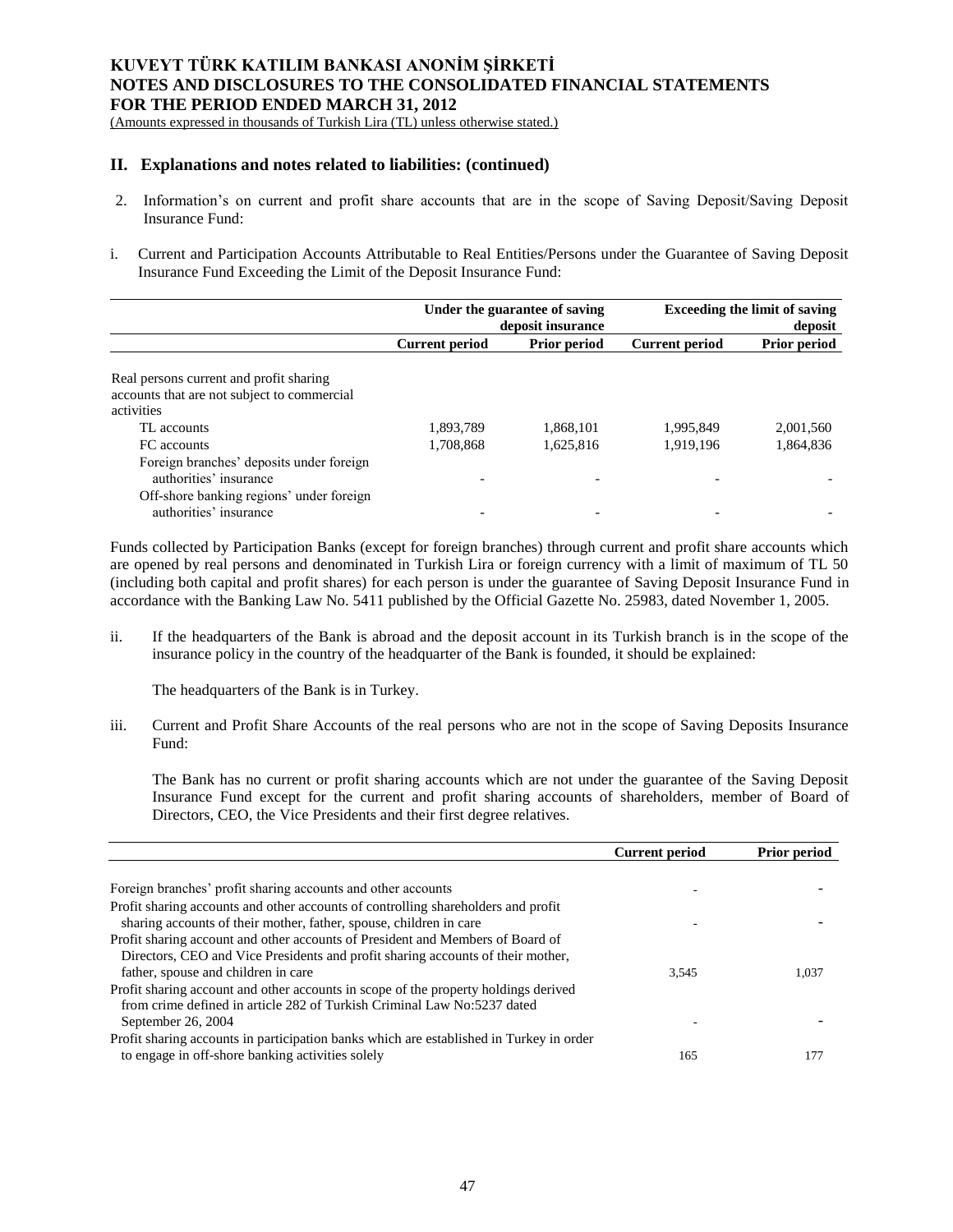## II. Explanations and notes related to liabilities: (continued)

2. Information's on current and profit share accounts that are in the scope of Saving Deposit/Saving Deposit Insurance Fund:

i. Current and Participation Accounts Attributable to Real Entities/Persons under the Guarantee of Saving Deposit Insurance Fund Exceeding the Limit of the Deposit Insurance Fund:

| | Under the guarantee of saving deposit insurance | | Exceeding the limit of saving deposit | |
|---|---|---|---|---|
| | Current period | Prior period | Current period | Prior period |
| Real persons current and profit sharing accounts that are not subject to commercial activities | | | | |
| TL accounts | 1,893,789 | 1,868,101 | 1,995,849 | 2,001,560 |
| FC accounts | 1,708,868 | 1,625,816 | 1,919,196 | 1,864,836 |
| Foreign branches' deposits under foreign authorities' insurance | - | - | - | - |
| Off-shore banking regions' under foreign authorities' insurance | - | - | - | - |

Funds collected by Participation Banks (except for foreign branches) through current and profit share accounts which are opened by real persons and denominated in Turkish Lira or foreign currency with a limit of maximum of TL 50 (including both capital and profit shares) for each person is under the guarantee of Saving Deposit Insurance Fund in accordance with the Banking Law No. 5411 published by the Official Gazette No. 25983, dated November 1, 2005.

ii. If the headquarters of the Bank is abroad and the deposit account in its Turkish branch is in the scope of the insurance policy in the country of the headquarter of the Bank is founded, it should be explained:

The headquarters of the Bank is in Turkey.

iii. Current and Profit Share Accounts of the real persons who are not in the scope of Saving Deposits Insurance Fund:

The Bank has no current or profit sharing accounts which are not under the guarantee of the Saving Deposit Insurance Fund except for the current and profit sharing accounts of shareholders, member of Board of Directors, CEO, the Vice Presidents and their first degree relatives.

| | Current period | Prior period |
|---|---|---|
| Foreign branches' profit sharing accounts and other accounts | - | - |
| Profit sharing accounts and other accounts of controlling shareholders and profit sharing accounts of their mother, father, spouse, children in care | - | - |
| Profit sharing account and other accounts of President and Members of Board of Directors, CEO and Vice Presidents and profit sharing accounts of their mother, father, spouse and children in care | 3,545 | 1,037 |
| Profit sharing account and other accounts in scope of the property holdings derived from crime defined in article 282 of Turkish Criminal Law No:5237 dated September 26, 2004 | - | - |
| Profit sharing accounts in participation banks which are established in Turkey in order to engage in off-shore banking activities solely | 165 | 177 |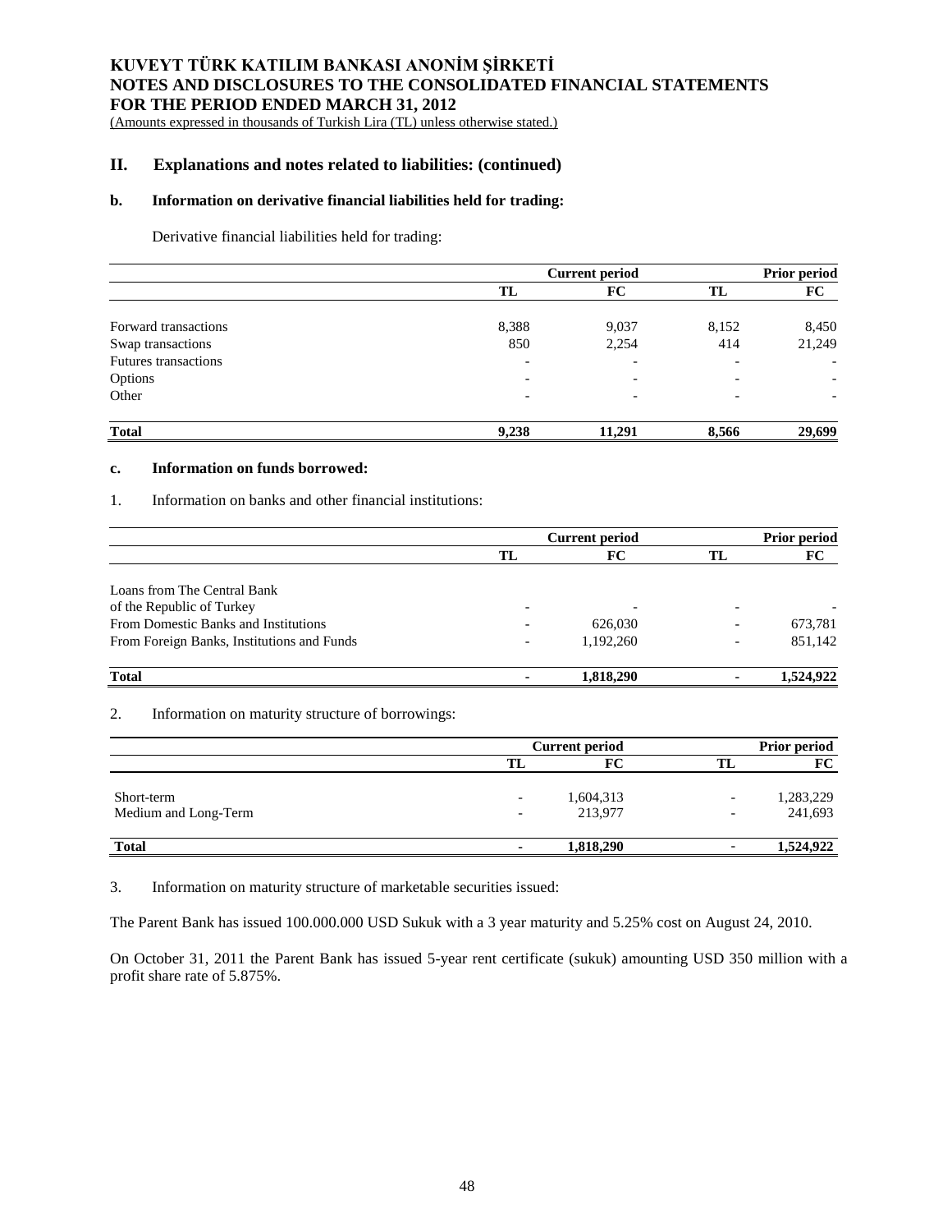## II. Explanations and notes related to liabilities: (continued)

### b. Information on derivative financial liabilities held for trading:

Derivative financial liabilities held for trading:

| | Current period | | Prior period | |
|---|---|---|---|---|
| | TL | FC | TL | FC |
| Forward transactions | 8,388 | 9,037 | 8,152 | 8,450 |
| Swap transactions | 850 | 2,254 | 414 | 21,249 |
| Futures transactions | - | - | - | - |
| Options | - | - | - | - |
| Other | - | - | - | - |
| **Total** | **9,238** | **11,291** | **8,566** | **29,699** |

### c. Information on funds borrowed:

1. Information on banks and other financial institutions:

| | Current period | | Prior period | |
|---|---|---|---|---|
| | TL | FC | TL | FC |
| Loans from The Central Bank of the Republic of Turkey | - | - | - | - |
| From Domestic Banks and Institutions | - | 626,030 | - | 673,781 |
| From Foreign Banks, Institutions and Funds | - | 1,192,260 | - | 851,142 |
| **Total** | **-** | **1,818,290** | **-** | **1,524,922** |

2. Information on maturity structure of borrowings:

| | Current period | | Prior period | |
|---|---|---|---|---|
| | TL | FC | TL | FC |
| Short-term | - | 1,604,313 | - | 1,283,229 |
| Medium and Long-Term | - | 213,977 | - | 241,693 |
| **Total** | **-** | **1,818,290** | **-** | **1,524,922** |

3. Information on maturity structure of marketable securities issued:

The Parent Bank has issued 100.000.000 USD Sukuk with a 3 year maturity and 5.25% cost on August 24, 2010.

On October 31, 2011 the Parent Bank has issued 5-year rent certificate (sukuk) amounting USD 350 million with a profit share rate of 5.875%.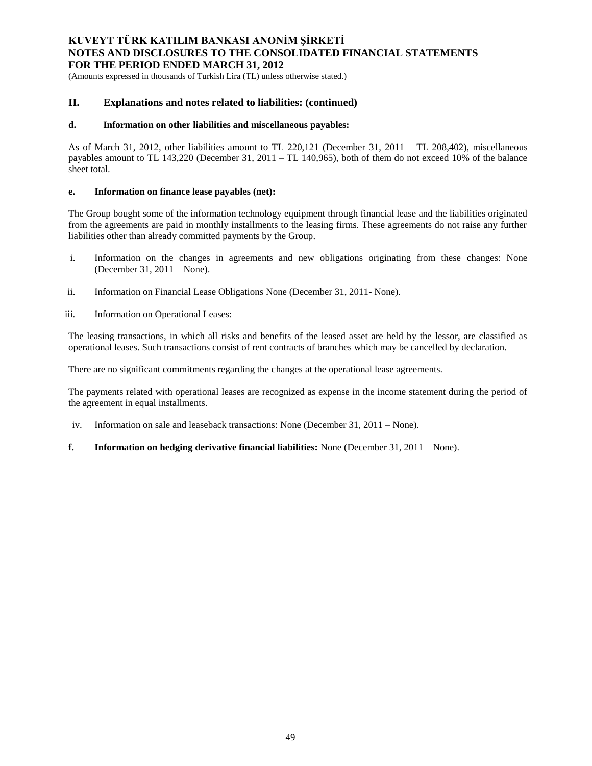## II. Explanations and notes related to liabilities: (continued)

### d. Information on other liabilities and miscellaneous payables:

As of March 31, 2012, other liabilities amount to TL 220,121 (December 31, 2011 – TL 208,402), miscellaneous payables amount to TL 143,220 (December 31, 2011 – TL 140,965), both of them do not exceed 10% of the balance sheet total.

### e. Information on finance lease payables (net):

The Group bought some of the information technology equipment through financial lease and the liabilities originated from the agreements are paid in monthly installments to the leasing firms. These agreements do not raise any further liabilities other than already committed payments by the Group.

i. Information on the changes in agreements and new obligations originating from these changes: None (December 31, 2011 – None).

ii. Information on Financial Lease Obligations None (December 31, 2011- None).

iii. Information on Operational Leases:

The leasing transactions, in which all risks and benefits of the leased asset are held by the lessor, are classified as operational leases. Such transactions consist of rent contracts of branches which may be cancelled by declaration.

There are no significant commitments regarding the changes at the operational lease agreements.

The payments related with operational leases are recognized as expense in the income statement during the period of the agreement in equal installments.

iv. Information on sale and leaseback transactions: None (December 31, 2011 – None).

### f. Information on hedging derivative financial liabilities: None (December 31, 2011 – None).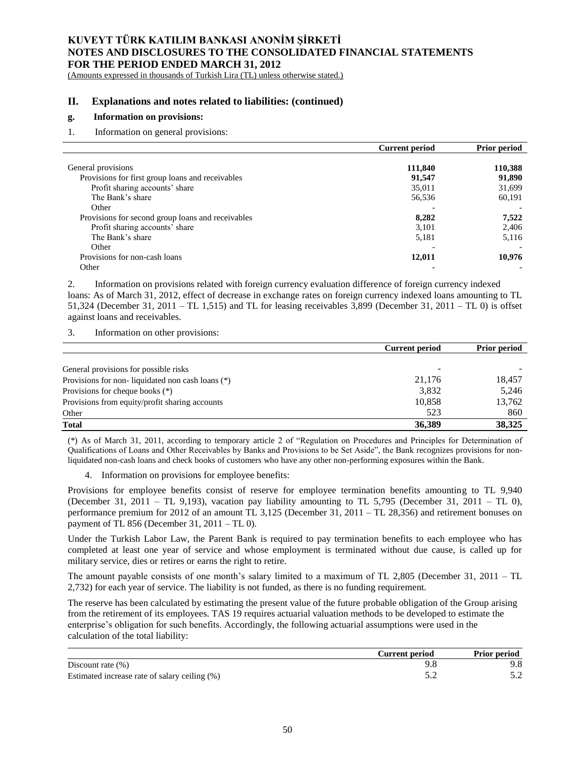## II. Explanations and notes related to liabilities: (continued)

### g. Information on provisions:

1. Information on general provisions:

| | Current period | Prior period |
|---|---|---|
| General provisions | **111,840** | **110,388** |
| Provisions for first group loans and receivables | **91,547** | **91,890** |
| Profit sharing accounts' share | 35,011 | 31,699 |
| The Bank's share | 56,536 | 60,191 |
| Other | - | - |
| Provisions for second group loans and receivables | **8,282** | **7,522** |
| Profit sharing accounts' share | 3,101 | 2,406 |
| The Bank's share | 5,181 | 5,116 |
| Other | - | - |
| Provisions for non-cash loans | **12,011** | **10,976** |
| Other | - | - |

2. Information on provisions related with foreign currency evaluation difference of foreign currency indexed loans: As of March 31, 2012, effect of decrease in exchange rates on foreign currency indexed loans amounting to TL 51,324 (December 31, 2011 – TL 1,515) and TL for leasing receivables 3,899 (December 31, 2011 – TL 0) is offset against loans and receivables.

3. Information on other provisions:

| | Current period | Prior period |
|---|---|---|
| General provisions for possible risks | - | - |
| Provisions for non- liquidated non cash loans (*) | 21,176 | 18,457 |
| Provisions for cheque books (*) | 3,832 | 5,246 |
| Provisions from equity/profit sharing accounts | 10,858 | 13,762 |
| Other | 523 | 860 |
| **Total** | **36,389** | **38,325** |

(*) As of March 31, 2011, according to temporary article 2 of "Regulation on Procedures and Principles for Determination of Qualifications of Loans and Other Receivables by Banks and Provisions to be Set Aside", the Bank recognizes provisions for non-liquidated non-cash loans and check books of customers who have any other non-performing exposures within the Bank.

4. Information on provisions for employee benefits:

Provisions for employee benefits consist of reserve for employee termination benefits amounting to TL 9,940 (December 31, 2011 – TL 9,193), vacation pay liability amounting to TL 5,795 (December 31, 2011 – TL 0), performance premium for 2012 of an amount TL 3,125 (December 31, 2011 – TL 28,356) and retirement bonuses on payment of TL 856 (December 31, 2011 – TL 0).

Under the Turkish Labor Law, the Parent Bank is required to pay termination benefits to each employee who has completed at least one year of service and whose employment is terminated without due cause, is called up for military service, dies or retires or earns the right to retire.

The amount payable consists of one month's salary limited to a maximum of TL 2,805 (December 31, 2011 – TL 2,732) for each year of service. The liability is not funded, as there is no funding requirement.

The reserve has been calculated by estimating the present value of the future probable obligation of the Group arising from the retirement of its employees. TAS 19 requires actuarial valuation methods to be developed to estimate the enterprise's obligation for such benefits. Accordingly, the following actuarial assumptions were used in the calculation of the total liability:

| | Current period | Prior period |
|---|---|---|
| Discount rate (%) | 9.8 | 9.8 |
| Estimated increase rate of salary ceiling (%) | 5.2 | 5.2 |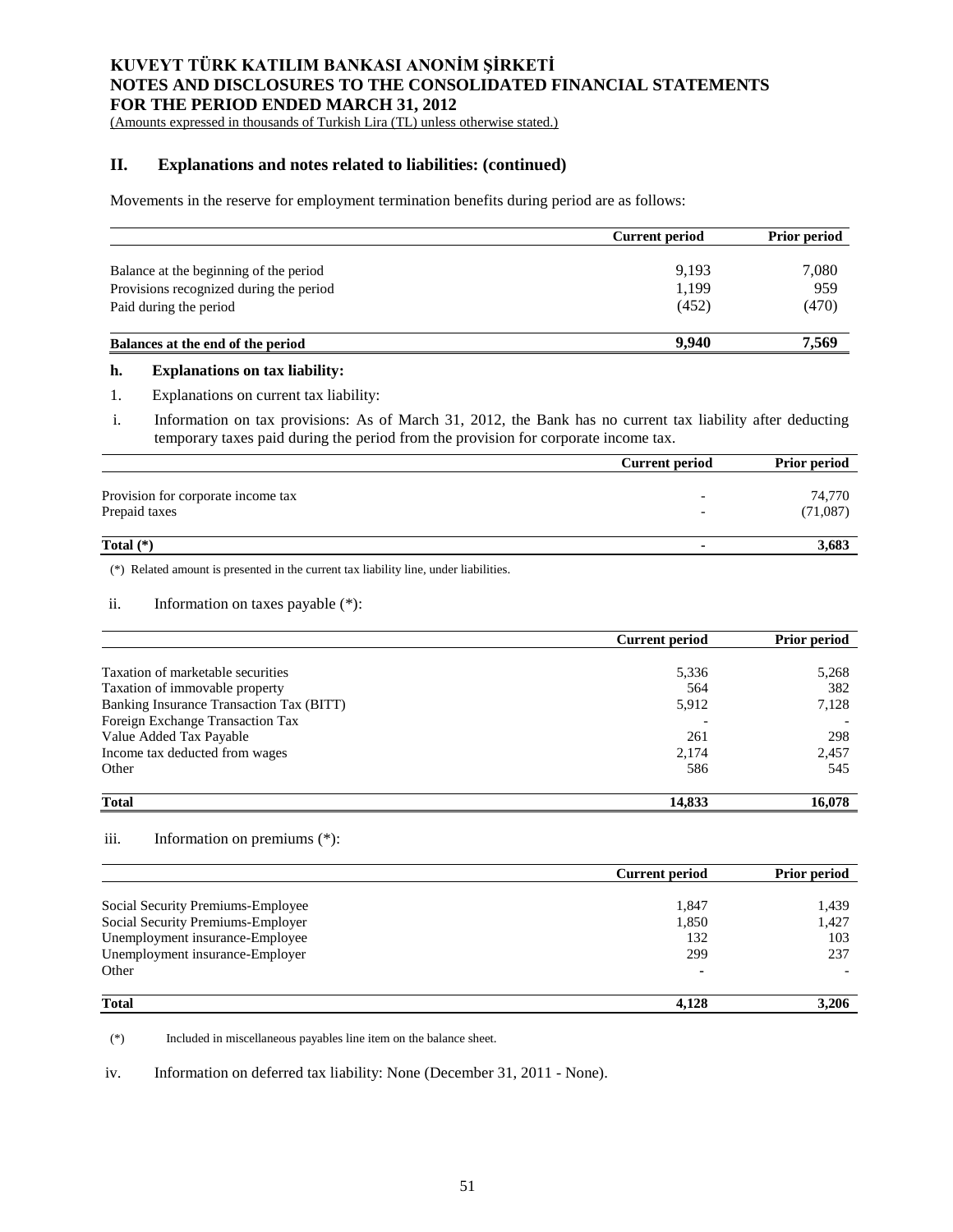# KUVEYT TÜRK KATILIM BANKASI ANONİM ŞİRKETİ
# NOTES AND DISCLOSURES TO THE CONSOLIDATED FINANCIAL STATEMENTS
# FOR THE PERIOD ENDED MARCH 31, 2012

(Amounts expressed in thousands of Turkish Lira (TL) unless otherwise stated.)

## II. Explanations and notes related to liabilities: (continued)

Movements in the reserve for employment termination benefits during period are as follows:

| | Current period | Prior period |
|---|---|---|
| Balance at the beginning of the period | 9,193 | 7,080 |
| Provisions recognized during the period | 1,199 | 959 |
| Paid during the period | (452) | (470) |
| **Balances at the end of the period** | **9,940** | **7,569** |

### h. Explanations on tax liability:

1. Explanations on current tax liability:

i. Information on tax provisions: As of March 31, 2012, the Bank has no current tax liability after deducting temporary taxes paid during the period from the provision for corporate income tax.

| | Current period | Prior period |
|---|---|---|
| Provision for corporate income tax | - | 74,770 |
| Prepaid taxes | - | (71,087) |
| **Total (*)** | **-** | **3,683** |

(*) Related amount is presented in the current tax liability line, under liabilities.

ii. Information on taxes payable (*):

| | Current period | Prior period |
|---|---|---|
| Taxation of marketable securities | 5,336 | 5,268 |
| Taxation of immovable property | 564 | 382 |
| Banking Insurance Transaction Tax (BITT) | 5,912 | 7,128 |
| Foreign Exchange Transaction Tax | - | - |
| Value Added Tax Payable | 261 | 298 |
| Income tax deducted from wages | 2,174 | 2,457 |
| Other | 586 | 545 |
| **Total** | **14,833** | **16,078** |

iii. Information on premiums (*):

| | Current period | Prior period |
|---|---|---|
| Social Security Premiums-Employee | 1,847 | 1,439 |
| Social Security Premiums-Employer | 1,850 | 1,427 |
| Unemployment insurance-Employee | 132 | 103 |
| Unemployment insurance-Employer | 299 | 237 |
| Other | - | - |
| **Total** | **4,128** | **3,206** |

(*) Included in miscellaneous payables line item on the balance sheet.

iv. Information on deferred tax liability: None (December 31, 2011 - None).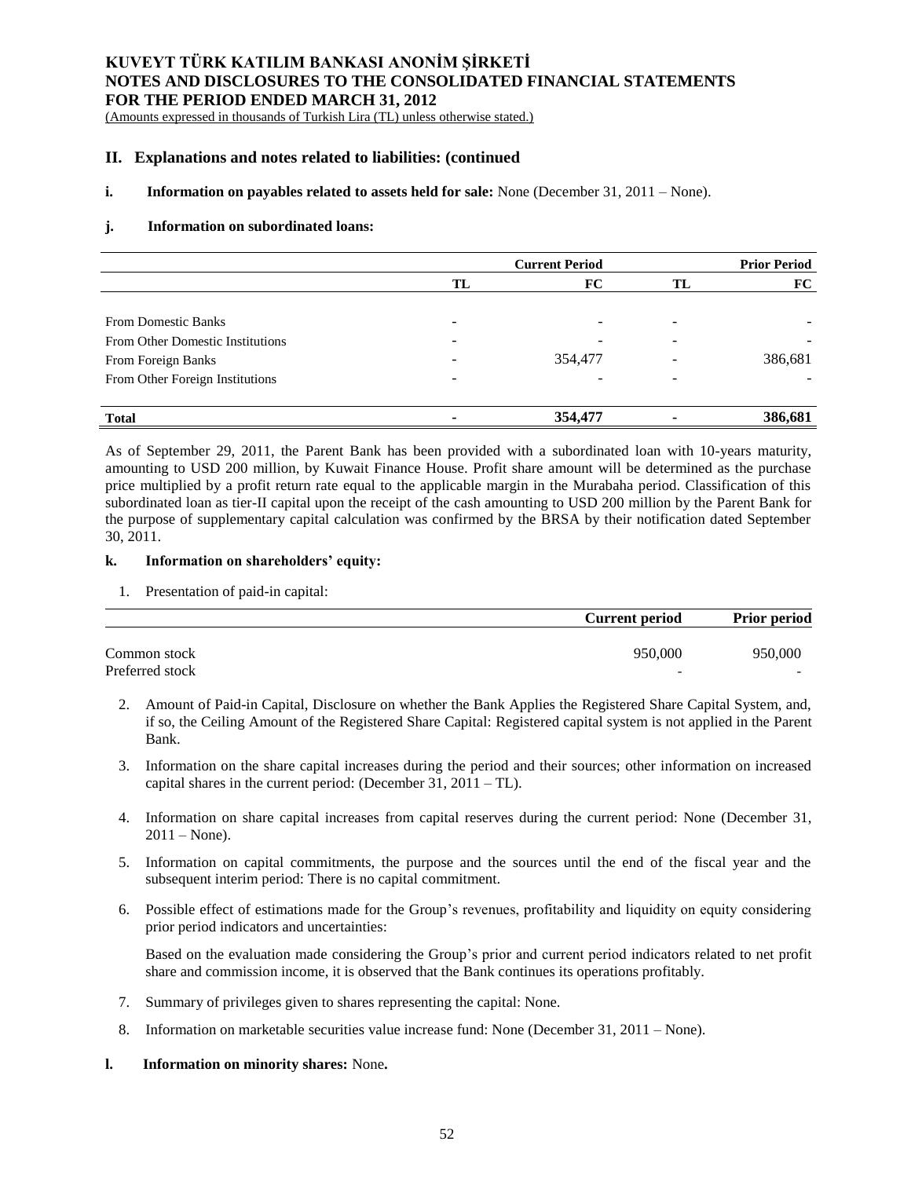## II. Explanations and notes related to liabilities: (continued

**i. Information on payables related to assets held for sale:** None (December 31, 2011 – None).

**j. Information on subordinated loans:**

| | Current Period | | Prior Period | |
|---|---|---|---|---|
| | TL | FC | TL | FC |
| From Domestic Banks | - | - | - | - |
| From Other Domestic Institutions | - | - | - | - |
| From Foreign Banks | - | 354,477 | - | 386,681 |
| From Other Foreign Institutions | - | - | - | - |
| **Total** | **-** | **354,477** | **-** | **386,681** |

As of September 29, 2011, the Parent Bank has been provided with a subordinated loan with 10-years maturity, amounting to USD 200 million, by Kuwait Finance House. Profit share amount will be determined as the purchase price multiplied by a profit return rate equal to the applicable margin in the Murabaha period. Classification of this subordinated loan as tier-II capital upon the receipt of the cash amounting to USD 200 million by the Parent Bank for the purpose of supplementary capital calculation was confirmed by the BRSA by their notification dated September 30, 2011.

**k. Information on shareholders' equity:**

1. Presentation of paid-in capital:

| | Current period | Prior period |
|---|---|---|
| Common stock | 950,000 | 950,000 |
| Preferred stock | - | - |

2. Amount of Paid-in Capital, Disclosure on whether the Bank Applies the Registered Share Capital System, and, if so, the Ceiling Amount of the Registered Share Capital: Registered capital system is not applied in the Parent Bank.

3. Information on the share capital increases during the period and their sources; other information on increased capital shares in the current period: (December 31, 2011 – TL).

4. Information on share capital increases from capital reserves during the current period: None (December 31, 2011 – None).

5. Information on capital commitments, the purpose and the sources until the end of the fiscal year and the subsequent interim period: There is no capital commitment.

6. Possible effect of estimations made for the Group's revenues, profitability and liquidity on equity considering prior period indicators and uncertainties:

   Based on the evaluation made considering the Group's prior and current period indicators related to net profit share and commission income, it is observed that the Bank continues its operations profitably.

7. Summary of privileges given to shares representing the capital: None.

8. Information on marketable securities value increase fund: None (December 31, 2011 – None).

**l. Information on minority shares:** None**.**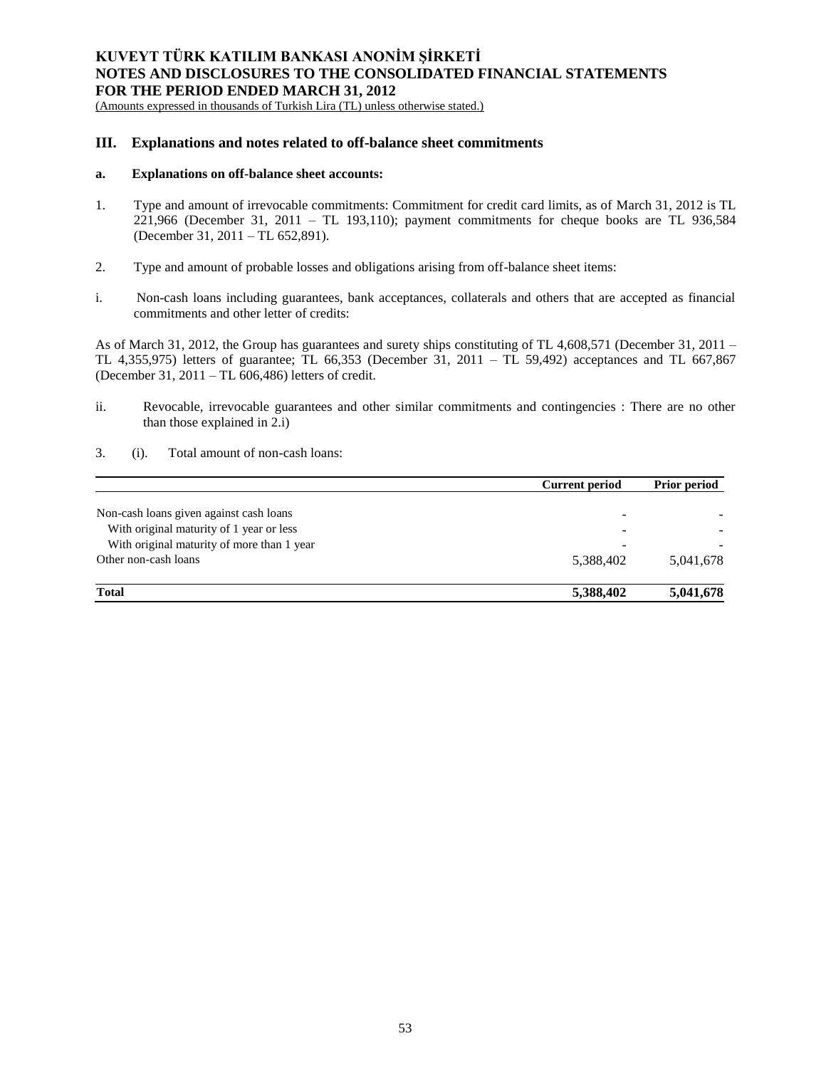## III. Explanations and notes related to off-balance sheet commitments

### a. Explanations on off-balance sheet accounts:

1. Type and amount of irrevocable commitments: Commitment for credit card limits, as of March 31, 2012 is TL 221,966 (December 31, 2011 – TL 193,110); payment commitments for cheque books are TL 936,584 (December 31, 2011 – TL 652,891).

2. Type and amount of probable losses and obligations arising from off-balance sheet items:

i. Non-cash loans including guarantees, bank acceptances, collaterals and others that are accepted as financial commitments and other letter of credits:

As of March 31, 2012, the Group has guarantees and surety ships constituting of TL 4,608,571 (December 31, 2011 – TL 4,355,975) letters of guarantee; TL 66,353 (December 31, 2011 – TL 59,492) acceptances and TL 667,867 (December 31, 2011 – TL 606,486) letters of credit.

ii. Revocable, irrevocable guarantees and other similar commitments and contingencies : There are no other than those explained in 2.i)

3. (i). Total amount of non-cash loans:

| | Current period | Prior period |
|---|---|---|
| Non-cash loans given against cash loans | - | - |
| With original maturity of 1 year or less | - | - |
| With original maturity of more than 1 year | - | - |
| Other non-cash loans | 5,388,402 | 5,041,678 |
| **Total** | **5,388,402** | **5,041,678** |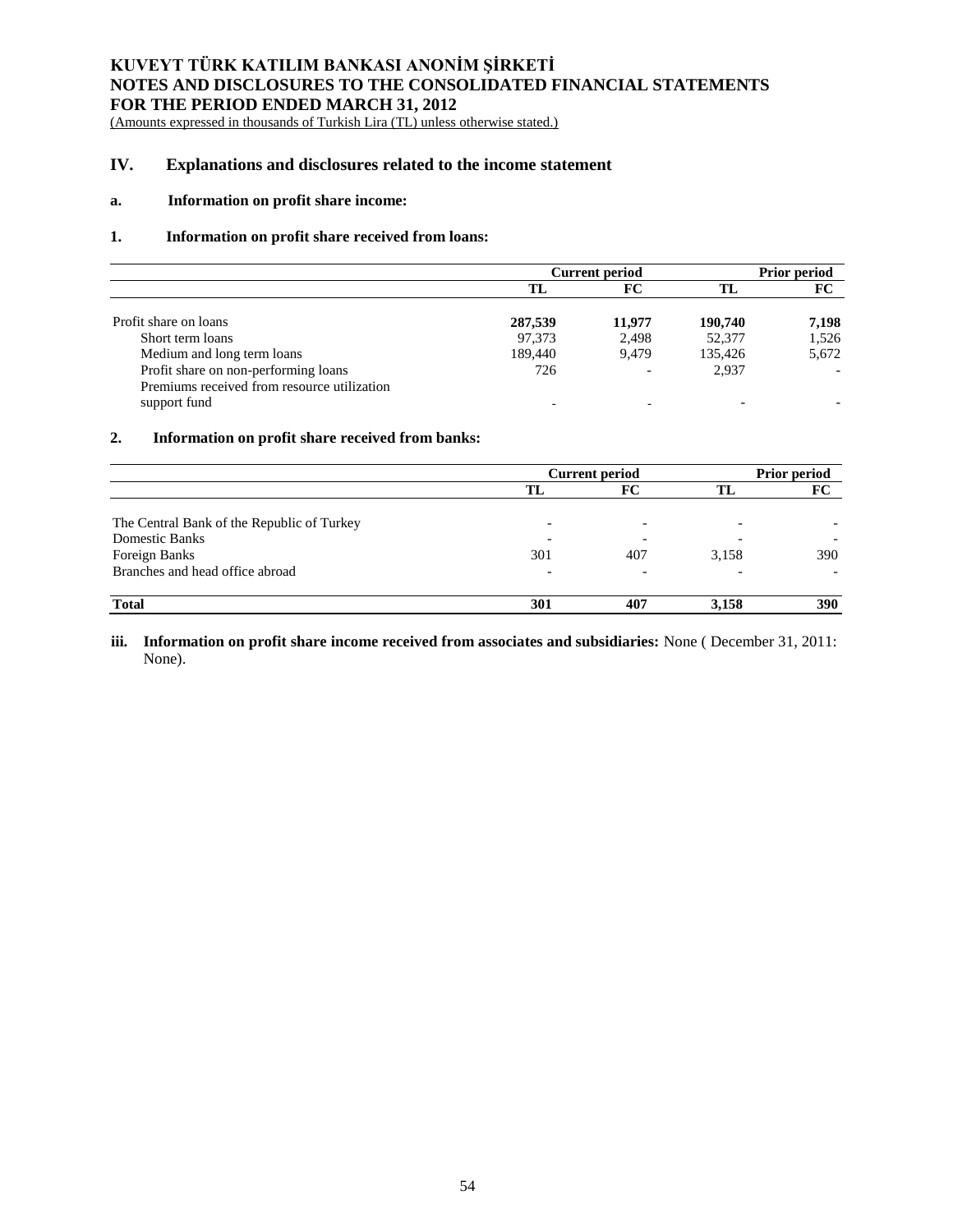**KUVEYT TÜRK KATILIM BANKASI ANONİM ŞİRKETİ**
**NOTES AND DISCLOSURES TO THE CONSOLIDATED FINANCIAL STATEMENTS**
**FOR THE PERIOD ENDED MARCH 31, 2012**
(Amounts expressed in thousands of Turkish Lira (TL) unless otherwise stated.)

## IV. Explanations and disclosures related to the income statement

### a. Information on profit share income:

### 1. Information on profit share received from loans:

| | Current period | | Prior period | |
|---|---|---|---|---|
| | **TL** | **FC** | **TL** | **FC** |
| Profit share on loans | **287,539** | **11,977** | **190,740** | **7,198** |
| Short term loans | 97,373 | 2,498 | 52,377 | 1,526 |
| Medium and long term loans | 189,440 | 9,479 | 135,426 | 5,672 |
| Profit share on non-performing loans | 726 | - | 2,937 | - |
| Premiums received from resource utilization support fund | - | - | - | - |

### 2. Information on profit share received from banks:

| | Current period | | Prior period | |
|---|---|---|---|---|
| | **TL** | **FC** | **TL** | **FC** |
| The Central Bank of the Republic of Turkey | - | - | - | - |
| Domestic Banks | - | - | - | - |
| Foreign Banks | 301 | 407 | 3,158 | 390 |
| Branches and head office abroad | - | - | - | - |
| **Total** | **301** | **407** | **3,158** | **390** |

**iii. Information on profit share income received from associates and subsidiaries:** None ( December 31, 2011: None).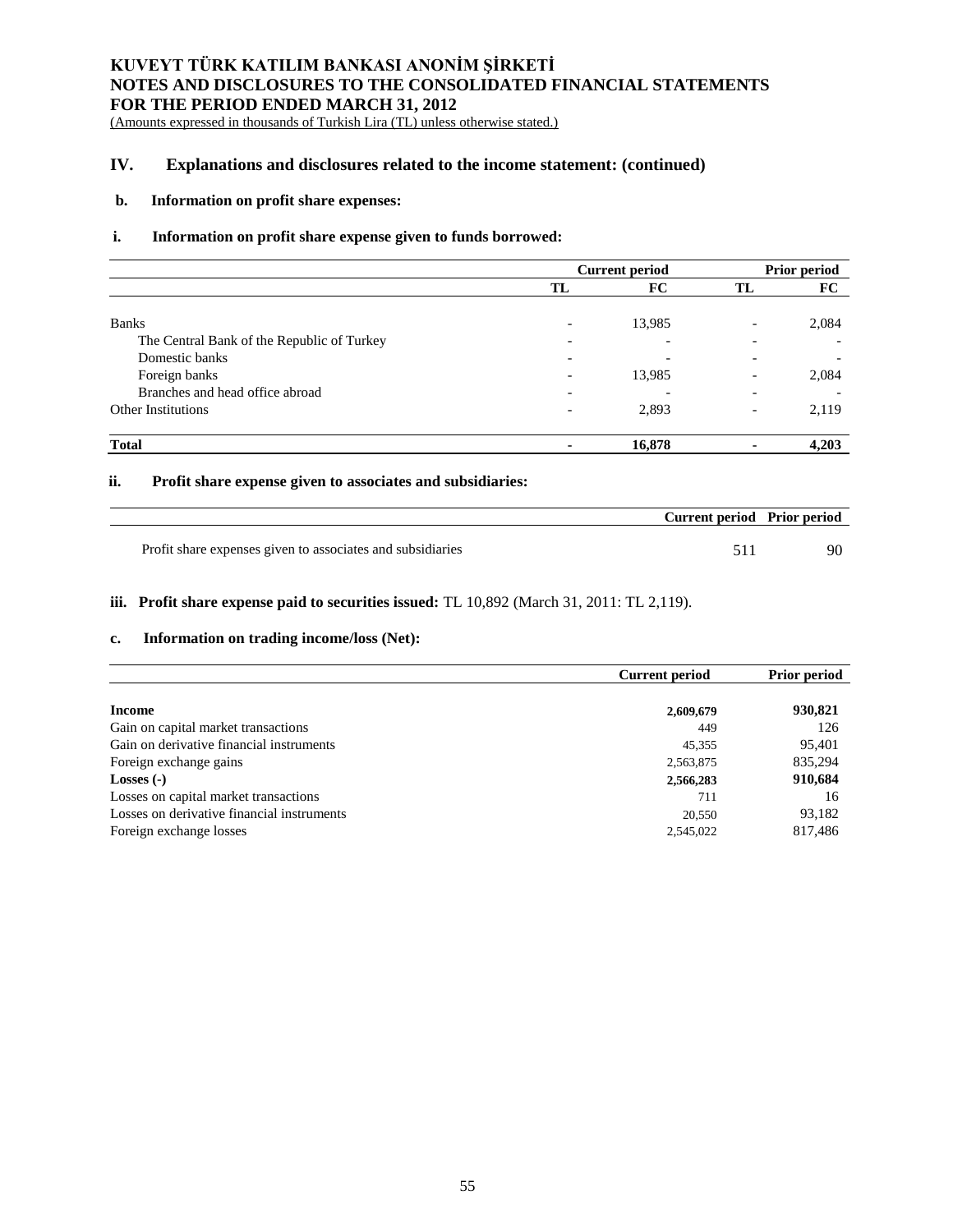**KUVEYT TÜRK KATILIM BANKASI ANONİM ŞİRKETİ**
**NOTES AND DISCLOSURES TO THE CONSOLIDATED FINANCIAL STATEMENTS**
**FOR THE PERIOD ENDED MARCH 31, 2012**
(Amounts expressed in thousands of Turkish Lira (TL) unless otherwise stated.)

## IV. Explanations and disclosures related to the income statement: (continued)

### b. Information on profit share expenses:

#### i. Information on profit share expense given to funds borrowed:

| | Current period | | Prior period | |
|---|---|---|---|---|
| | **TL** | **FC** | **TL** | **FC** |
| Banks | - | 13,985 | - | 2,084 |
| The Central Bank of the Republic of Turkey | - | - | - | - |
| Domestic banks | - | - | - | - |
| Foreign banks | - | 13,985 | - | 2,084 |
| Branches and head office abroad | - | - | - | - |
| Other Institutions | - | 2,893 | - | 2,119 |
| **Total** | **-** | **16,878** | **-** | **4,203** |

#### ii. Profit share expense given to associates and subsidiaries:

| | Current period | Prior period |
|---|---|---|
| Profit share expenses given to associates and subsidiaries | 511 | 90 |

**iii. Profit share expense paid to securities issued:** TL 10,892 (March 31, 2011: TL 2,119).

### c. Information on trading income/loss (Net):

| | Current period | Prior period |
|---|---|---|
| **Income** | **2,609,679** | **930,821** |
| Gain on capital market transactions | 449 | 126 |
| Gain on derivative financial instruments | 45,355 | 95,401 |
| Foreign exchange gains | 2,563,875 | 835,294 |
| **Losses (-)** | **2,566,283** | **910,684** |
| Losses on capital market transactions | 711 | 16 |
| Losses on derivative financial instruments | 20,550 | 93,182 |
| Foreign exchange losses | 2,545,022 | 817,486 |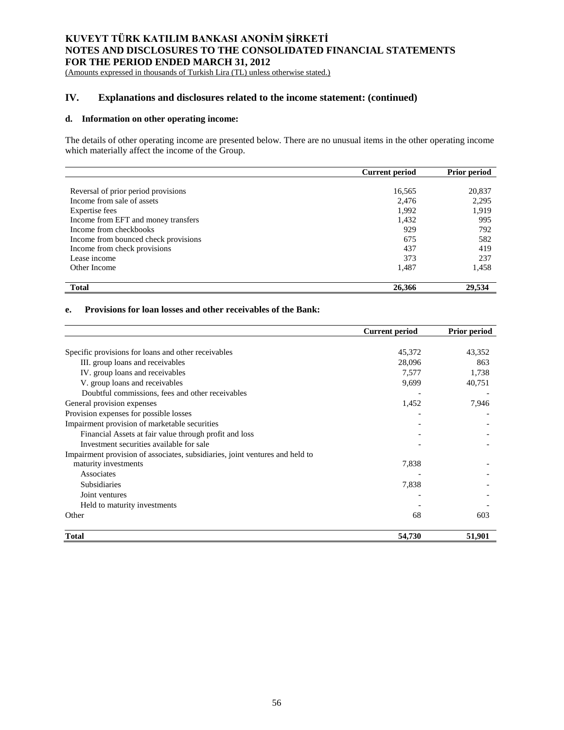# KUVEYT TÜRK KATILIM BANKASI ANONİM ŞİRKETİ
# NOTES AND DISCLOSURES TO THE CONSOLIDATED FINANCIAL STATEMENTS
# FOR THE PERIOD ENDED MARCH 31, 2012
(Amounts expressed in thousands of Turkish Lira (TL) unless otherwise stated.)

## IV. Explanations and disclosures related to the income statement: (continued)

### d. Information on other operating income:

The details of other operating income are presented below. There are no unusual items in the other operating income which materially affect the income of the Group.

| | Current period | Prior period |
|---|---|---|
| Reversal of prior period provisions | 16,565 | 20,837 |
| Income from sale of assets | 2,476 | 2,295 |
| Expertise fees | 1,992 | 1,919 |
| Income from EFT and money transfers | 1,432 | 995 |
| Income from checkbooks | 929 | 792 |
| Income from bounced check provisions | 675 | 582 |
| Income from check provisions | 437 | 419 |
| Lease income | 373 | 237 |
| Other Income | 1,487 | 1,458 |
| **Total** | **26,366** | **29,534** |

### e. Provisions for loan losses and other receivables of the Bank:

| | Current period | Prior period |
|---|---|---|
| Specific provisions for loans and other receivables | 45,372 | 43,352 |
| III. group loans and receivables | 28,096 | 863 |
| IV. group loans and receivables | 7,577 | 1,738 |
| V. group loans and receivables | 9,699 | 40,751 |
| Doubtful commissions, fees and other receivables | - | - |
| General provision expenses | 1,452 | 7,946 |
| Provision expenses for possible losses | - | - |
| Impairment provision of marketable securities | - | - |
| Financial Assets at fair value through profit and loss | - | - |
| Investment securities available for sale | - | - |
| Impairment provision of associates, subsidiaries, joint ventures and held to maturity investments | 7,838 | - |
| Associates | - | - |
| Subsidiaries | 7,838 | - |
| Joint ventures | - | - |
| Held to maturity investments | - | - |
| Other | 68 | 603 |
| **Total** | **54,730** | **51,901** |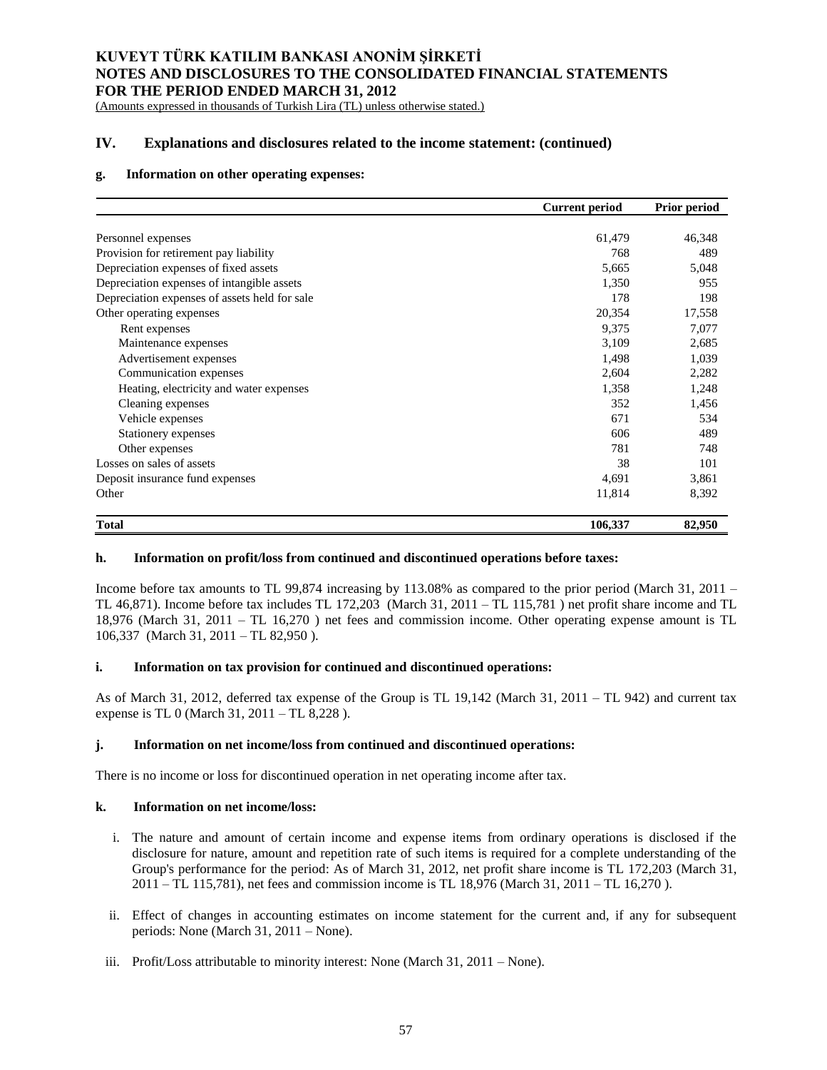## IV. Explanations and disclosures related to the income statement: (continued)

### g. Information on other operating expenses:

| | Current period | Prior period |
|---|---|---|
| Personnel expenses | 61,479 | 46,348 |
| Provision for retirement pay liability | 768 | 489 |
| Depreciation expenses of fixed assets | 5,665 | 5,048 |
| Depreciation expenses of intangible assets | 1,350 | 955 |
| Depreciation expenses of assets held for sale | 178 | 198 |
| Other operating expenses | 20,354 | 17,558 |
| Rent expenses | 9,375 | 7,077 |
| Maintenance expenses | 3,109 | 2,685 |
| Advertisement expenses | 1,498 | 1,039 |
| Communication expenses | 2,604 | 2,282 |
| Heating, electricity and water expenses | 1,358 | 1,248 |
| Cleaning expenses | 352 | 1,456 |
| Vehicle expenses | 671 | 534 |
| Stationery expenses | 606 | 489 |
| Other expenses | 781 | 748 |
| Losses on sales of assets | 38 | 101 |
| Deposit insurance fund expenses | 4,691 | 3,861 |
| Other | 11,814 | 8,392 |
| **Total** | **106,337** | **82,950** |

### h. Information on profit/loss from continued and discontinued operations before taxes:

Income before tax amounts to TL 99,874 increasing by 113.08% as compared to the prior period (March 31, 2011 – TL 46,871). Income before tax includes TL 172,203 (March 31, 2011 – TL 115,781 ) net profit share income and TL 18,976 (March 31, 2011 – TL 16,270 ) net fees and commission income. Other operating expense amount is TL 106,337 (March 31, 2011 – TL 82,950 ).

### i. Information on tax provision for continued and discontinued operations:

As of March 31, 2012, deferred tax expense of the Group is TL 19,142 (March 31, 2011 – TL 942) and current tax expense is TL 0 (March 31, 2011 – TL 8,228 ).

### j. Information on net income/loss from continued and discontinued operations:

There is no income or loss for discontinued operation in net operating income after tax.

### k. Information on net income/loss:

i. The nature and amount of certain income and expense items from ordinary operations is disclosed if the disclosure for nature, amount and repetition rate of such items is required for a complete understanding of the Group's performance for the period: As of March 31, 2012, net profit share income is TL 172,203 (March 31, 2011 – TL 115,781), net fees and commission income is TL 18,976 (March 31, 2011 – TL 16,270 ).

ii. Effect of changes in accounting estimates on income statement for the current and, if any for subsequent periods: None (March 31, 2011 – None).

iii. Profit/Loss attributable to minority interest: None (March 31, 2011 – None).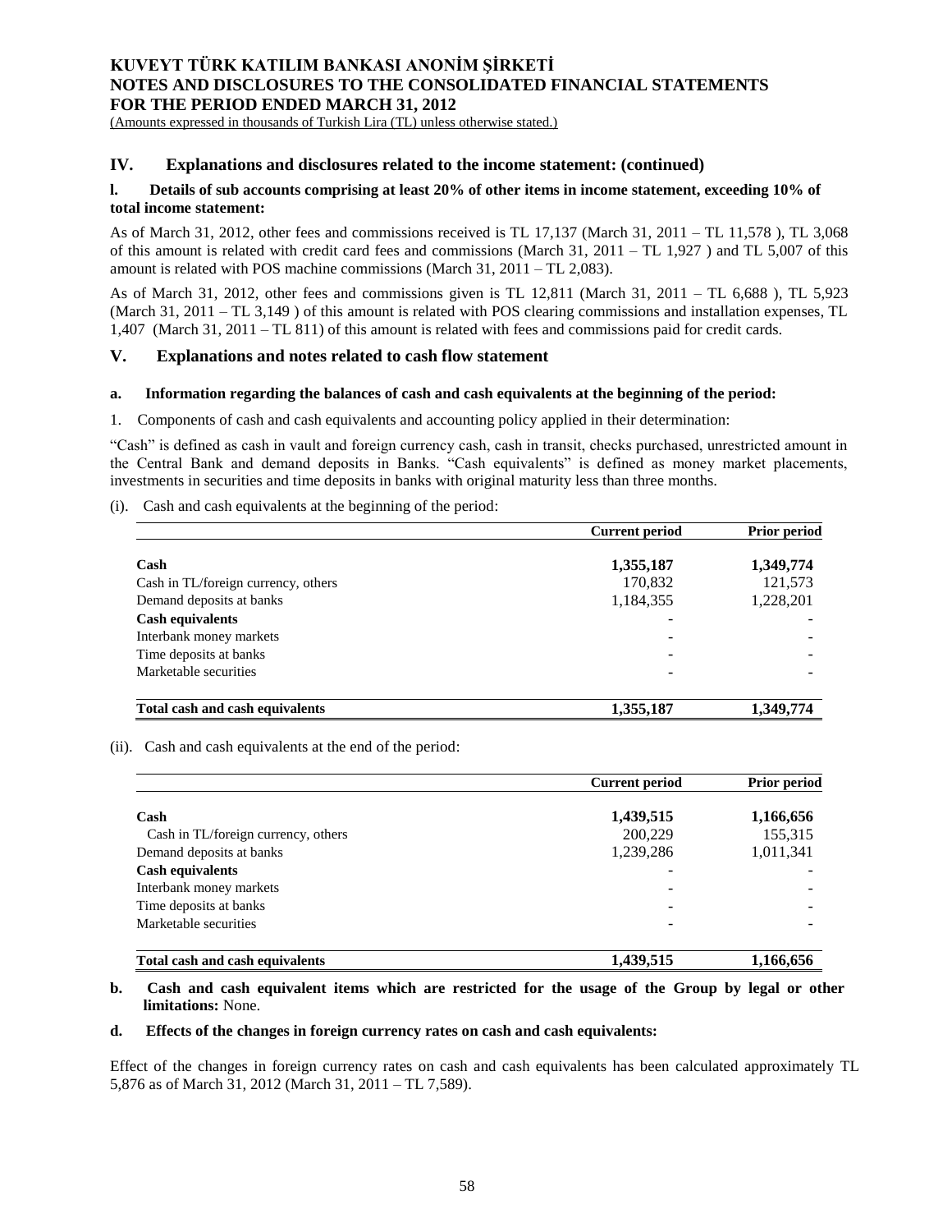## IV. Explanations and disclosures related to the income statement: (continued)

### l. Details of sub accounts comprising at least 20% of other items in income statement, exceeding 10% of total income statement:

As of March 31, 2012, other fees and commissions received is TL 17,137 (March 31, 2011 – TL 11,578 ), TL 3,068 of this amount is related with credit card fees and commissions (March 31, 2011 – TL 1,927 ) and TL 5,007 of this amount is related with POS machine commissions (March 31, 2011 – TL 2,083).

As of March 31, 2012, other fees and commissions given is TL 12,811 (March 31, 2011 – TL 6,688 ), TL 5,923 (March 31, 2011 – TL 3,149 ) of this amount is related with POS clearing commissions and installation expenses, TL 1,407 (March 31, 2011 – TL 811) of this amount is related with fees and commissions paid for credit cards.

## V. Explanations and notes related to cash flow statement

### a. Information regarding the balances of cash and cash equivalents at the beginning of the period:

1. Components of cash and cash equivalents and accounting policy applied in their determination:

"Cash" is defined as cash in vault and foreign currency cash, cash in transit, checks purchased, unrestricted amount in the Central Bank and demand deposits in Banks. "Cash equivalents" is defined as money market placements, investments in securities and time deposits in banks with original maturity less than three months.

(i). Cash and cash equivalents at the beginning of the period:

| | Current period | Prior period |
|---|---|---|
| **Cash** | **1,355,187** | **1,349,774** |
| Cash in TL/foreign currency, others | 170,832 | 121,573 |
| Demand deposits at banks | 1,184,355 | 1,228,201 |
| **Cash equivalents** | - | - |
| Interbank money markets | - | - |
| Time deposits at banks | - | - |
| Marketable securities | - | - |
| **Total cash and cash equivalents** | **1,355,187** | **1,349,774** |

(ii). Cash and cash equivalents at the end of the period:

| | Current period | Prior period |
|---|---|---|
| **Cash** | **1,439,515** | **1,166,656** |
| Cash in TL/foreign currency, others | 200,229 | 155,315 |
| Demand deposits at banks | 1,239,286 | 1,011,341 |
| **Cash equivalents** | - | - |
| Interbank money markets | - | - |
| Time deposits at banks | - | - |
| Marketable securities | - | - |
| **Total cash and cash equivalents** | **1,439,515** | **1,166,656** |

**b. Cash and cash equivalent items which are restricted for the usage of the Group by legal or other limitations:** None.

### d. Effects of the changes in foreign currency rates on cash and cash equivalents:

Effect of the changes in foreign currency rates on cash and cash equivalents has been calculated approximately TL 5,876 as of March 31, 2012 (March 31, 2011 – TL 7,589).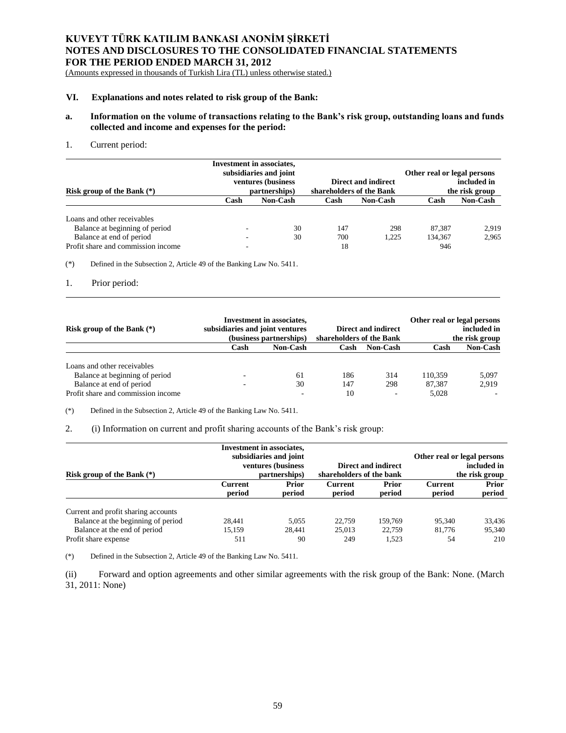### VI. Explanations and notes related to risk group of the Bank:

**a. Information on the volume of transactions relating to the Bank's risk group, outstanding loans and funds collected and income and expenses for the period:**

1. Current period:

| Risk group of the Bank (*) | Investment in associates, subsidiaries and joint ventures (business partnerships) | | Direct and indirect shareholders of the Bank | | Other real or legal persons included in the risk group | |
|---|---|---|---|---|---|---|
| | Cash | Non-Cash | Cash | Non-Cash | Cash | Non-Cash |
| Loans and other receivables | | | | | | |
| Balance at beginning of period | - | 30 | 147 | 298 | 87,387 | 2,919 |
| Balance at end of period | - | 30 | 700 | 1,225 | 134,367 | 2,965 |
| Profit share and commission income | - | | 18 | | 946 | |

(*) Defined in the Subsection 2, Article 49 of the Banking Law No. 5411.

1. Prior period:

| Risk group of the Bank (*) | Investment in associates, subsidiaries and joint ventures (business partnerships) | | Direct and indirect shareholders of the Bank | | Other real or legal persons included in the risk group | |
|---|---|---|---|---|---|---|
| | Cash | Non-Cash | Cash | Non-Cash | Cash | Non-Cash |
| Loans and other receivables | | | | | | |
| Balance at beginning of period | - | 61 | 186 | 314 | 110,359 | 5,097 |
| Balance at end of period | - | 30 | 147 | 298 | 87,387 | 2,919 |
| Profit share and commission income | | - | 10 | - | 5,028 | - |

(*) Defined in the Subsection 2, Article 49 of the Banking Law No. 5411.

2. (i) Information on current and profit sharing accounts of the Bank's risk group:

| Risk group of the Bank (*) | Investment in associates, subsidiaries and joint ventures (business partnerships) | | Direct and indirect shareholders of the bank | | Other real or legal persons included in the risk group | |
|---|---|---|---|---|---|---|
| | Current period | Prior period | Current period | Prior period | Current period | Prior period |
| Current and profit sharing accounts | | | | | | |
| Balance at the beginning of period | 28,441 | 5,055 | 22,759 | 159,769 | 95,340 | 33,436 |
| Balance at the end of period | 15,159 | 28,441 | 25,013 | 22,759 | 81,776 | 95,340 |
| Profit share expense | 511 | 90 | 249 | 1,523 | 54 | 210 |

(*) Defined in the Subsection 2, Article 49 of the Banking Law No. 5411.

(ii) Forward and option agreements and other similar agreements with the risk group of the Bank: None. (March 31, 2011: None)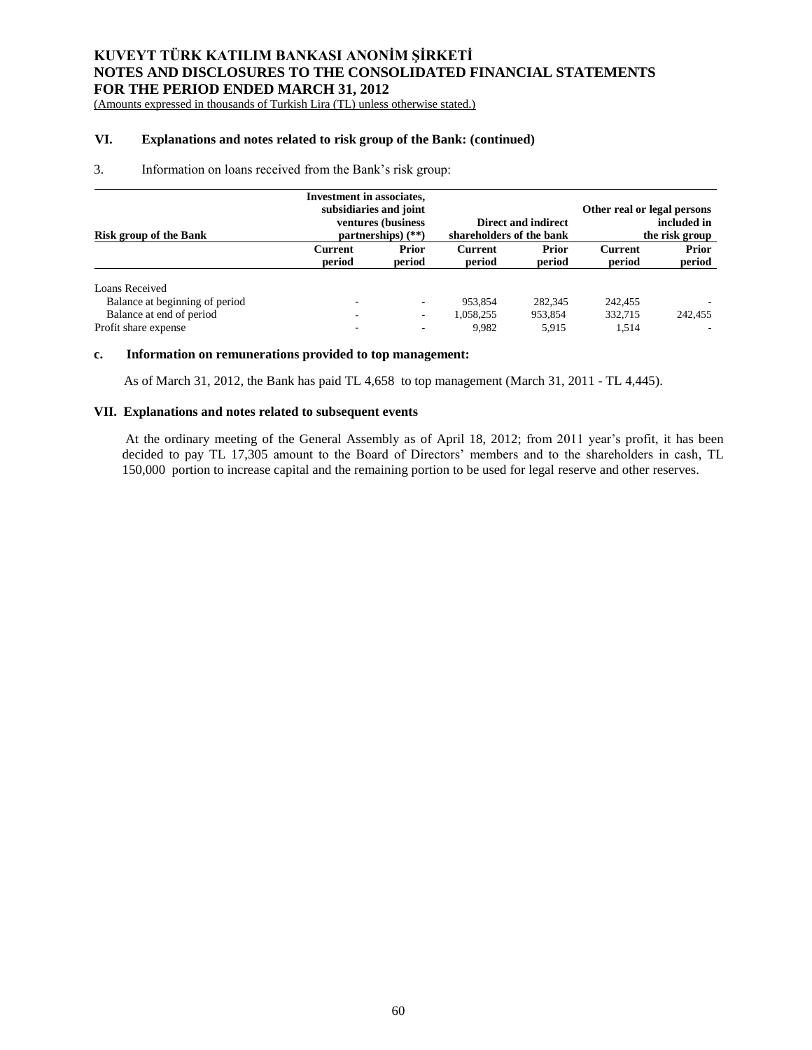# KUVEYT TÜRK KATILIM BANKASI ANONİM ŞİRKETİ
# NOTES AND DISCLOSURES TO THE CONSOLIDATED FINANCIAL STATEMENTS
# FOR THE PERIOD ENDED MARCH 31, 2012

(Amounts expressed in thousands of Turkish Lira (TL) unless otherwise stated.)

## VI. Explanations and notes related to risk group of the Bank: (continued)

3. Information on loans received from the Bank's risk group:

| Risk group of the Bank | Investment in associates, subsidiaries and joint ventures (business partnerships) (**) | | Direct and indirect shareholders of the bank | | Other real or legal persons included in the risk group | |
|---|---|---|---|---|---|---|
| | Current period | Prior period | Current period | Prior period | Current period | Prior period |
| Loans Received | | | | | | |
| Balance at beginning of period | - | - | 953,854 | 282,345 | 242,455 | - |
| Balance at end of period | - | - | 1,058,255 | 953,854 | 332,715 | 242,455 |
| Profit share expense | - | - | 9,982 | 5,915 | 1,514 | - |

### c. Information on remunerations provided to top management:

As of March 31, 2012, the Bank has paid TL 4,658 to top management (March 31, 2011 - TL 4,445).

## VII. Explanations and notes related to subsequent events

At the ordinary meeting of the General Assembly as of April 18, 2012; from 2011 year's profit, it has been decided to pay TL 17,305 amount to the Board of Directors' members and to the shareholders in cash, TL 150,000 portion to increase capital and the remaining portion to be used for legal reserve and other reserves.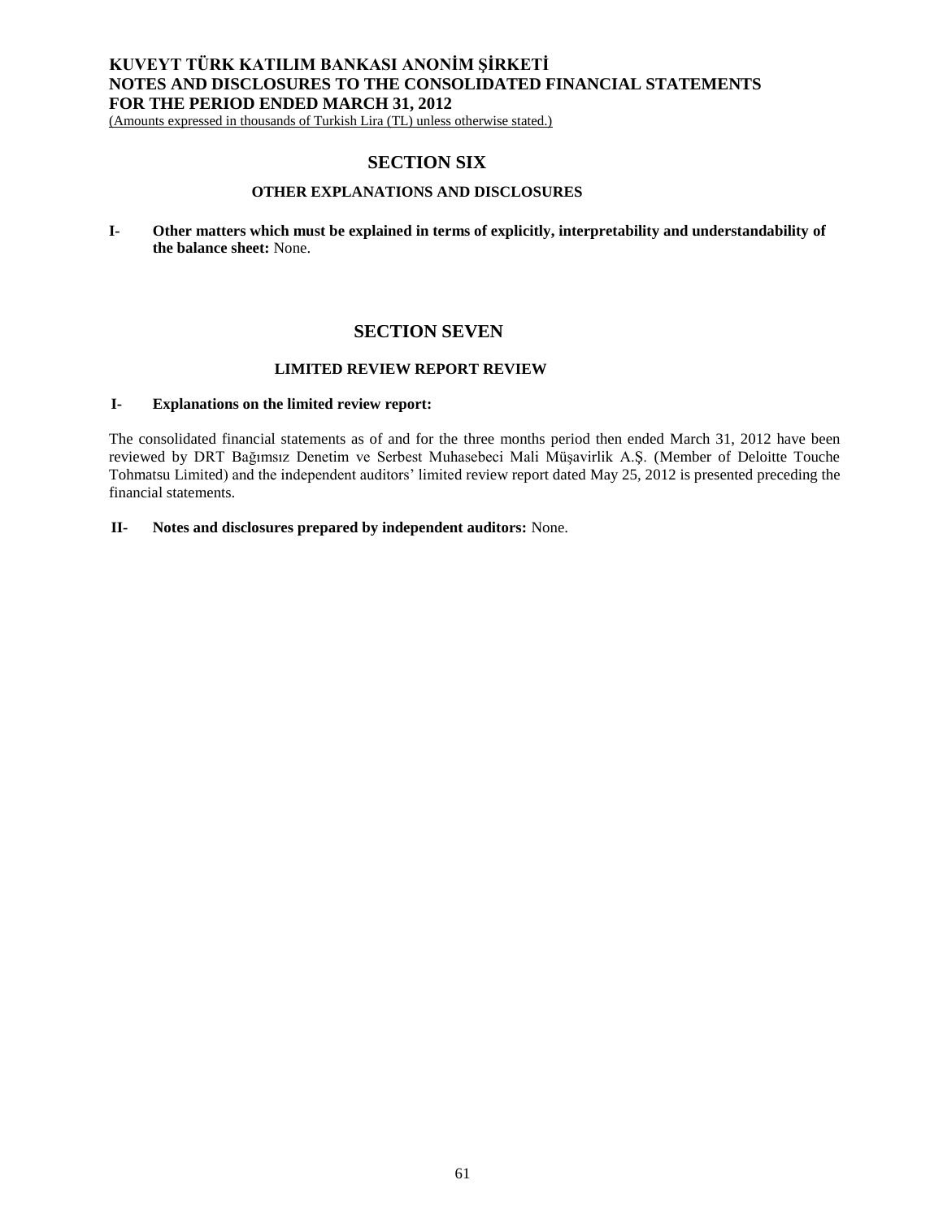# SECTION SIX

## OTHER EXPLANATIONS AND DISCLOSURES

**I- Other matters which must be explained in terms of explicitly, interpretability and understandability of the balance sheet:** None.

# SECTION SEVEN

## LIMITED REVIEW REPORT REVIEW

**I- Explanations on the limited review report:**

The consolidated financial statements as of and for the three months period then ended March 31, 2012 have been reviewed by DRT Bağımsız Denetim ve Serbest Muhasebeci Mali Müşavirlik A.Ş. (Member of Deloitte Touche Tohmatsu Limited) and the independent auditors' limited review report dated May 25, 2012 is presented preceding the financial statements.

**II- Notes and disclosures prepared by independent auditors:** None.